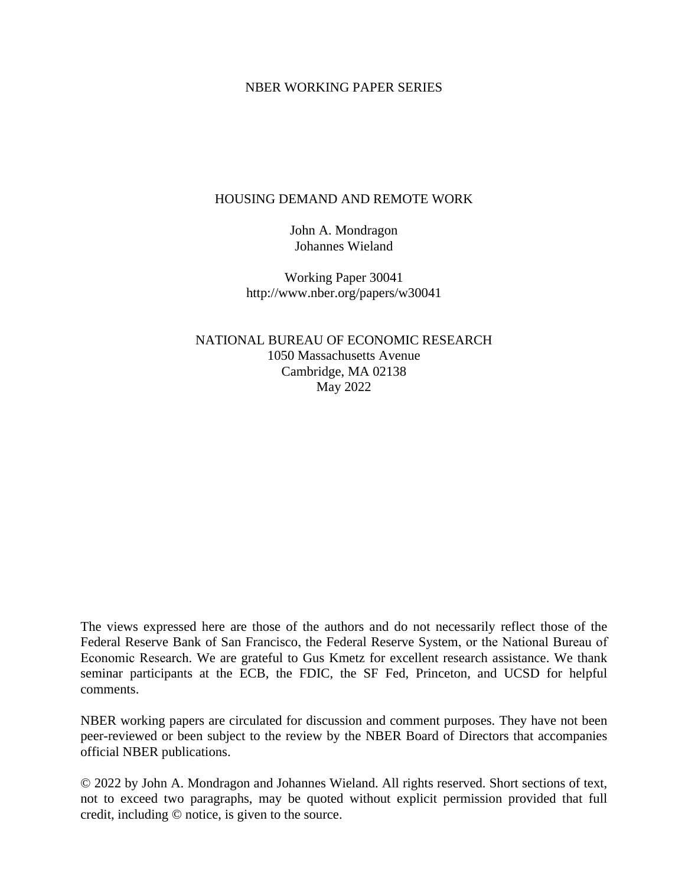NBER WORKING PAPER SERIES

# HOUSING DEMAND AND REMOTE WORK

John A. Mondragon
Johannes Wieland

Working Paper 30041
http://www.nber.org/papers/w30041

NATIONAL BUREAU OF ECONOMIC RESEARCH
1050 Massachusetts Avenue
Cambridge, MA 02138
May 2022

The views expressed here are those of the authors and do not necessarily reflect those of the Federal Reserve Bank of San Francisco, the Federal Reserve System, or the National Bureau of Economic Research. We are grateful to Gus Kmetz for excellent research assistance. We thank seminar participants at the ECB, the FDIC, the SF Fed, Princeton, and UCSD for helpful comments.

NBER working papers are circulated for discussion and comment purposes. They have not been peer-reviewed or been subject to the review by the NBER Board of Directors that accompanies official NBER publications.

© 2022 by John A. Mondragon and Johannes Wieland. All rights reserved. Short sections of text, not to exceed two paragraphs, may be quoted without explicit permission provided that full credit, including © notice, is given to the source.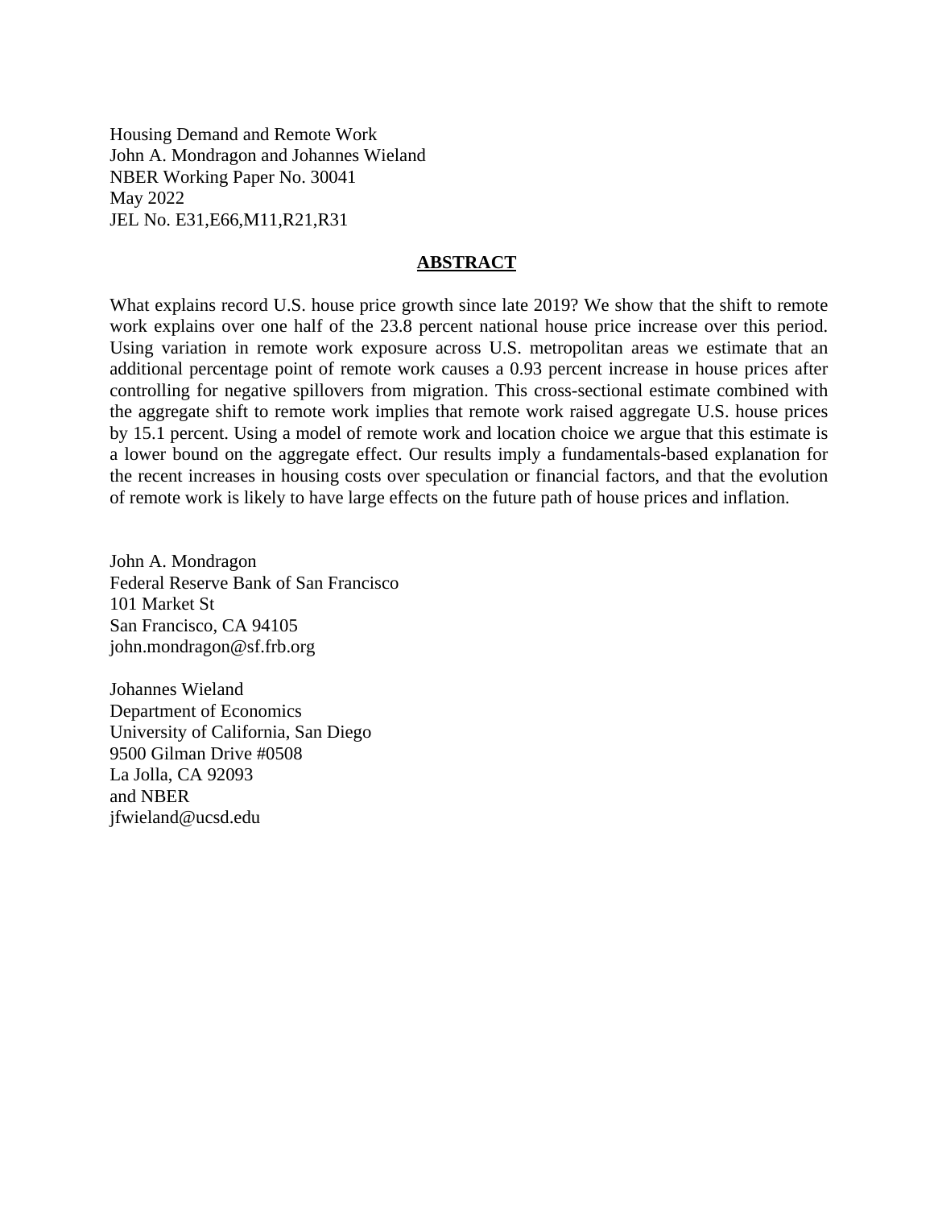Housing Demand and Remote Work
John A. Mondragon and Johannes Wieland
NBER Working Paper No. 30041
May 2022
JEL No. E31,E66,M11,R21,R31

## ABSTRACT

What explains record U.S. house price growth since late 2019? We show that the shift to remote work explains over one half of the 23.8 percent national house price increase over this period. Using variation in remote work exposure across U.S. metropolitan areas we estimate that an additional percentage point of remote work causes a 0.93 percent increase in house prices after controlling for negative spillovers from migration. This cross-sectional estimate combined with the aggregate shift to remote work implies that remote work raised aggregate U.S. house prices by 15.1 percent. Using a model of remote work and location choice we argue that this estimate is a lower bound on the aggregate effect. Our results imply a fundamentals-based explanation for the recent increases in housing costs over speculation or financial factors, and that the evolution of remote work is likely to have large effects on the future path of house prices and inflation.

John A. Mondragon
Federal Reserve Bank of San Francisco
101 Market St
San Francisco, CA 94105
john.mondragon@sf.frb.org

Johannes Wieland
Department of Economics
University of California, San Diego
9500 Gilman Drive #0508
La Jolla, CA 92093
and NBER
jfwieland@ucsd.edu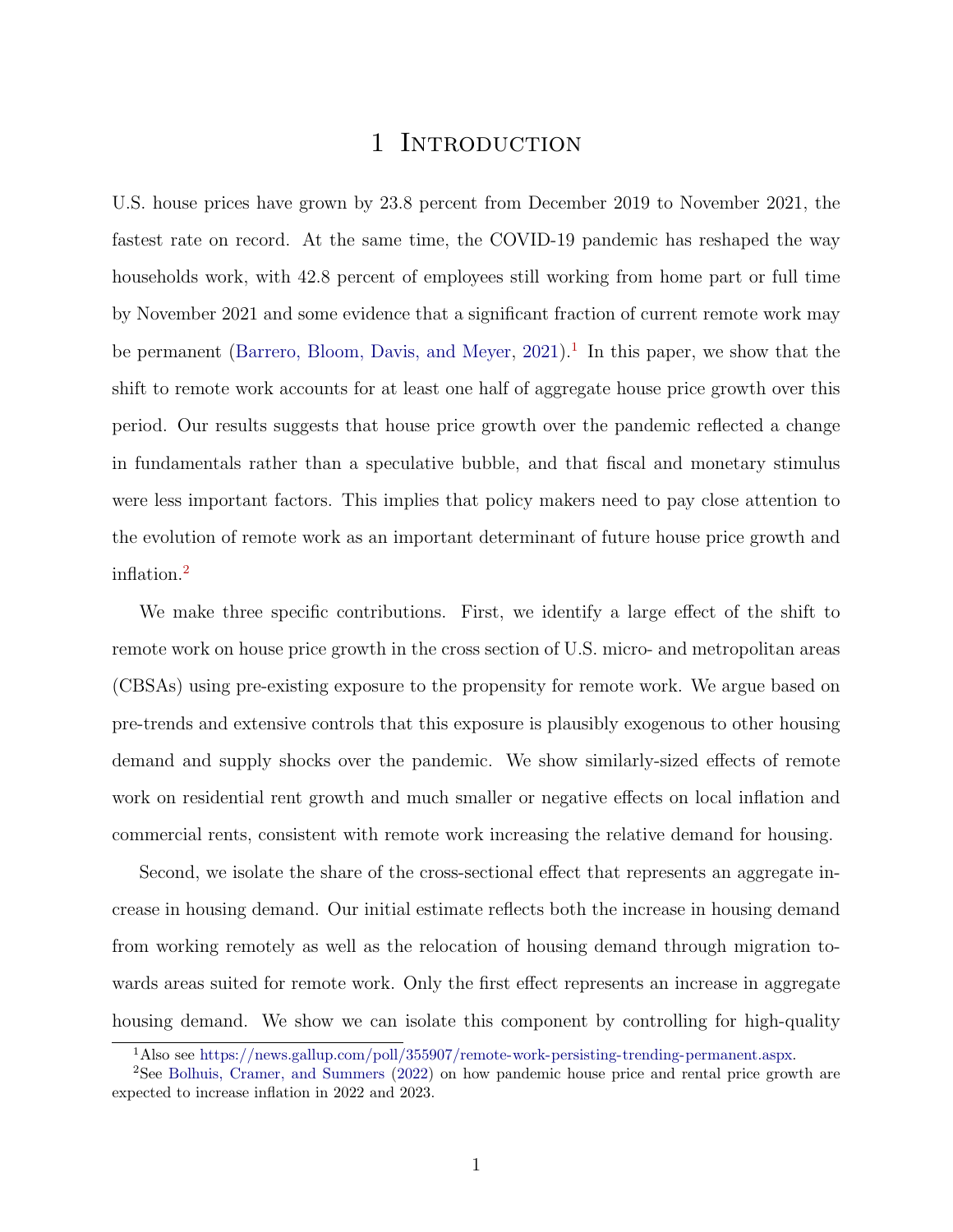# 1 Introduction

U.S. house prices have grown by 23.8 percent from December 2019 to November 2021, the fastest rate on record. At the same time, the COVID-19 pandemic has reshaped the way households work, with 42.8 percent of employees still working from home part or full time by November 2021 and some evidence that a significant fraction of current remote work may be permanent (Barrero, Bloom, Davis, and Meyer, 2021).[1] In this paper, we show that the shift to remote work accounts for at least one half of aggregate house price growth over this period. Our results suggests that house price growth over the pandemic reflected a change in fundamentals rather than a speculative bubble, and that fiscal and monetary stimulus were less important factors. This implies that policy makers need to pay close attention to the evolution of remote work as an important determinant of future house price growth and inflation.[2]

We make three specific contributions. First, we identify a large effect of the shift to remote work on house price growth in the cross section of U.S. micro- and metropolitan areas (CBSAs) using pre-existing exposure to the propensity for remote work. We argue based on pre-trends and extensive controls that this exposure is plausibly exogenous to other housing demand and supply shocks over the pandemic. We show similarly-sized effects of remote work on residential rent growth and much smaller or negative effects on local inflation and commercial rents, consistent with remote work increasing the relative demand for housing.

Second, we isolate the share of the cross-sectional effect that represents an aggregate increase in housing demand. Our initial estimate reflects both the increase in housing demand from working remotely as well as the relocation of housing demand through migration towards areas suited for remote work. Only the first effect represents an increase in aggregate housing demand. We show we can isolate this component by controlling for high-quality

[1] Also see https://news.gallup.com/poll/355907/remote-work-persisting-trending-permanent.aspx.

[2] See Bolhuis, Cramer, and Summers (2022) on how pandemic house price and rental price growth are expected to increase inflation in 2022 and 2023.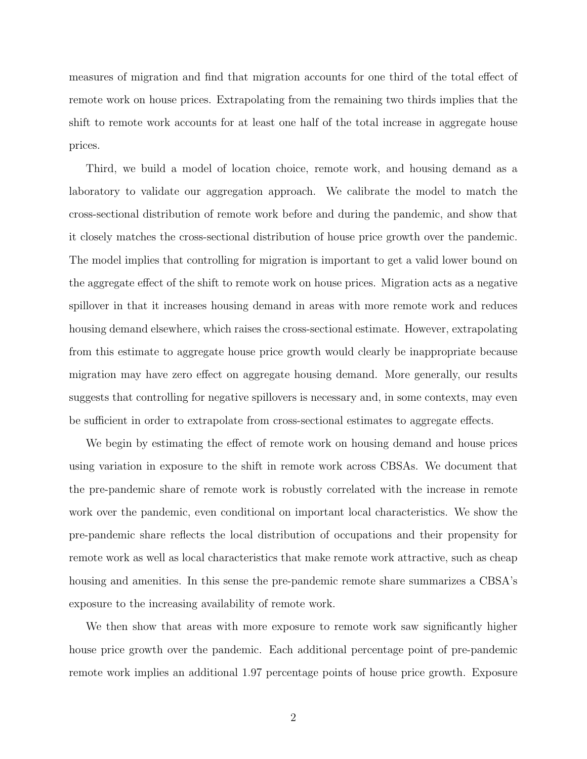measures of migration and find that migration accounts for one third of the total effect of remote work on house prices. Extrapolating from the remaining two thirds implies that the shift to remote work accounts for at least one half of the total increase in aggregate house prices.

Third, we build a model of location choice, remote work, and housing demand as a laboratory to validate our aggregation approach. We calibrate the model to match the cross-sectional distribution of remote work before and during the pandemic, and show that it closely matches the cross-sectional distribution of house price growth over the pandemic. The model implies that controlling for migration is important to get a valid lower bound on the aggregate effect of the shift to remote work on house prices. Migration acts as a negative spillover in that it increases housing demand in areas with more remote work and reduces housing demand elsewhere, which raises the cross-sectional estimate. However, extrapolating from this estimate to aggregate house price growth would clearly be inappropriate because migration may have zero effect on aggregate housing demand. More generally, our results suggests that controlling for negative spillovers is necessary and, in some contexts, may even be sufficient in order to extrapolate from cross-sectional estimates to aggregate effects.

We begin by estimating the effect of remote work on housing demand and house prices using variation in exposure to the shift in remote work across CBSAs. We document that the pre-pandemic share of remote work is robustly correlated with the increase in remote work over the pandemic, even conditional on important local characteristics. We show the pre-pandemic share reflects the local distribution of occupations and their propensity for remote work as well as local characteristics that make remote work attractive, such as cheap housing and amenities. In this sense the pre-pandemic remote share summarizes a CBSA's exposure to the increasing availability of remote work.

We then show that areas with more exposure to remote work saw significantly higher house price growth over the pandemic. Each additional percentage point of pre-pandemic remote work implies an additional 1.97 percentage points of house price growth. Exposure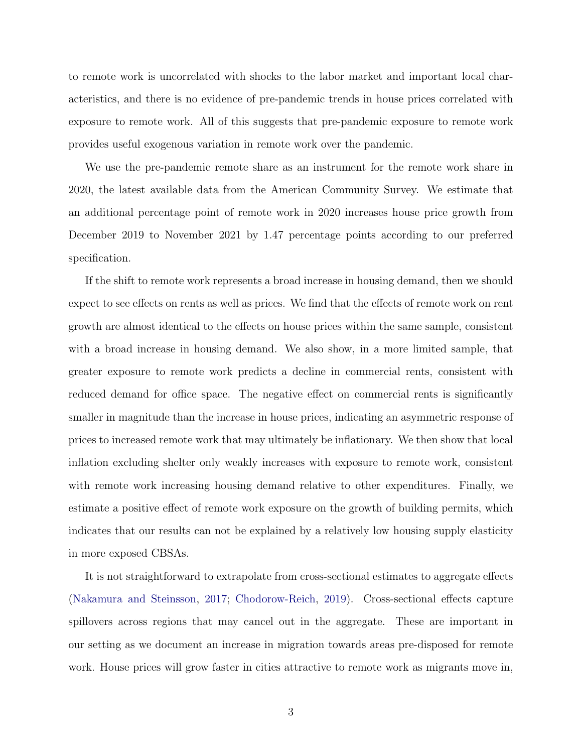to remote work is uncorrelated with shocks to the labor market and important local characteristics, and there is no evidence of pre-pandemic trends in house prices correlated with exposure to remote work. All of this suggests that pre-pandemic exposure to remote work provides useful exogenous variation in remote work over the pandemic.

We use the pre-pandemic remote share as an instrument for the remote work share in 2020, the latest available data from the American Community Survey. We estimate that an additional percentage point of remote work in 2020 increases house price growth from December 2019 to November 2021 by 1.47 percentage points according to our preferred specification.

If the shift to remote work represents a broad increase in housing demand, then we should expect to see effects on rents as well as prices. We find that the effects of remote work on rent growth are almost identical to the effects on house prices within the same sample, consistent with a broad increase in housing demand. We also show, in a more limited sample, that greater exposure to remote work predicts a decline in commercial rents, consistent with reduced demand for office space. The negative effect on commercial rents is significantly smaller in magnitude than the increase in house prices, indicating an asymmetric response of prices to increased remote work that may ultimately be inflationary. We then show that local inflation excluding shelter only weakly increases with exposure to remote work, consistent with remote work increasing housing demand relative to other expenditures. Finally, we estimate a positive effect of remote work exposure on the growth of building permits, which indicates that our results can not be explained by a relatively low housing supply elasticity in more exposed CBSAs.

It is not straightforward to extrapolate from cross-sectional estimates to aggregate effects (Nakamura and Steinsson, 2017; Chodorow-Reich, 2019). Cross-sectional effects capture spillovers across regions that may cancel out in the aggregate. These are important in our setting as we document an increase in migration towards areas pre-disposed for remote work. House prices will grow faster in cities attractive to remote work as migrants move in,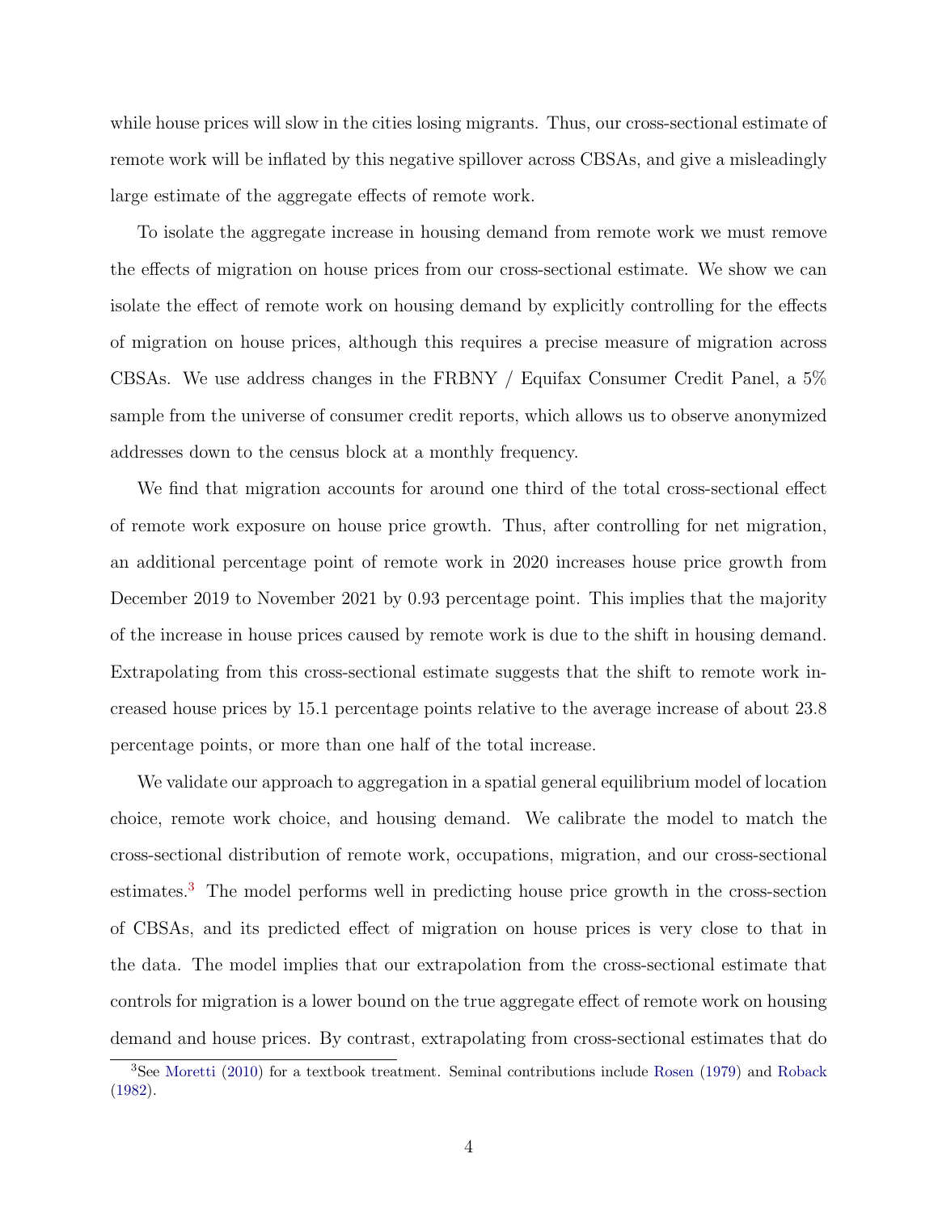while house prices will slow in the cities losing migrants. Thus, our cross-sectional estimate of remote work will be inflated by this negative spillover across CBSAs, and give a misleadingly large estimate of the aggregate effects of remote work.

To isolate the aggregate increase in housing demand from remote work we must remove the effects of migration on house prices from our cross-sectional estimate. We show we can isolate the effect of remote work on housing demand by explicitly controlling for the effects of migration on house prices, although this requires a precise measure of migration across CBSAs. We use address changes in the FRBNY / Equifax Consumer Credit Panel, a 5% sample from the universe of consumer credit reports, which allows us to observe anonymized addresses down to the census block at a monthly frequency.

We find that migration accounts for around one third of the total cross-sectional effect of remote work exposure on house price growth. Thus, after controlling for net migration, an additional percentage point of remote work in 2020 increases house price growth from December 2019 to November 2021 by 0.93 percentage point. This implies that the majority of the increase in house prices caused by remote work is due to the shift in housing demand. Extrapolating from this cross-sectional estimate suggests that the shift to remote work increased house prices by 15.1 percentage points relative to the average increase of about 23.8 percentage points, or more than one half of the total increase.

We validate our approach to aggregation in a spatial general equilibrium model of location choice, remote work choice, and housing demand. We calibrate the model to match the cross-sectional distribution of remote work, occupations, migration, and our cross-sectional estimates.[3] The model performs well in predicting house price growth in the cross-section of CBSAs, and its predicted effect of migration on house prices is very close to that in the data. The model implies that our extrapolation from the cross-sectional estimate that controls for migration is a lower bound on the true aggregate effect of remote work on housing demand and house prices. By contrast, extrapolating from cross-sectional estimates that do

[3] See Moretti (2010) for a textbook treatment. Seminal contributions include Rosen (1979) and Roback (1982).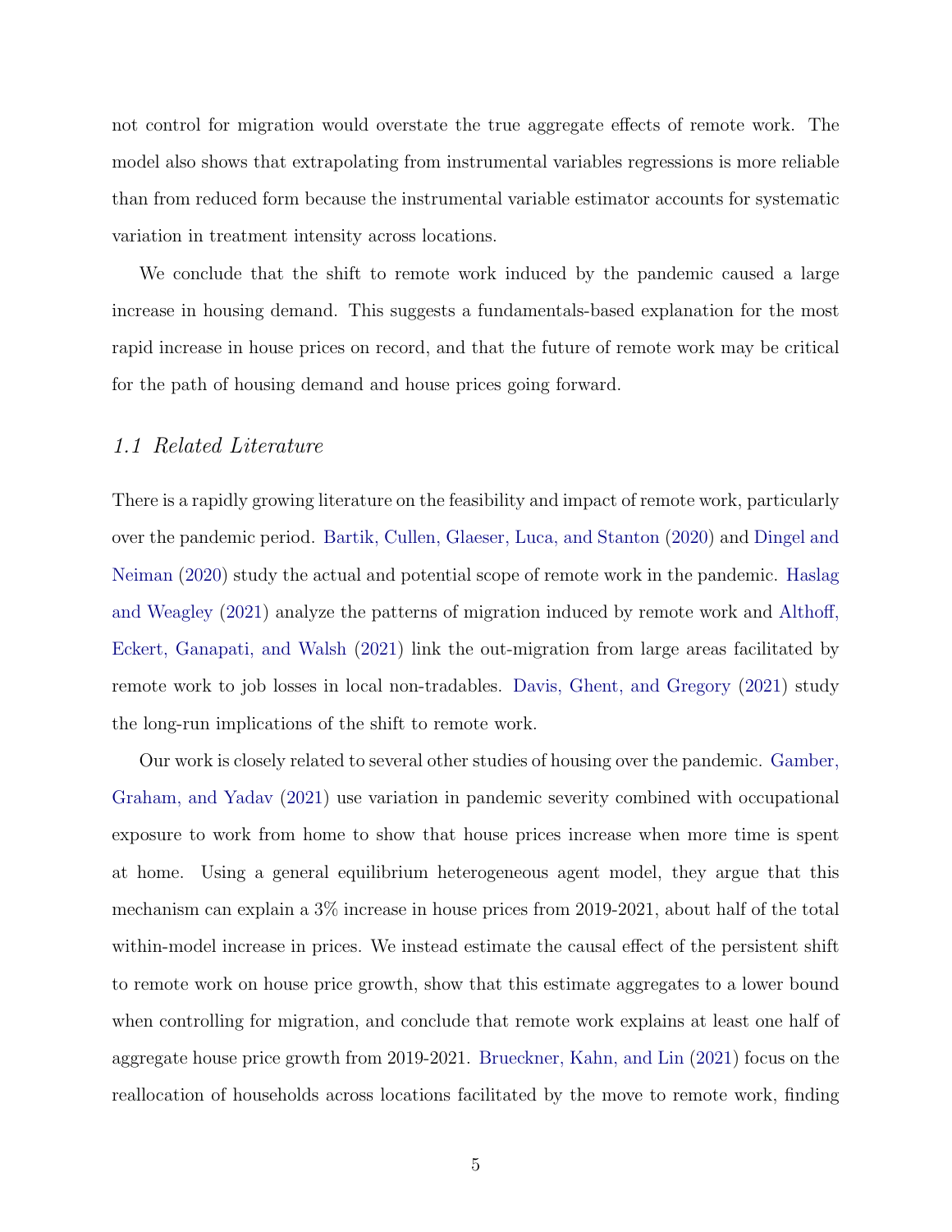not control for migration would overstate the true aggregate effects of remote work. The model also shows that extrapolating from instrumental variables regressions is more reliable than from reduced form because the instrumental variable estimator accounts for systematic variation in treatment intensity across locations.

We conclude that the shift to remote work induced by the pandemic caused a large increase in housing demand. This suggests a fundamentals-based explanation for the most rapid increase in house prices on record, and that the future of remote work may be critical for the path of housing demand and house prices going forward.

### *1.1 Related Literature*

There is a rapidly growing literature on the feasibility and impact of remote work, particularly over the pandemic period. Bartik, Cullen, Glaeser, Luca, and Stanton (2020) and Dingel and Neiman (2020) study the actual and potential scope of remote work in the pandemic. Haslag and Weagley (2021) analyze the patterns of migration induced by remote work and Althoff, Eckert, Ganapati, and Walsh (2021) link the out-migration from large areas facilitated by remote work to job losses in local non-tradables. Davis, Ghent, and Gregory (2021) study the long-run implications of the shift to remote work.

Our work is closely related to several other studies of housing over the pandemic. Gamber, Graham, and Yadav (2021) use variation in pandemic severity combined with occupational exposure to work from home to show that house prices increase when more time is spent at home. Using a general equilibrium heterogeneous agent model, they argue that this mechanism can explain a 3% increase in house prices from 2019-2021, about half of the total within-model increase in prices. We instead estimate the causal effect of the persistent shift to remote work on house price growth, show that this estimate aggregates to a lower bound when controlling for migration, and conclude that remote work explains at least one half of aggregate house price growth from 2019-2021. Brueckner, Kahn, and Lin (2021) focus on the reallocation of households across locations facilitated by the move to remote work, finding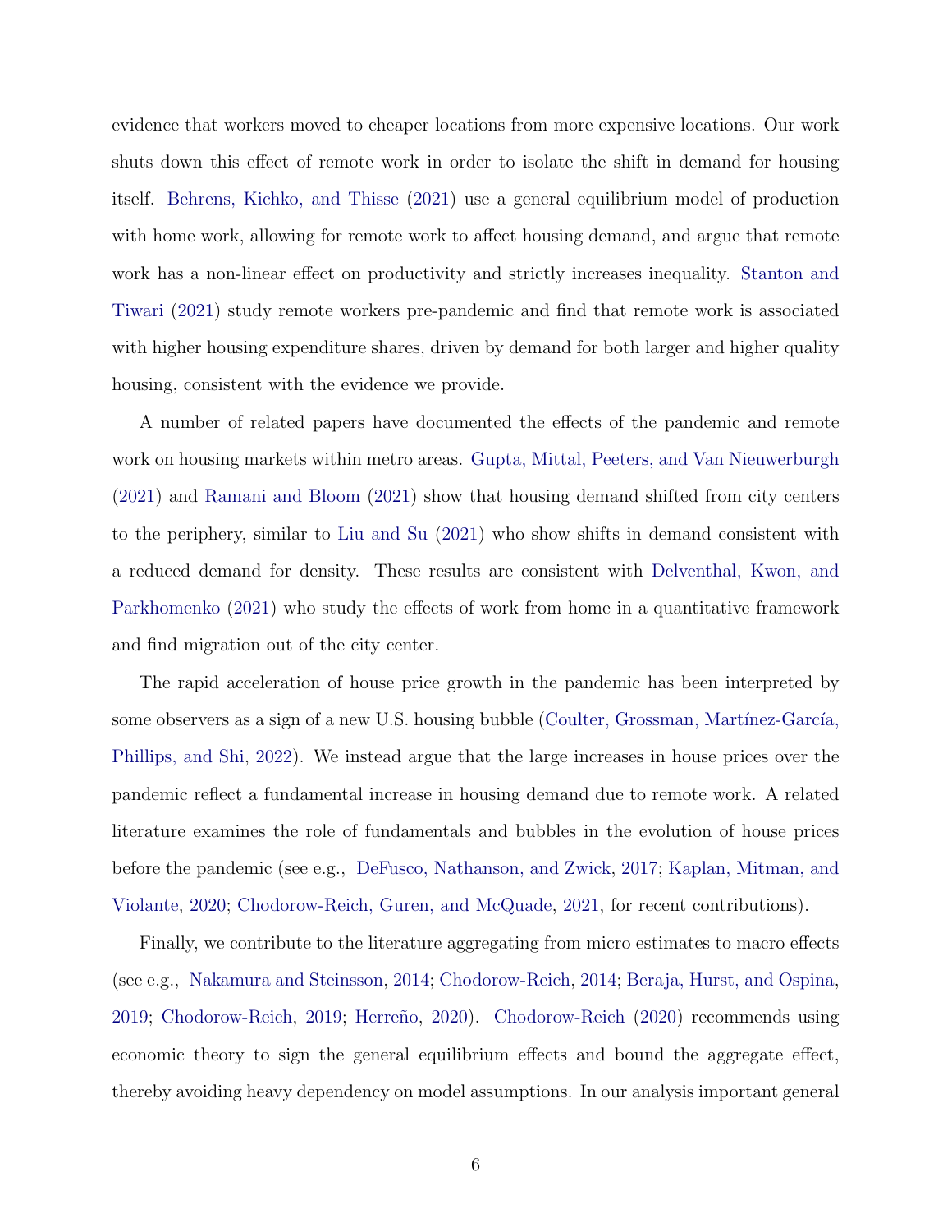evidence that workers moved to cheaper locations from more expensive locations. Our work shuts down this effect of remote work in order to isolate the shift in demand for housing itself. Behrens, Kichko, and Thisse (2021) use a general equilibrium model of production with home work, allowing for remote work to affect housing demand, and argue that remote work has a non-linear effect on productivity and strictly increases inequality. Stanton and Tiwari (2021) study remote workers pre-pandemic and find that remote work is associated with higher housing expenditure shares, driven by demand for both larger and higher quality housing, consistent with the evidence we provide.

A number of related papers have documented the effects of the pandemic and remote work on housing markets within metro areas. Gupta, Mittal, Peeters, and Van Nieuwerburgh (2021) and Ramani and Bloom (2021) show that housing demand shifted from city centers to the periphery, similar to Liu and Su (2021) who show shifts in demand consistent with a reduced demand for density. These results are consistent with Delventhal, Kwon, and Parkhomenko (2021) who study the effects of work from home in a quantitative framework and find migration out of the city center.

The rapid acceleration of house price growth in the pandemic has been interpreted by some observers as a sign of a new U.S. housing bubble (Coulter, Grossman, Martínez-García, Phillips, and Shi, 2022). We instead argue that the large increases in house prices over the pandemic reflect a fundamental increase in housing demand due to remote work. A related literature examines the role of fundamentals and bubbles in the evolution of house prices before the pandemic (see e.g., DeFusco, Nathanson, and Zwick, 2017; Kaplan, Mitman, and Violante, 2020; Chodorow-Reich, Guren, and McQuade, 2021, for recent contributions).

Finally, we contribute to the literature aggregating from micro estimates to macro effects (see e.g., Nakamura and Steinsson, 2014; Chodorow-Reich, 2014; Beraja, Hurst, and Ospina, 2019; Chodorow-Reich, 2019; Herreño, 2020). Chodorow-Reich (2020) recommends using economic theory to sign the general equilibrium effects and bound the aggregate effect, thereby avoiding heavy dependency on model assumptions. In our analysis important general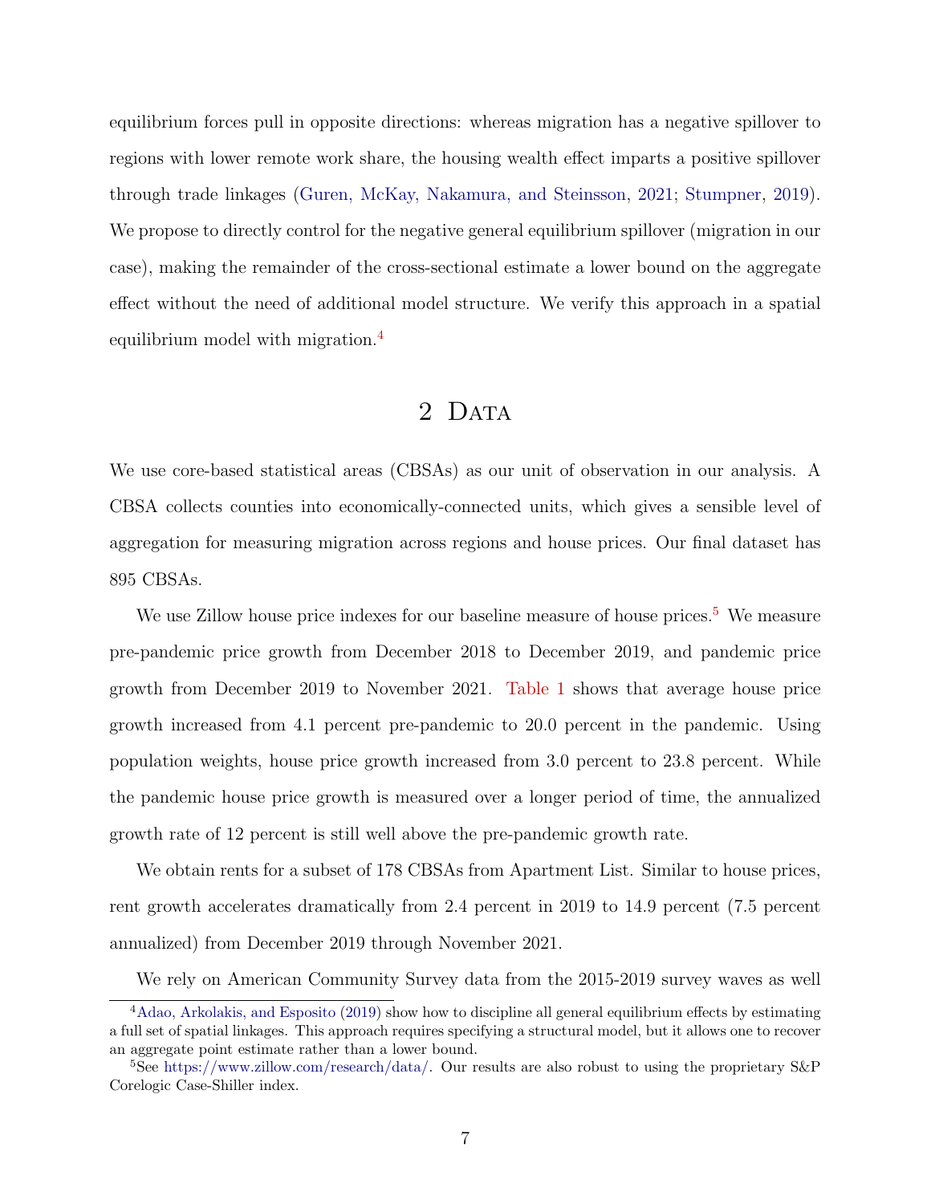equilibrium forces pull in opposite directions: whereas migration has a negative spillover to regions with lower remote work share, the housing wealth effect imparts a positive spillover through trade linkages (Guren, McKay, Nakamura, and Steinsson, 2021; Stumpner, 2019). We propose to directly control for the negative general equilibrium spillover (migration in our case), making the remainder of the cross-sectional estimate a lower bound on the aggregate effect without the need of additional model structure. We verify this approach in a spatial equilibrium model with migration.[4]

# 2 Data

We use core-based statistical areas (CBSAs) as our unit of observation in our analysis. A CBSA collects counties into economically-connected units, which gives a sensible level of aggregation for measuring migration across regions and house prices. Our final dataset has 895 CBSAs.

We use Zillow house price indexes for our baseline measure of house prices.[5] We measure pre-pandemic price growth from December 2018 to December 2019, and pandemic price growth from December 2019 to November 2021. Table 1 shows that average house price growth increased from 4.1 percent pre-pandemic to 20.0 percent in the pandemic. Using population weights, house price growth increased from 3.0 percent to 23.8 percent. While the pandemic house price growth is measured over a longer period of time, the annualized growth rate of 12 percent is still well above the pre-pandemic growth rate.

We obtain rents for a subset of 178 CBSAs from Apartment List. Similar to house prices, rent growth accelerates dramatically from 2.4 percent in 2019 to 14.9 percent (7.5 percent annualized) from December 2019 through November 2021.

We rely on American Community Survey data from the 2015-2019 survey waves as well

[4] Adao, Arkolakis, and Esposito (2019) show how to discipline all general equilibrium effects by estimating a full set of spatial linkages. This approach requires specifying a structural model, but it allows one to recover an aggregate point estimate rather than a lower bound.

[5] See https://www.zillow.com/research/data/. Our results are also robust to using the proprietary S&P Corelogic Case-Shiller index.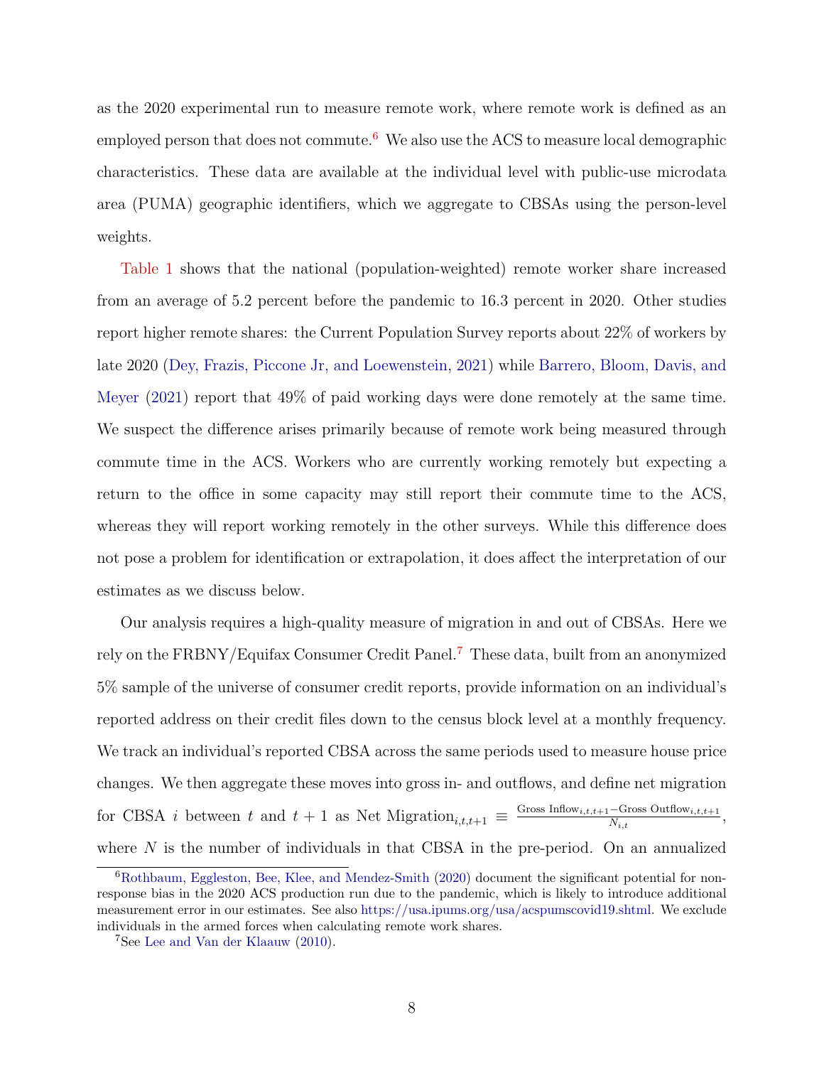as the 2020 experimental run to measure remote work, where remote work is defined as an employed person that does not commute.[6] We also use the ACS to measure local demographic characteristics. These data are available at the individual level with public-use microdata area (PUMA) geographic identifiers, which we aggregate to CBSAs using the person-level weights.

Table 1 shows that the national (population-weighted) remote worker share increased from an average of 5.2 percent before the pandemic to 16.3 percent in 2020. Other studies report higher remote shares: the Current Population Survey reports about 22% of workers by late 2020 (Dey, Frazis, Piccone Jr, and Loewenstein, 2021) while Barrero, Bloom, Davis, and Meyer (2021) report that 49% of paid working days were done remotely at the same time. We suspect the difference arises primarily because of remote work being measured through commute time in the ACS. Workers who are currently working remotely but expecting a return to the office in some capacity may still report their commute time to the ACS, whereas they will report working remotely in the other surveys. While this difference does not pose a problem for identification or extrapolation, it does affect the interpretation of our estimates as we discuss below.

Our analysis requires a high-quality measure of migration in and out of CBSAs. Here we rely on the FRBNY/Equifax Consumer Credit Panel.[7] These data, built from an anonymized 5% sample of the universe of consumer credit reports, provide information on an individual's reported address on their credit files down to the census block level at a monthly frequency. We track an individual's reported CBSA across the same periods used to measure house price changes. We then aggregate these moves into gross in- and outflows, and define net migration for CBSA $i$ between $t$ and $t+1$ as $\text{Net Migration}_{i,t,t+1} \equiv \frac{\text{Gross Inflow}_{i,t,t+1} - \text{Gross Outflow}_{i,t,t+1}}{N_{i,t}}$, where $N$ is the number of individuals in that CBSA in the pre-period. On an annualized

[6] Rothbaum, Eggleston, Bee, Klee, and Mendez-Smith (2020) document the significant potential for non-response bias in the 2020 ACS production run due to the pandemic, which is likely to introduce additional measurement error in our estimates. See also https://usa.ipums.org/usa/acspumscovid19.shtml. We exclude individuals in the armed forces when calculating remote work shares.

[7] See Lee and Van der Klaauw (2010).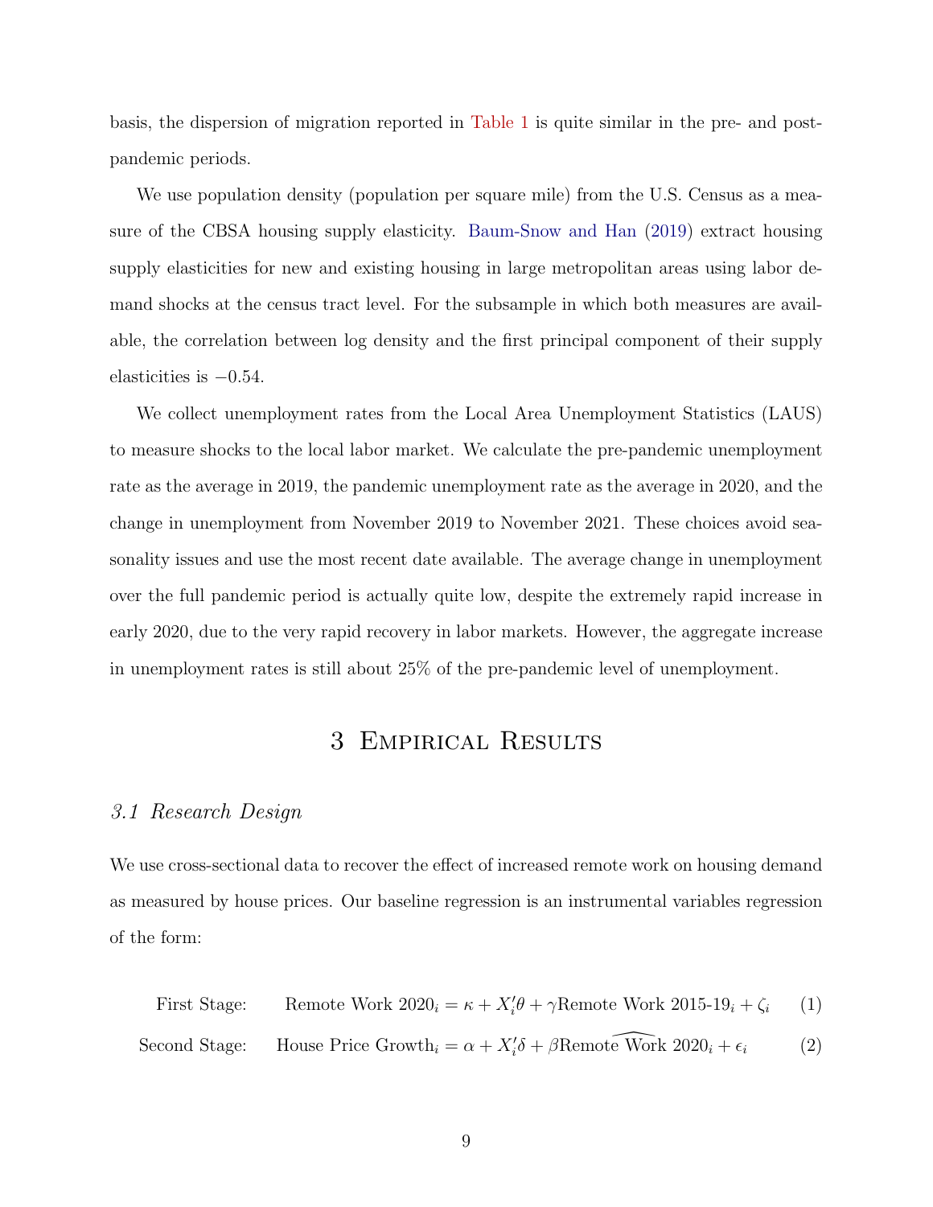basis, the dispersion of migration reported in Table 1 is quite similar in the pre- and post-pandemic periods.

We use population density (population per square mile) from the U.S. Census as a measure of the CBSA housing supply elasticity. Baum-Snow and Han (2019) extract housing supply elasticities for new and existing housing in large metropolitan areas using labor demand shocks at the census tract level. For the subsample in which both measures are available, the correlation between log density and the first principal component of their supply elasticities is $-0.54$.

We collect unemployment rates from the Local Area Unemployment Statistics (LAUS) to measure shocks to the local labor market. We calculate the pre-pandemic unemployment rate as the average in 2019, the pandemic unemployment rate as the average in 2020, and the change in unemployment from November 2019 to November 2021. These choices avoid seasonality issues and use the most recent date available. The average change in unemployment over the full pandemic period is actually quite low, despite the extremely rapid increase in early 2020, due to the very rapid recovery in labor markets. However, the aggregate increase in unemployment rates is still about 25% of the pre-pandemic level of unemployment.

# 3 Empirical Results

## *3.1 Research Design*

We use cross-sectional data to recover the effect of increased remote work on housing demand as measured by house prices. Our baseline regression is an instrumental variables regression of the form:

$$\text{First Stage:} \qquad \text{Remote Work 2020}_i = \kappa + X_i'\theta + \gamma \text{Remote Work 2015-19}_i + \zeta_i \tag{1}$$

$$\text{Second Stage:} \qquad \text{House Price Growth}_i = \alpha + X_i'\delta + \beta \widehat{\text{Remote Work}}\text{ 2020}_i + \epsilon_i \tag{2}$$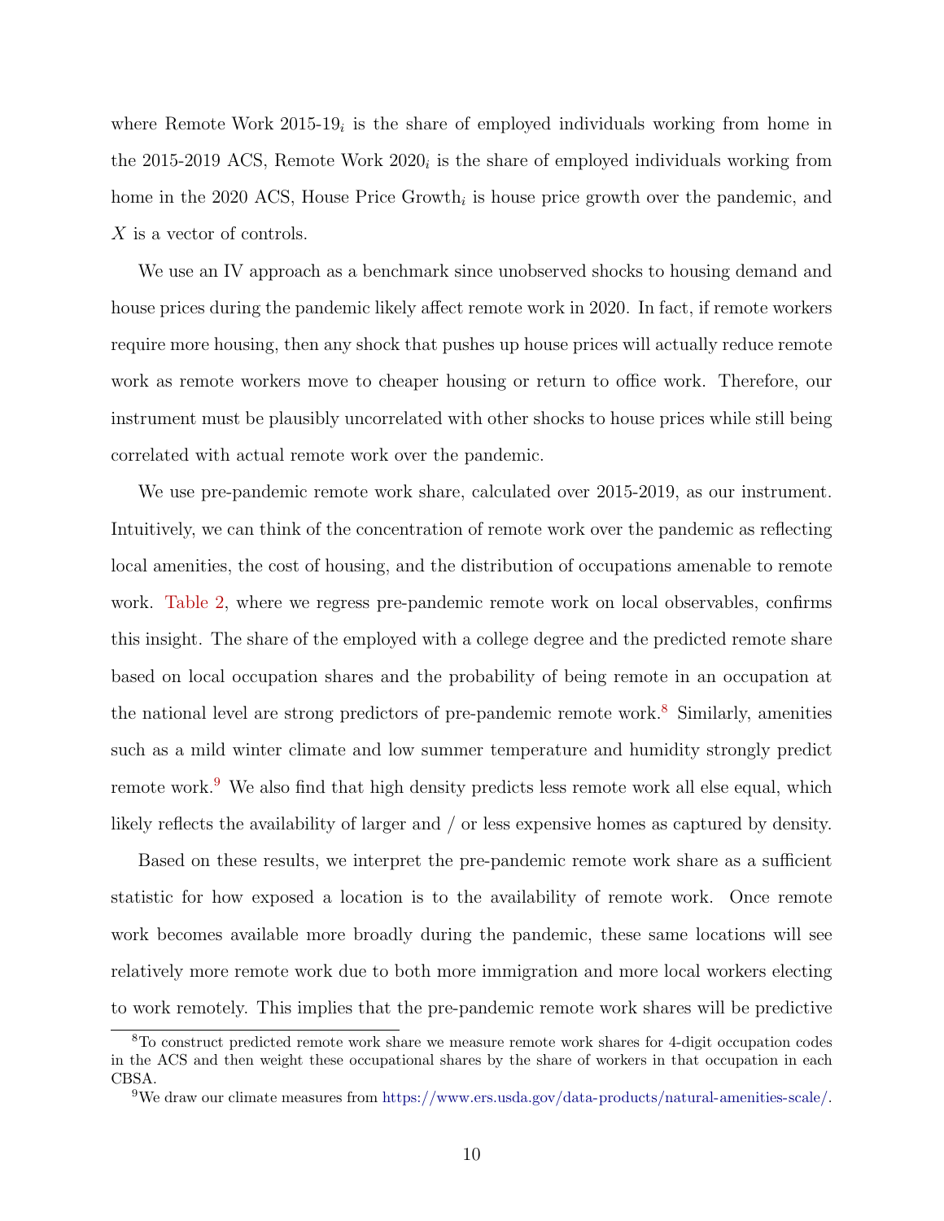where Remote Work 2015-19$_i$ is the share of employed individuals working from home in the 2015-2019 ACS, Remote Work 2020$_i$ is the share of employed individuals working from home in the 2020 ACS, House Price Growth$_i$ is house price growth over the pandemic, and $X$ is a vector of controls.

We use an IV approach as a benchmark since unobserved shocks to housing demand and house prices during the pandemic likely affect remote work in 2020. In fact, if remote workers require more housing, then any shock that pushes up house prices will actually reduce remote work as remote workers move to cheaper housing or return to office work. Therefore, our instrument must be plausibly uncorrelated with other shocks to house prices while still being correlated with actual remote work over the pandemic.

We use pre-pandemic remote work share, calculated over 2015-2019, as our instrument. Intuitively, we can think of the concentration of remote work over the pandemic as reflecting local amenities, the cost of housing, and the distribution of occupations amenable to remote work. Table 2, where we regress pre-pandemic remote work on local observables, confirms this insight. The share of the employed with a college degree and the predicted remote share based on local occupation shares and the probability of being remote in an occupation at the national level are strong predictors of pre-pandemic remote work.[8] Similarly, amenities such as a mild winter climate and low summer temperature and humidity strongly predict remote work.[9] We also find that high density predicts less remote work all else equal, which likely reflects the availability of larger and / or less expensive homes as captured by density.

Based on these results, we interpret the pre-pandemic remote work share as a sufficient statistic for how exposed a location is to the availability of remote work. Once remote work becomes available more broadly during the pandemic, these same locations will see relatively more remote work due to both more immigration and more local workers electing to work remotely. This implies that the pre-pandemic remote work shares will be predictive

[8] To construct predicted remote work share we measure remote work shares for 4-digit occupation codes in the ACS and then weight these occupational shares by the share of workers in that occupation in each CBSA.

[9] We draw our climate measures from https://www.ers.usda.gov/data-products/natural-amenities-scale/.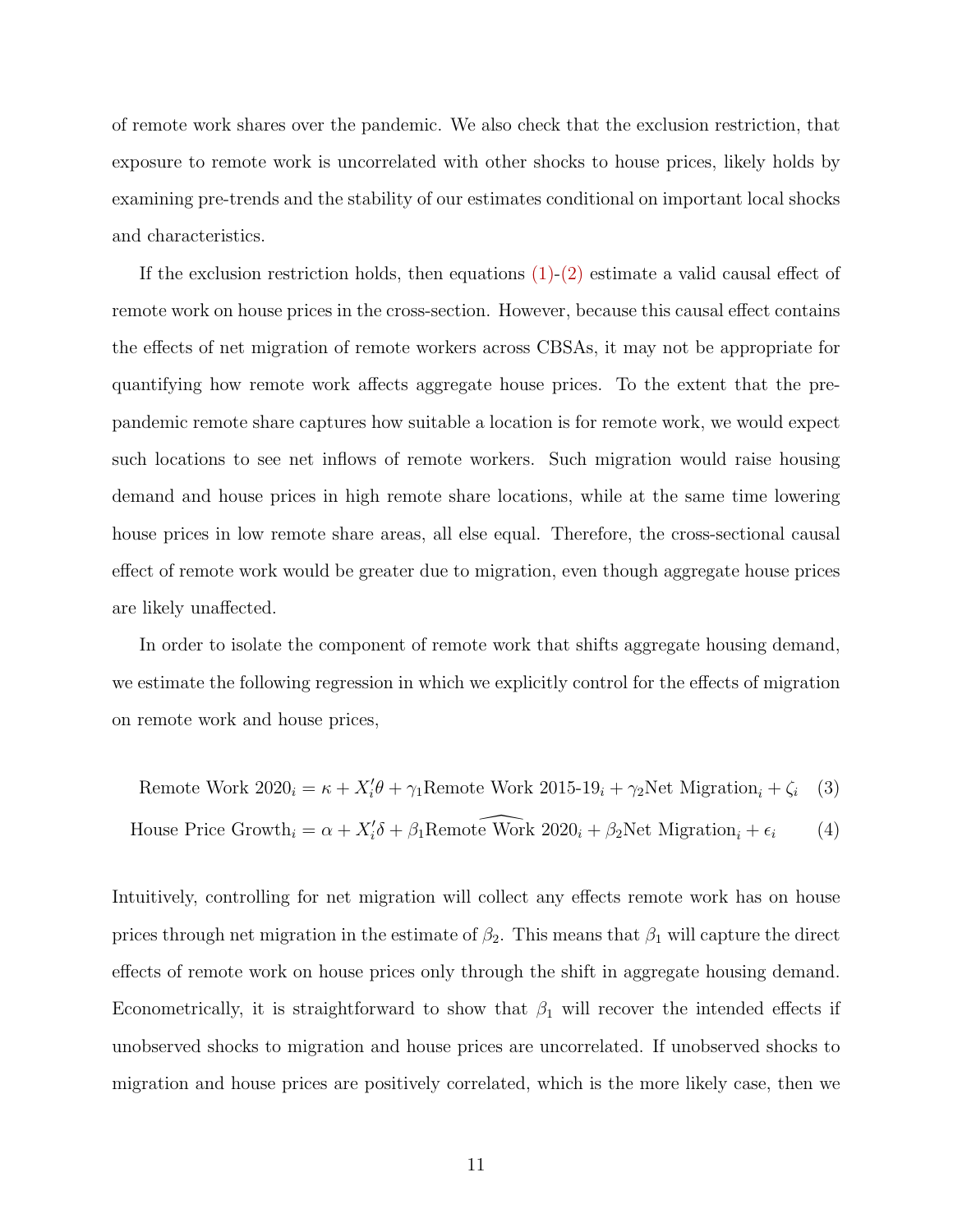of remote work shares over the pandemic. We also check that the exclusion restriction, that exposure to remote work is uncorrelated with other shocks to house prices, likely holds by examining pre-trends and the stability of our estimates conditional on important local shocks and characteristics.

If the exclusion restriction holds, then equations (1)-(2) estimate a valid causal effect of remote work on house prices in the cross-section. However, because this causal effect contains the effects of net migration of remote workers across CBSAs, it may not be appropriate for quantifying how remote work affects aggregate house prices. To the extent that the pre-pandemic remote share captures how suitable a location is for remote work, we would expect such locations to see net inflows of remote workers. Such migration would raise housing demand and house prices in high remote share locations, while at the same time lowering house prices in low remote share areas, all else equal. Therefore, the cross-sectional causal effect of remote work would be greater due to migration, even though aggregate house prices are likely unaffected.

In order to isolate the component of remote work that shifts aggregate housing demand, we estimate the following regression in which we explicitly control for the effects of migration on remote work and house prices,

$$\text{Remote Work 2020}_i = \kappa + X_i'\theta + \gamma_1 \text{Remote Work 2015-19}_i + \gamma_2 \text{Net Migration}_i + \zeta_i \quad (3)$$

$$\text{House Price Growth}_i = \alpha + X_i'\delta + \beta_1 \widehat{\text{Remote Work}}\text{ 2020}_i + \beta_2 \text{Net Migration}_i + \epsilon_i \quad (4)$$

Intuitively, controlling for net migration will collect any effects remote work has on house prices through net migration in the estimate of $\beta_2$. This means that $\beta_1$ will capture the direct effects of remote work on house prices only through the shift in aggregate housing demand. Econometrically, it is straightforward to show that $\beta_1$ will recover the intended effects if unobserved shocks to migration and house prices are uncorrelated. If unobserved shocks to migration and house prices are positively correlated, which is the more likely case, then we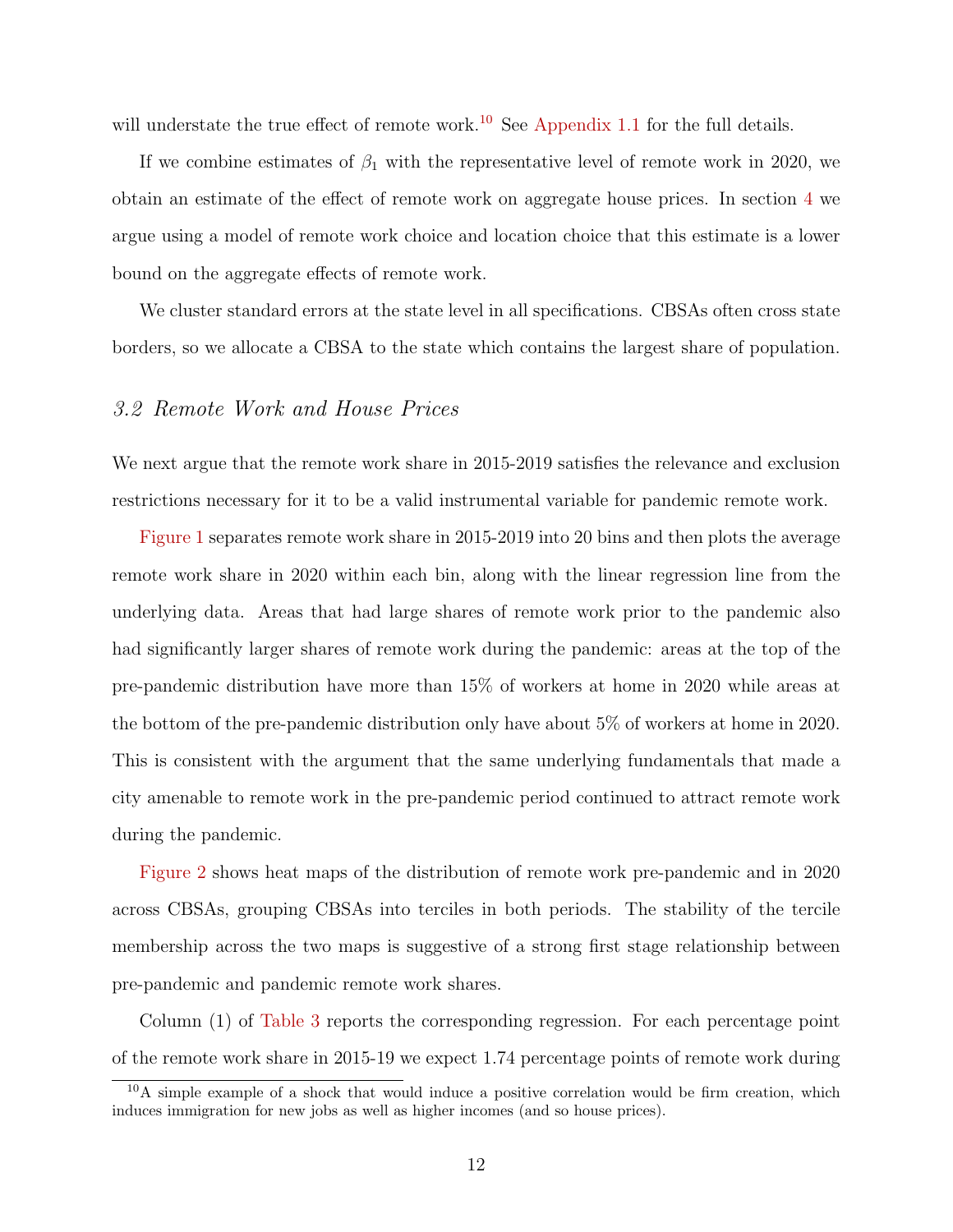will understate the true effect of remote work.[10] See Appendix 1.1 for the full details.

If we combine estimates of $\beta_1$ with the representative level of remote work in 2020, we obtain an estimate of the effect of remote work on aggregate house prices. In section 4 we argue using a model of remote work choice and location choice that this estimate is a lower bound on the aggregate effects of remote work.

We cluster standard errors at the state level in all specifications. CBSAs often cross state borders, so we allocate a CBSA to the state which contains the largest share of population.

### *3.2 Remote Work and House Prices*

We next argue that the remote work share in 2015-2019 satisfies the relevance and exclusion restrictions necessary for it to be a valid instrumental variable for pandemic remote work.

Figure 1 separates remote work share in 2015-2019 into 20 bins and then plots the average remote work share in 2020 within each bin, along with the linear regression line from the underlying data. Areas that had large shares of remote work prior to the pandemic also had significantly larger shares of remote work during the pandemic: areas at the top of the pre-pandemic distribution have more than 15% of workers at home in 2020 while areas at the bottom of the pre-pandemic distribution only have about 5% of workers at home in 2020. This is consistent with the argument that the same underlying fundamentals that made a city amenable to remote work in the pre-pandemic period continued to attract remote work during the pandemic.

Figure 2 shows heat maps of the distribution of remote work pre-pandemic and in 2020 across CBSAs, grouping CBSAs into terciles in both periods. The stability of the tercile membership across the two maps is suggestive of a strong first stage relationship between pre-pandemic and pandemic remote work shares.

Column (1) of Table 3 reports the corresponding regression. For each percentage point of the remote work share in 2015-19 we expect 1.74 percentage points of remote work during

[10] A simple example of a shock that would induce a positive correlation would be firm creation, which induces immigration for new jobs as well as higher incomes (and so house prices).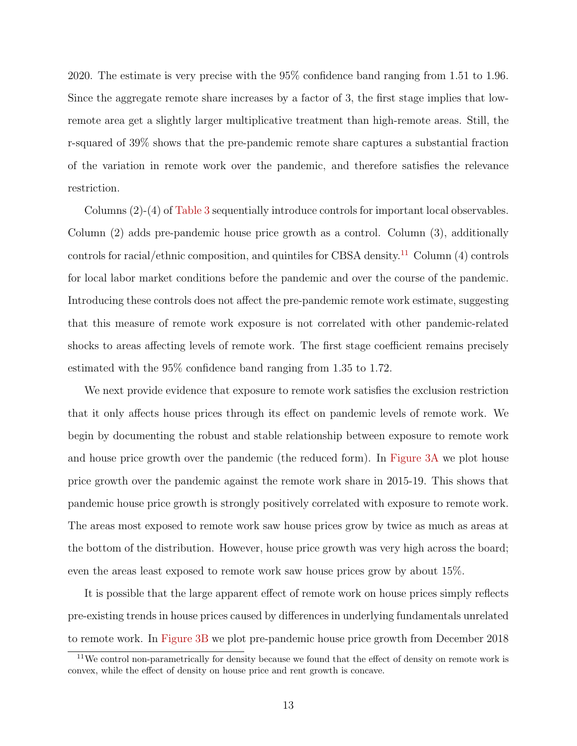2020. The estimate is very precise with the 95% confidence band ranging from 1.51 to 1.96. Since the aggregate remote share increases by a factor of 3, the first stage implies that low-remote area get a slightly larger multiplicative treatment than high-remote areas. Still, the r-squared of 39% shows that the pre-pandemic remote share captures a substantial fraction of the variation in remote work over the pandemic, and therefore satisfies the relevance restriction.

Columns (2)-(4) of Table 3 sequentially introduce controls for important local observables. Column (2) adds pre-pandemic house price growth as a control. Column (3), additionally controls for racial/ethnic composition, and quintiles for CBSA density.[11] Column (4) controls for local labor market conditions before the pandemic and over the course of the pandemic. Introducing these controls does not affect the pre-pandemic remote work estimate, suggesting that this measure of remote work exposure is not correlated with other pandemic-related shocks to areas affecting levels of remote work. The first stage coefficient remains precisely estimated with the 95% confidence band ranging from 1.35 to 1.72.

We next provide evidence that exposure to remote work satisfies the exclusion restriction that it only affects house prices through its effect on pandemic levels of remote work. We begin by documenting the robust and stable relationship between exposure to remote work and house price growth over the pandemic (the reduced form). In Figure 3A we plot house price growth over the pandemic against the remote work share in 2015-19. This shows that pandemic house price growth is strongly positively correlated with exposure to remote work. The areas most exposed to remote work saw house prices grow by twice as much as areas at the bottom of the distribution. However, house price growth was very high across the board; even the areas least exposed to remote work saw house prices grow by about 15%.

It is possible that the large apparent effect of remote work on house prices simply reflects pre-existing trends in house prices caused by differences in underlying fundamentals unrelated to remote work. In Figure 3B we plot pre-pandemic house price growth from December 2018

[11] We control non-parametrically for density because we found that the effect of density on remote work is convex, while the effect of density on house price and rent growth is concave.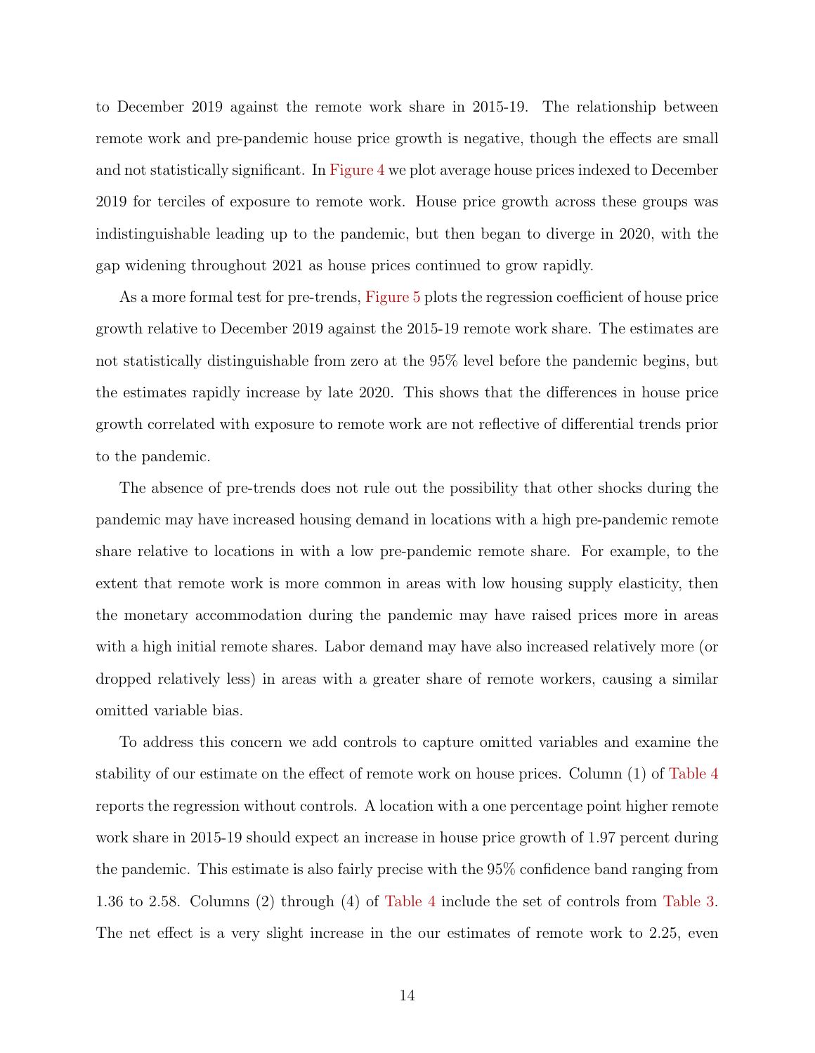to December 2019 against the remote work share in 2015-19. The relationship between remote work and pre-pandemic house price growth is negative, though the effects are small and not statistically significant. In Figure 4 we plot average house prices indexed to December 2019 for terciles of exposure to remote work. House price growth across these groups was indistinguishable leading up to the pandemic, but then began to diverge in 2020, with the gap widening throughout 2021 as house prices continued to grow rapidly.

As a more formal test for pre-trends, Figure 5 plots the regression coefficient of house price growth relative to December 2019 against the 2015-19 remote work share. The estimates are not statistically distinguishable from zero at the 95% level before the pandemic begins, but the estimates rapidly increase by late 2020. This shows that the differences in house price growth correlated with exposure to remote work are not reflective of differential trends prior to the pandemic.

The absence of pre-trends does not rule out the possibility that other shocks during the pandemic may have increased housing demand in locations with a high pre-pandemic remote share relative to locations in with a low pre-pandemic remote share. For example, to the extent that remote work is more common in areas with low housing supply elasticity, then the monetary accommodation during the pandemic may have raised prices more in areas with a high initial remote shares. Labor demand may have also increased relatively more (or dropped relatively less) in areas with a greater share of remote workers, causing a similar omitted variable bias.

To address this concern we add controls to capture omitted variables and examine the stability of our estimate on the effect of remote work on house prices. Column (1) of Table 4 reports the regression without controls. A location with a one percentage point higher remote work share in 2015-19 should expect an increase in house price growth of 1.97 percent during the pandemic. This estimate is also fairly precise with the 95% confidence band ranging from 1.36 to 2.58. Columns (2) through (4) of Table 4 include the set of controls from Table 3. The net effect is a very slight increase in the our estimates of remote work to 2.25, even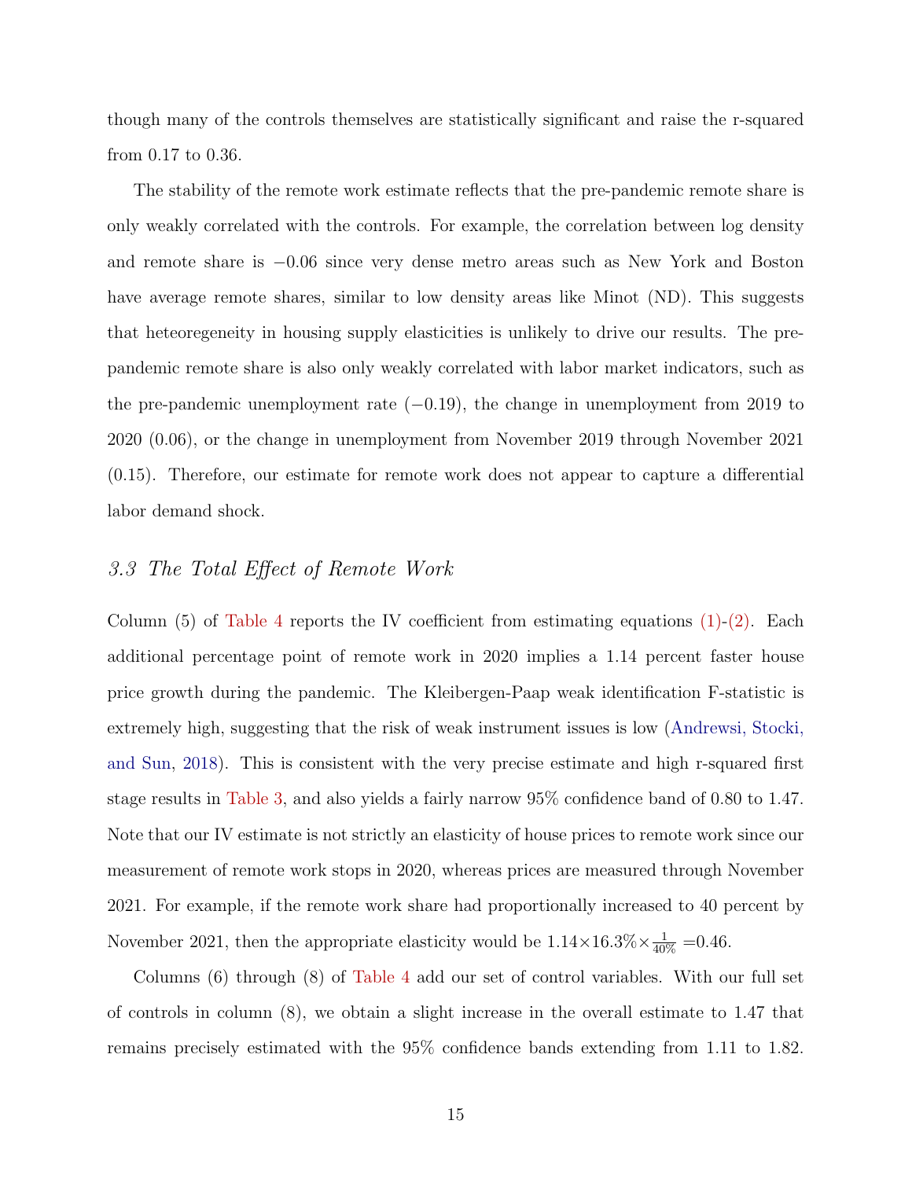though many of the controls themselves are statistically significant and raise the r-squared from 0.17 to 0.36.

The stability of the remote work estimate reflects that the pre-pandemic remote share is only weakly correlated with the controls. For example, the correlation between log density and remote share is $-0.06$ since very dense metro areas such as New York and Boston have average remote shares, similar to low density areas like Minot (ND). This suggests that heteoregeneity in housing supply elasticities is unlikely to drive our results. The pre-pandemic remote share is also only weakly correlated with labor market indicators, such as the pre-pandemic unemployment rate ($-0.19$), the change in unemployment from 2019 to 2020 (0.06), or the change in unemployment from November 2019 through November 2021 (0.15). Therefore, our estimate for remote work does not appear to capture a differential labor demand shock.

### *3.3 The Total Effect of Remote Work*

Column (5) of Table 4 reports the IV coefficient from estimating equations (1)-(2). Each additional percentage point of remote work in 2020 implies a 1.14 percent faster house price growth during the pandemic. The Kleibergen-Paap weak identification F-statistic is extremely high, suggesting that the risk of weak instrument issues is low (Andrewsi, Stocki, and Sun, 2018). This is consistent with the very precise estimate and high r-squared first stage results in Table 3, and also yields a fairly narrow 95% confidence band of 0.80 to 1.47. Note that our IV estimate is not strictly an elasticity of house prices to remote work since our measurement of remote work stops in 2020, whereas prices are measured through November 2021. For example, if the remote work share had proportionally increased to 40 percent by November 2021, then the appropriate elasticity would be $1.14 \times 16.3\% \times \frac{1}{40\%} = 0.46$.

Columns (6) through (8) of Table 4 add our set of control variables. With our full set of controls in column (8), we obtain a slight increase in the overall estimate to 1.47 that remains precisely estimated with the 95% confidence bands extending from 1.11 to 1.82.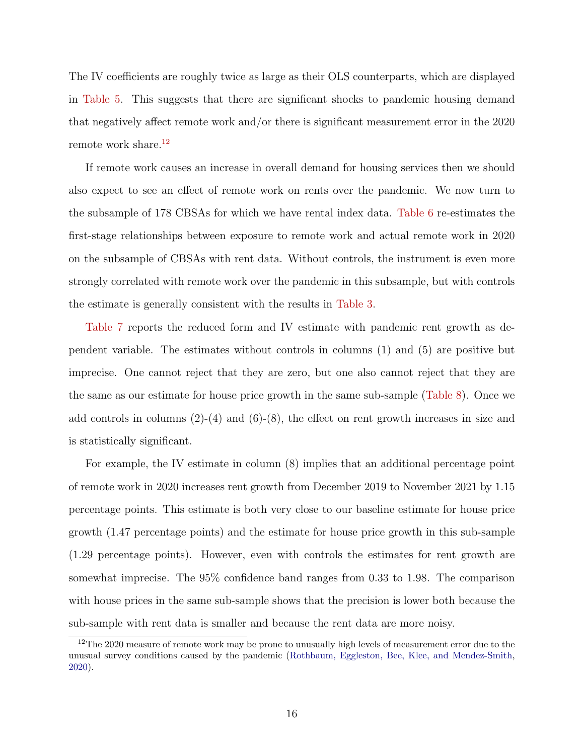The IV coefficients are roughly twice as large as their OLS counterparts, which are displayed in Table 5. This suggests that there are significant shocks to pandemic housing demand that negatively affect remote work and/or there is significant measurement error in the 2020 remote work share.[12]

If remote work causes an increase in overall demand for housing services then we should also expect to see an effect of remote work on rents over the pandemic. We now turn to the subsample of 178 CBSAs for which we have rental index data. Table 6 re-estimates the first-stage relationships between exposure to remote work and actual remote work in 2020 on the subsample of CBSAs with rent data. Without controls, the instrument is even more strongly correlated with remote work over the pandemic in this subsample, but with controls the estimate is generally consistent with the results in Table 3.

Table 7 reports the reduced form and IV estimate with pandemic rent growth as dependent variable. The estimates without controls in columns (1) and (5) are positive but imprecise. One cannot reject that they are zero, but one also cannot reject that they are the same as our estimate for house price growth in the same sub-sample (Table 8). Once we add controls in columns (2)-(4) and (6)-(8), the effect on rent growth increases in size and is statistically significant.

For example, the IV estimate in column (8) implies that an additional percentage point of remote work in 2020 increases rent growth from December 2019 to November 2021 by 1.15 percentage points. This estimate is both very close to our baseline estimate for house price growth (1.47 percentage points) and the estimate for house price growth in this sub-sample (1.29 percentage points). However, even with controls the estimates for rent growth are somewhat imprecise. The 95% confidence band ranges from 0.33 to 1.98. The comparison with house prices in the same sub-sample shows that the precision is lower both because the sub-sample with rent data is smaller and because the rent data are more noisy.

[12] The 2020 measure of remote work may be prone to unusually high levels of measurement error due to the unusual survey conditions caused by the pandemic (Rothbaum, Eggleston, Bee, Klee, and Mendez-Smith, 2020).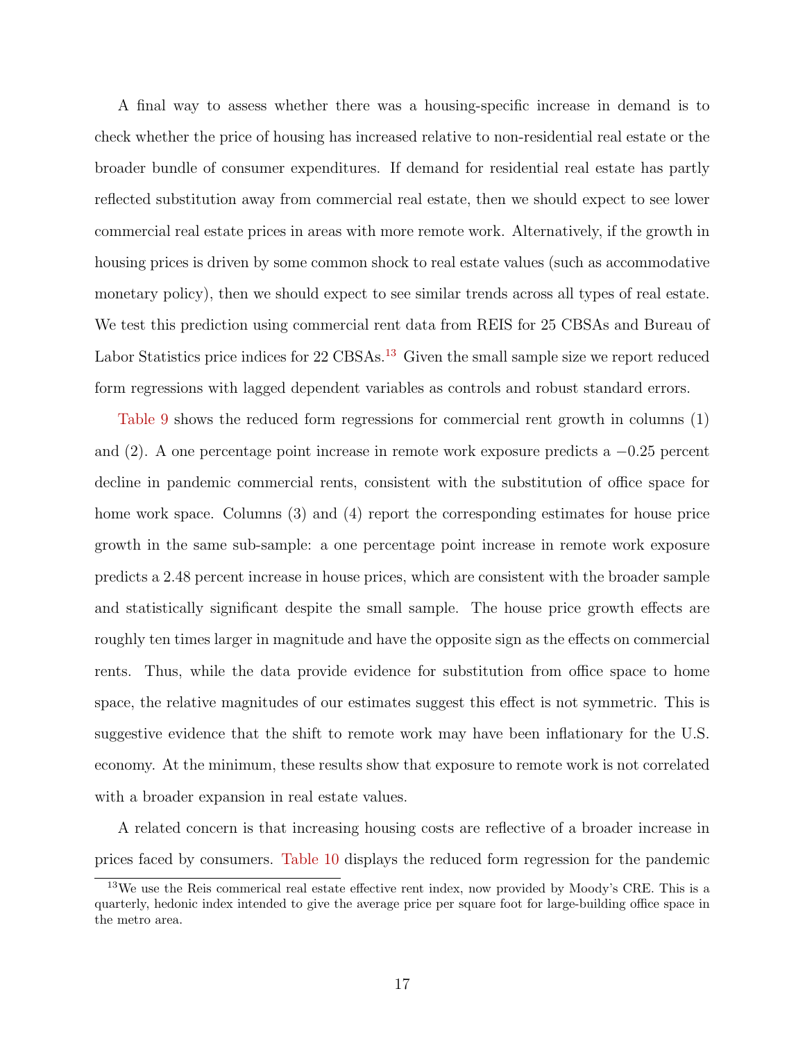A final way to assess whether there was a housing-specific increase in demand is to check whether the price of housing has increased relative to non-residential real estate or the broader bundle of consumer expenditures. If demand for residential real estate has partly reflected substitution away from commercial real estate, then we should expect to see lower commercial real estate prices in areas with more remote work. Alternatively, if the growth in housing prices is driven by some common shock to real estate values (such as accommodative monetary policy), then we should expect to see similar trends across all types of real estate. We test this prediction using commercial rent data from REIS for 25 CBSAs and Bureau of Labor Statistics price indices for 22 CBSAs.[13] Given the small sample size we report reduced form regressions with lagged dependent variables as controls and robust standard errors.

Table 9 shows the reduced form regressions for commercial rent growth in columns (1) and (2). A one percentage point increase in remote work exposure predicts a −0.25 percent decline in pandemic commercial rents, consistent with the substitution of office space for home work space. Columns (3) and (4) report the corresponding estimates for house price growth in the same sub-sample: a one percentage point increase in remote work exposure predicts a 2.48 percent increase in house prices, which are consistent with the broader sample and statistically significant despite the small sample. The house price growth effects are roughly ten times larger in magnitude and have the opposite sign as the effects on commercial rents. Thus, while the data provide evidence for substitution from office space to home space, the relative magnitudes of our estimates suggest this effect is not symmetric. This is suggestive evidence that the shift to remote work may have been inflationary for the U.S. economy. At the minimum, these results show that exposure to remote work is not correlated with a broader expansion in real estate values.

A related concern is that increasing housing costs are reflective of a broader increase in prices faced by consumers. Table 10 displays the reduced form regression for the pandemic

[13]We use the Reis commerical real estate effective rent index, now provided by Moody's CRE. This is a quarterly, hedonic index intended to give the average price per square foot for large-building office space in the metro area.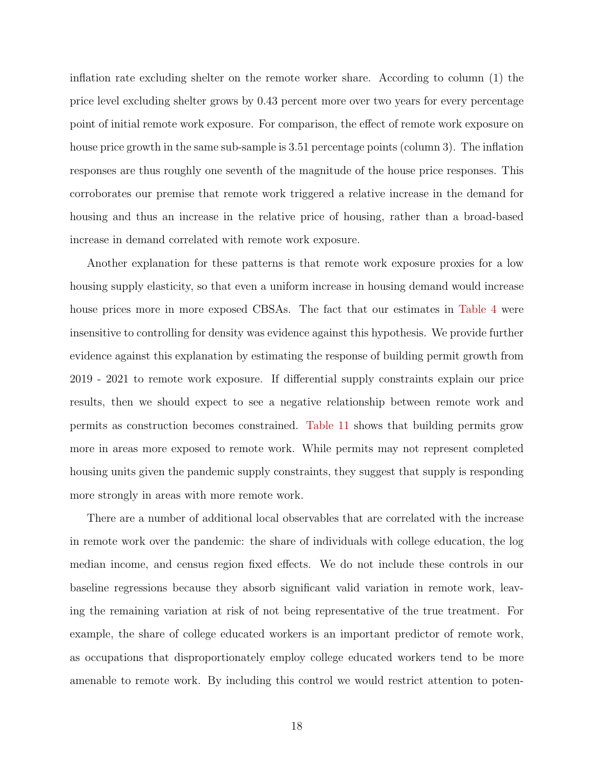inflation rate excluding shelter on the remote worker share. According to column (1) the price level excluding shelter grows by 0.43 percent more over two years for every percentage point of initial remote work exposure. For comparison, the effect of remote work exposure on house price growth in the same sub-sample is 3.51 percentage points (column 3). The inflation responses are thus roughly one seventh of the magnitude of the house price responses. This corroborates our premise that remote work triggered a relative increase in the demand for housing and thus an increase in the relative price of housing, rather than a broad-based increase in demand correlated with remote work exposure.

Another explanation for these patterns is that remote work exposure proxies for a low housing supply elasticity, so that even a uniform increase in housing demand would increase house prices more in more exposed CBSAs. The fact that our estimates in Table 4 were insensitive to controlling for density was evidence against this hypothesis. We provide further evidence against this explanation by estimating the response of building permit growth from 2019 - 2021 to remote work exposure. If differential supply constraints explain our price results, then we should expect to see a negative relationship between remote work and permits as construction becomes constrained. Table 11 shows that building permits grow more in areas more exposed to remote work. While permits may not represent completed housing units given the pandemic supply constraints, they suggest that supply is responding more strongly in areas with more remote work.

There are a number of additional local observables that are correlated with the increase in remote work over the pandemic: the share of individuals with college education, the log median income, and census region fixed effects. We do not include these controls in our baseline regressions because they absorb significant valid variation in remote work, leaving the remaining variation at risk of not being representative of the true treatment. For example, the share of college educated workers is an important predictor of remote work, as occupations that disproportionately employ college educated workers tend to be more amenable to remote work. By including this control we would restrict attention to poten-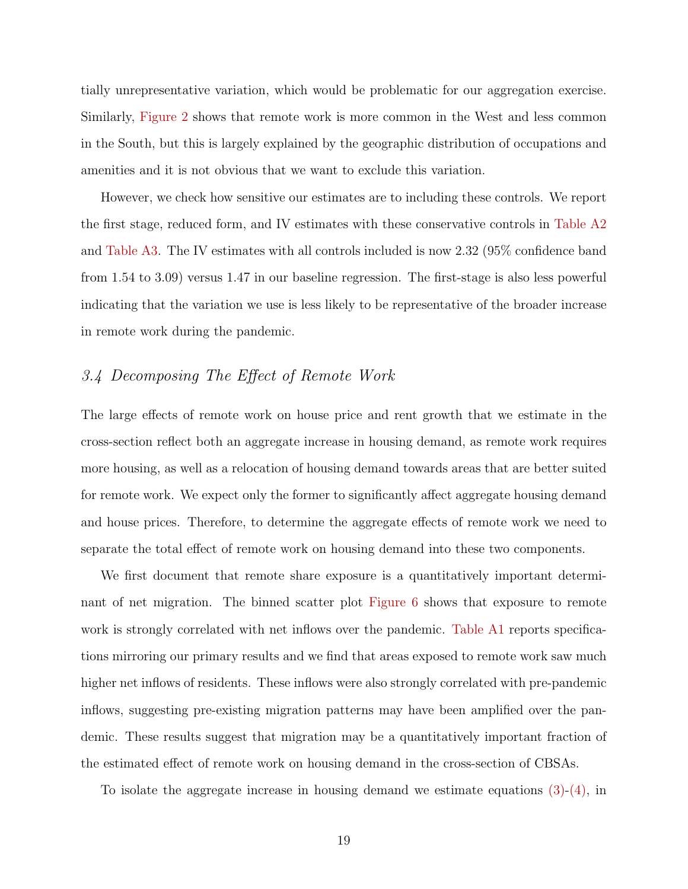tially unrepresentative variation, which would be problematic for our aggregation exercise. Similarly, Figure 2 shows that remote work is more common in the West and less common in the South, but this is largely explained by the geographic distribution of occupations and amenities and it is not obvious that we want to exclude this variation.

However, we check how sensitive our estimates are to including these controls. We report the first stage, reduced form, and IV estimates with these conservative controls in Table A2 and Table A3. The IV estimates with all controls included is now 2.32 (95% confidence band from 1.54 to 3.09) versus 1.47 in our baseline regression. The first-stage is also less powerful indicating that the variation we use is less likely to be representative of the broader increase in remote work during the pandemic.

### *3.4 Decomposing The Effect of Remote Work*

The large effects of remote work on house price and rent growth that we estimate in the cross-section reflect both an aggregate increase in housing demand, as remote work requires more housing, as well as a relocation of housing demand towards areas that are better suited for remote work. We expect only the former to significantly affect aggregate housing demand and house prices. Therefore, to determine the aggregate effects of remote work we need to separate the total effect of remote work on housing demand into these two components.

We first document that remote share exposure is a quantitatively important determinant of net migration. The binned scatter plot Figure 6 shows that exposure to remote work is strongly correlated with net inflows over the pandemic. Table A1 reports specifications mirroring our primary results and we find that areas exposed to remote work saw much higher net inflows of residents. These inflows were also strongly correlated with pre-pandemic inflows, suggesting pre-existing migration patterns may have been amplified over the pandemic. These results suggest that migration may be a quantitatively important fraction of the estimated effect of remote work on housing demand in the cross-section of CBSAs.

To isolate the aggregate increase in housing demand we estimate equations (3)-(4), in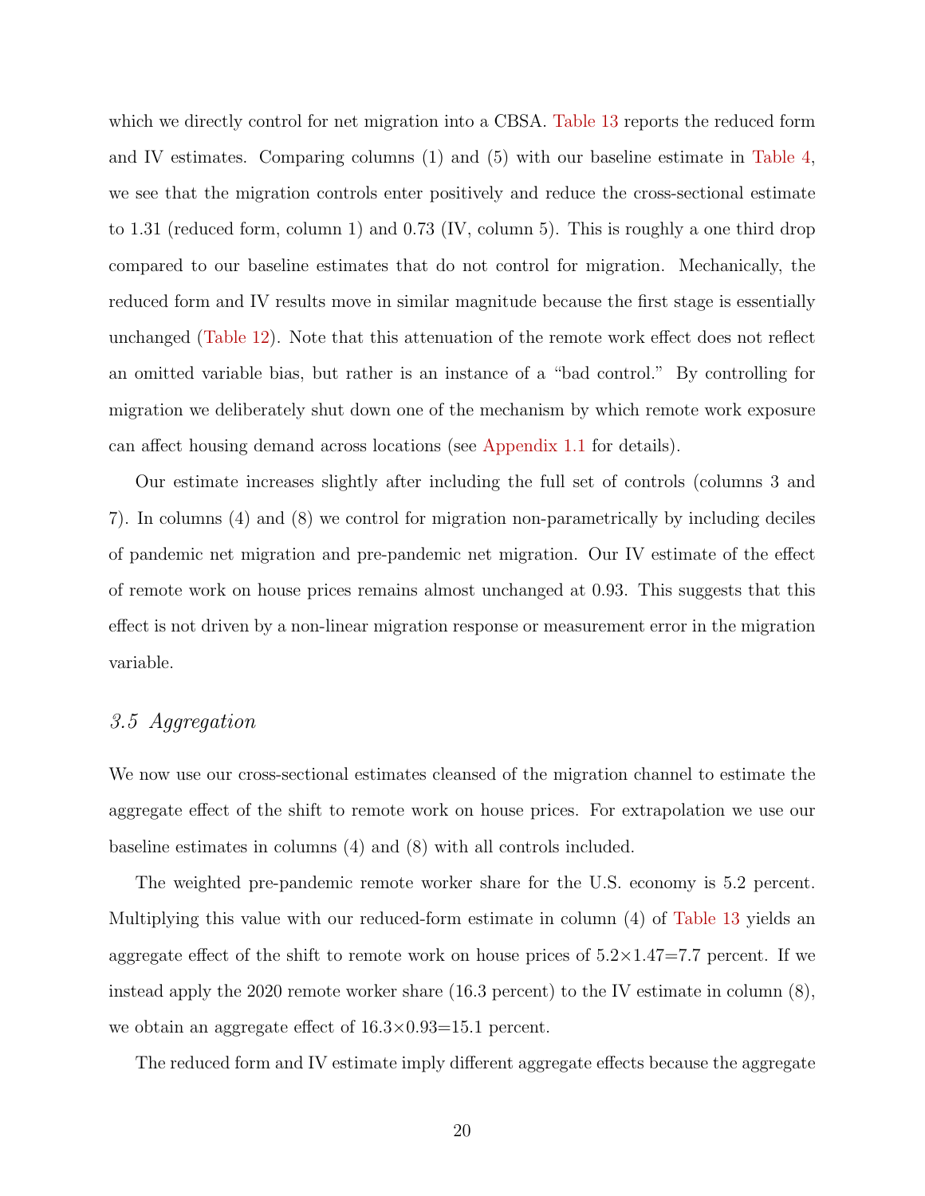which we directly control for net migration into a CBSA. Table 13 reports the reduced form and IV estimates. Comparing columns (1) and (5) with our baseline estimate in Table 4, we see that the migration controls enter positively and reduce the cross-sectional estimate to 1.31 (reduced form, column 1) and 0.73 (IV, column 5). This is roughly a one third drop compared to our baseline estimates that do not control for migration. Mechanically, the reduced form and IV results move in similar magnitude because the first stage is essentially unchanged (Table 12). Note that this attenuation of the remote work effect does not reflect an omitted variable bias, but rather is an instance of a "bad control." By controlling for migration we deliberately shut down one of the mechanism by which remote work exposure can affect housing demand across locations (see Appendix 1.1 for details).

Our estimate increases slightly after including the full set of controls (columns 3 and 7). In columns (4) and (8) we control for migration non-parametrically by including deciles of pandemic net migration and pre-pandemic net migration. Our IV estimate of the effect of remote work on house prices remains almost unchanged at 0.93. This suggests that this effect is not driven by a non-linear migration response or measurement error in the migration variable.

### *3.5 Aggregation*

We now use our cross-sectional estimates cleansed of the migration channel to estimate the aggregate effect of the shift to remote work on house prices. For extrapolation we use our baseline estimates in columns (4) and (8) with all controls included.

The weighted pre-pandemic remote worker share for the U.S. economy is 5.2 percent. Multiplying this value with our reduced-form estimate in column (4) of Table 13 yields an aggregate effect of the shift to remote work on house prices of $5.2 \times 1.47 = 7.7$ percent. If we instead apply the 2020 remote worker share (16.3 percent) to the IV estimate in column (8), we obtain an aggregate effect of $16.3 \times 0.93 = 15.1$ percent.

The reduced form and IV estimate imply different aggregate effects because the aggregate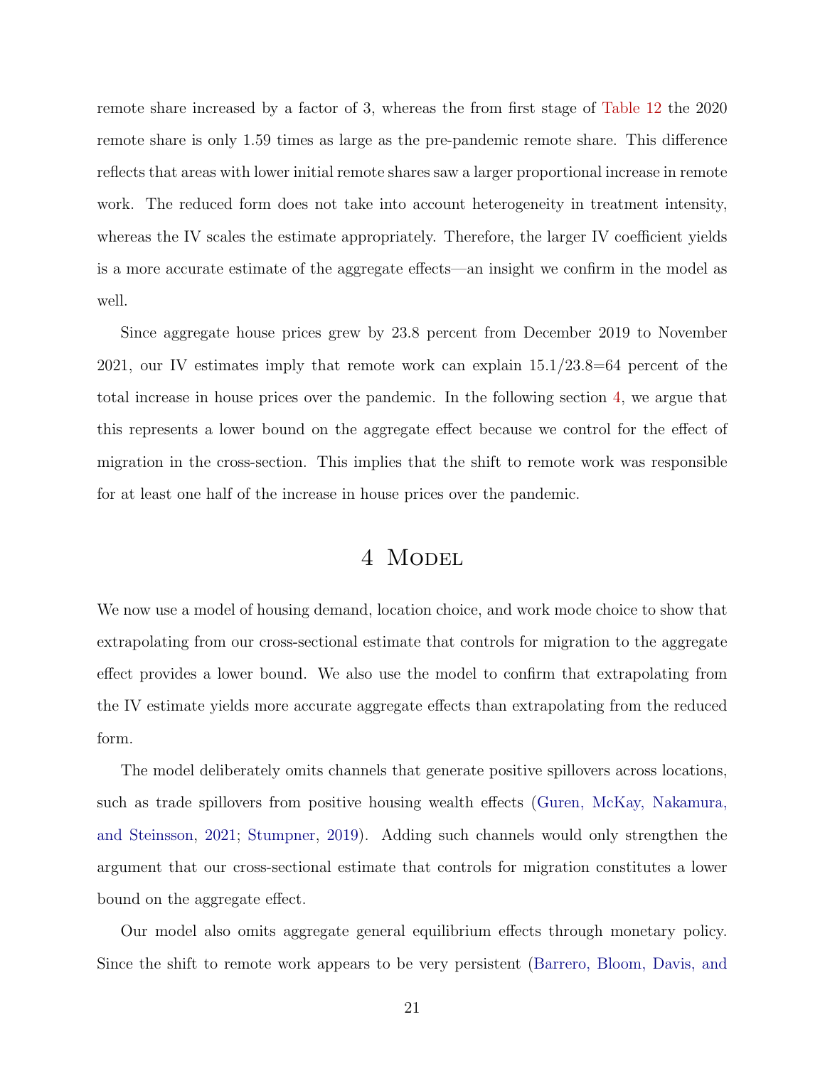remote share increased by a factor of 3, whereas the from first stage of Table 12 the 2020 remote share is only 1.59 times as large as the pre-pandemic remote share. This difference reflects that areas with lower initial remote shares saw a larger proportional increase in remote work. The reduced form does not take into account heterogeneity in treatment intensity, whereas the IV scales the estimate appropriately. Therefore, the larger IV coefficient yields is a more accurate estimate of the aggregate effects—an insight we confirm in the model as well.

Since aggregate house prices grew by 23.8 percent from December 2019 to November 2021, our IV estimates imply that remote work can explain 15.1/23.8=64 percent of the total increase in house prices over the pandemic. In the following section 4, we argue that this represents a lower bound on the aggregate effect because we control for the effect of migration in the cross-section. This implies that the shift to remote work was responsible for at least one half of the increase in house prices over the pandemic.

# 4 Model

We now use a model of housing demand, location choice, and work mode choice to show that extrapolating from our cross-sectional estimate that controls for migration to the aggregate effect provides a lower bound. We also use the model to confirm that extrapolating from the IV estimate yields more accurate aggregate effects than extrapolating from the reduced form.

The model deliberately omits channels that generate positive spillovers across locations, such as trade spillovers from positive housing wealth effects (Guren, McKay, Nakamura, and Steinsson, 2021; Stumpner, 2019). Adding such channels would only strengthen the argument that our cross-sectional estimate that controls for migration constitutes a lower bound on the aggregate effect.

Our model also omits aggregate general equilibrium effects through monetary policy. Since the shift to remote work appears to be very persistent (Barrero, Bloom, Davis, and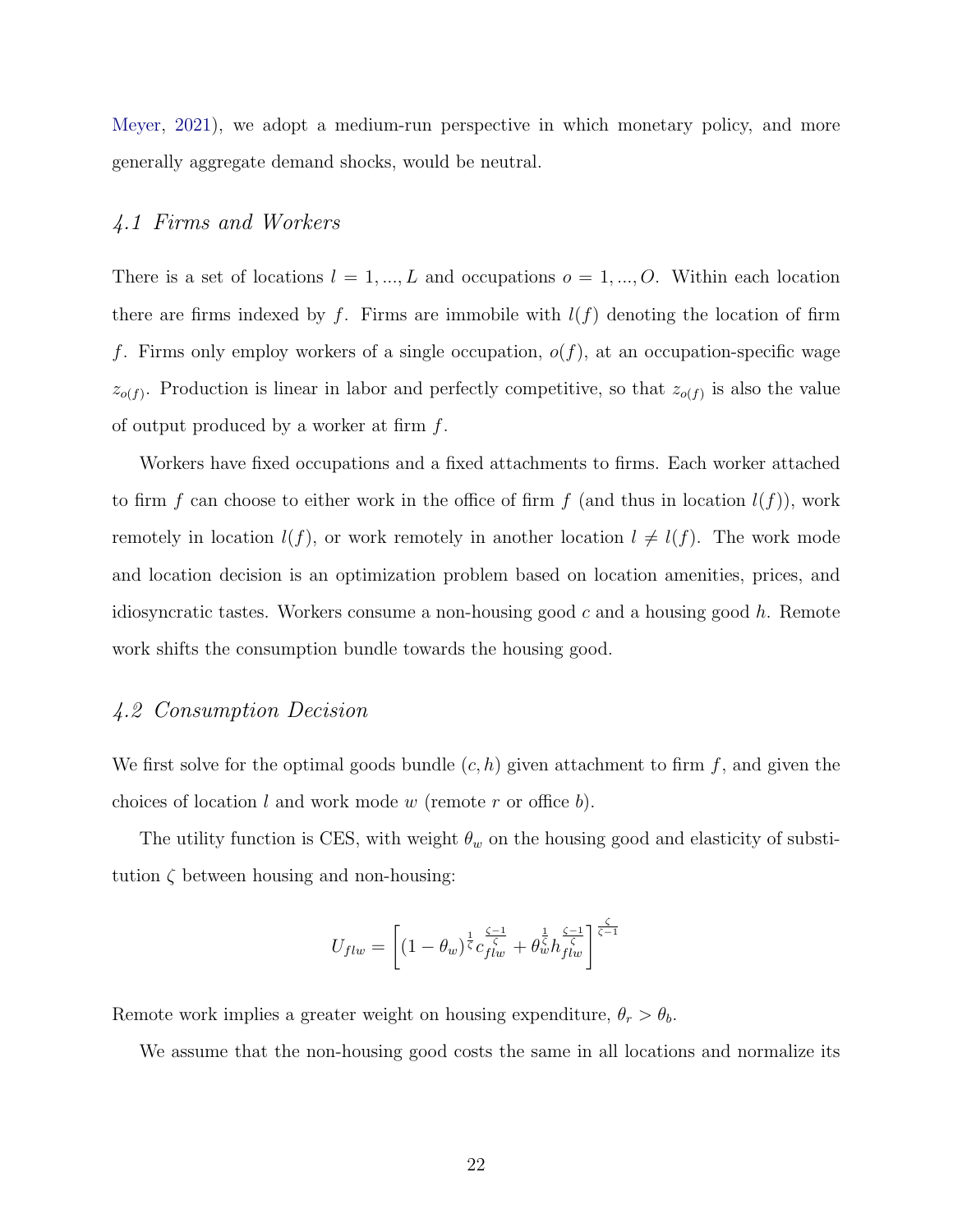Meyer, 2021), we adopt a medium-run perspective in which monetary policy, and more generally aggregate demand shocks, would be neutral.

## *4.1 Firms and Workers*

There is a set of locations $l = 1, ..., L$ and occupations $o = 1, ..., O$. Within each location there are firms indexed by $f$. Firms are immobile with $l(f)$ denoting the location of firm $f$. Firms only employ workers of a single occupation, $o(f)$, at an occupation-specific wage $z_{o(f)}$. Production is linear in labor and perfectly competitive, so that $z_{o(f)}$ is also the value of output produced by a worker at firm $f$.

Workers have fixed occupations and a fixed attachments to firms. Each worker attached to firm $f$ can choose to either work in the office of firm $f$ (and thus in location $l(f)$), work remotely in location $l(f)$, or work remotely in another location $l \neq l(f)$. The work mode and location decision is an optimization problem based on location amenities, prices, and idiosyncratic tastes. Workers consume a non-housing good $c$ and a housing good $h$. Remote work shifts the consumption bundle towards the housing good.

## *4.2 Consumption Decision*

We first solve for the optimal goods bundle $(c, h)$ given attachment to firm $f$, and given the choices of location $l$ and work mode $w$ (remote $r$ or office $b$).

The utility function is CES, with weight $\theta_w$ on the housing good and elasticity of substitution $\zeta$ between housing and non-housing:

$$U_{flw} = \left[ (1 - \theta_w)^{\frac{1}{\zeta}} c_{flw}^{\frac{\zeta - 1}{\zeta}} + \theta_w^{\frac{1}{\zeta}} h_{flw}^{\frac{\zeta - 1}{\zeta}} \right]^{\frac{\zeta}{\zeta - 1}}$$

Remote work implies a greater weight on housing expenditure, $\theta_r > \theta_b$.

We assume that the non-housing good costs the same in all locations and normalize its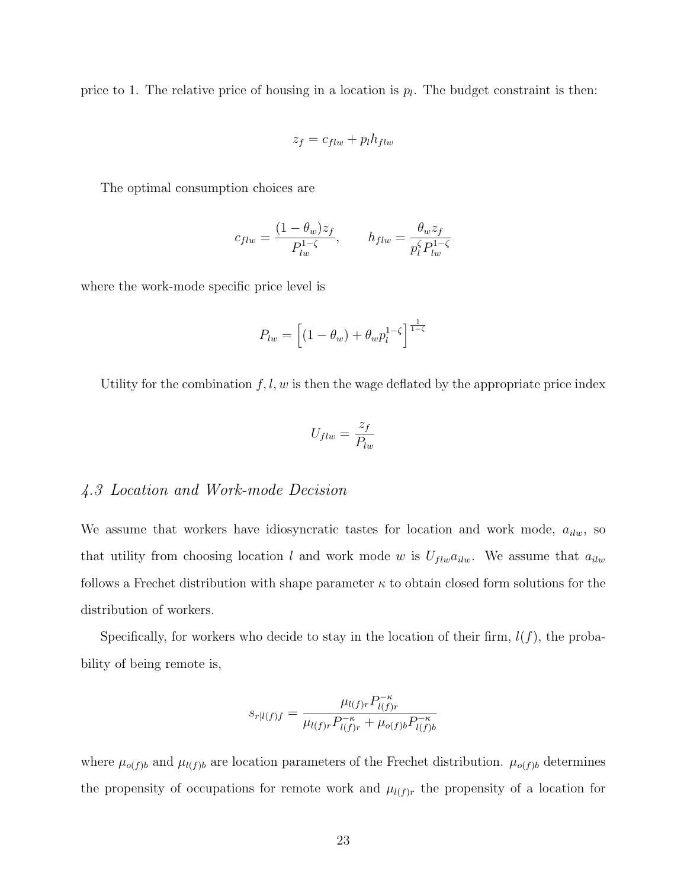price to 1. The relative price of housing in a location is $p_l$. The budget constraint is then:

$$z_f = c_{flw} + p_l h_{flw}$$

The optimal consumption choices are

$$c_{flw} = \frac{(1-\theta_w) z_f}{P_{lw}^{1-\zeta}}, \qquad h_{flw} = \frac{\theta_w z_f}{p_l^{\zeta} P_{lw}^{1-\zeta}}$$

where the work-mode specific price level is

$$P_{lw} = \left[(1-\theta_w) + \theta_w p_l^{1-\zeta}\right]^{\frac{1}{1-\zeta}}$$

Utility for the combination $f, l, w$ is then the wage deflated by the appropriate price index

$$U_{flw} = \frac{z_f}{P_{lw}}$$

### *4.3 Location and Work-mode Decision*

We assume that workers have idiosyncratic tastes for location and work mode, $a_{ilw}$, so that utility from choosing location $l$ and work mode $w$ is $U_{flw} a_{ilw}$. We assume that $a_{ilw}$ follows a Frechet distribution with shape parameter $\kappa$ to obtain closed form solutions for the distribution of workers.

Specifically, for workers who decide to stay in the location of their firm, $l(f)$, the probability of being remote is,

$$s_{r|l(f)f} = \frac{\mu_{l(f)r} P_{l(f)r}^{-\kappa}}{\mu_{l(f)r} P_{l(f)r}^{-\kappa} + \mu_{o(f)b} P_{l(f)b}^{-\kappa}}$$

where $\mu_{o(f)b}$ and $\mu_{l(f)b}$ are location parameters of the Frechet distribution. $\mu_{o(f)b}$ determines the propensity of occupations for remote work and $\mu_{l(f)r}$ the propensity of a location for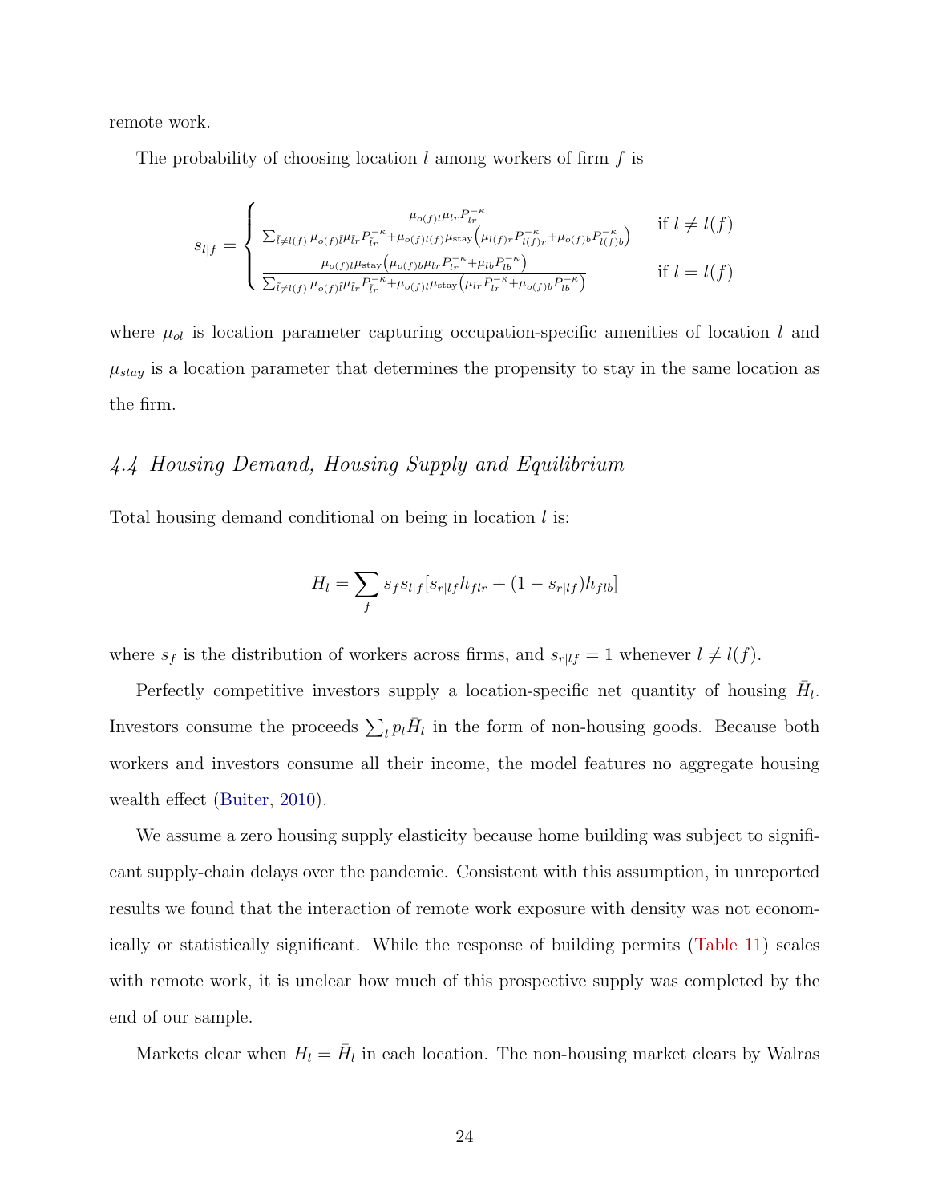remote work.

The probability of choosing location $l$ among workers of firm $f$ is

$$
s_{l|f} = \begin{cases} \frac{\mu_{o(f)l}\mu_{lr}P_{lr}^{-\kappa}}{\sum_{\tilde{l}\neq l(f)} \mu_{o(f)\tilde{l}}\mu_{\tilde{l}r}P_{\tilde{l}r}^{-\kappa}+\mu_{o(f)l(f)}\mu_{\text{stay}}\left(\mu_{l(f)r}P_{l(f)r}^{-\kappa}+\mu_{o(f)b}P_{l(f)b}^{-\kappa}\right)} & \text{if } l \neq l(f) \\ \frac{\mu_{o(f)l}\mu_{\text{stay}}\left(\mu_{o(f)b}\mu_{lr}P_{lr}^{-\kappa}+\mu_{lb}P_{lb}^{-\kappa}\right)}{\sum_{\tilde{l}\neq l(f)} \mu_{o(f)\tilde{l}}\mu_{\tilde{l}r}P_{\tilde{l}r}^{-\kappa}+\mu_{o(f)l}\mu_{\text{stay}}\left(\mu_{lr}P_{lr}^{-\kappa}+\mu_{o(f)b}P_{lb}^{-\kappa}\right)} & \text{if } l = l(f) \end{cases}
$$

where $\mu_{ol}$ is location parameter capturing occupation-specific amenities of location $l$ and $\mu_{stay}$ is a location parameter that determines the propensity to stay in the same location as the firm.

### *4.4 Housing Demand, Housing Supply and Equilibrium*

Total housing demand conditional on being in location $l$ is:

$$
H_l = \sum_f s_f s_{l|f}[s_{r|lf}h_{flr} + (1 - s_{r|lf})h_{flb}]
$$

where $s_f$ is the distribution of workers across firms, and $s_{r|lf} = 1$ whenever $l \neq l(f)$.

Perfectly competitive investors supply a location-specific net quantity of housing $\bar{H}_l$. Investors consume the proceeds $\sum_l p_l \bar{H}_l$ in the form of non-housing goods. Because both workers and investors consume all their income, the model features no aggregate housing wealth effect (Buiter, 2010).

We assume a zero housing supply elasticity because home building was subject to significant supply-chain delays over the pandemic. Consistent with this assumption, in unreported results we found that the interaction of remote work exposure with density was not economically or statistically significant. While the response of building permits (Table 11) scales with remote work, it is unclear how much of this prospective supply was completed by the end of our sample.

Markets clear when $H_l = \bar{H}_l$ in each location. The non-housing market clears by Walras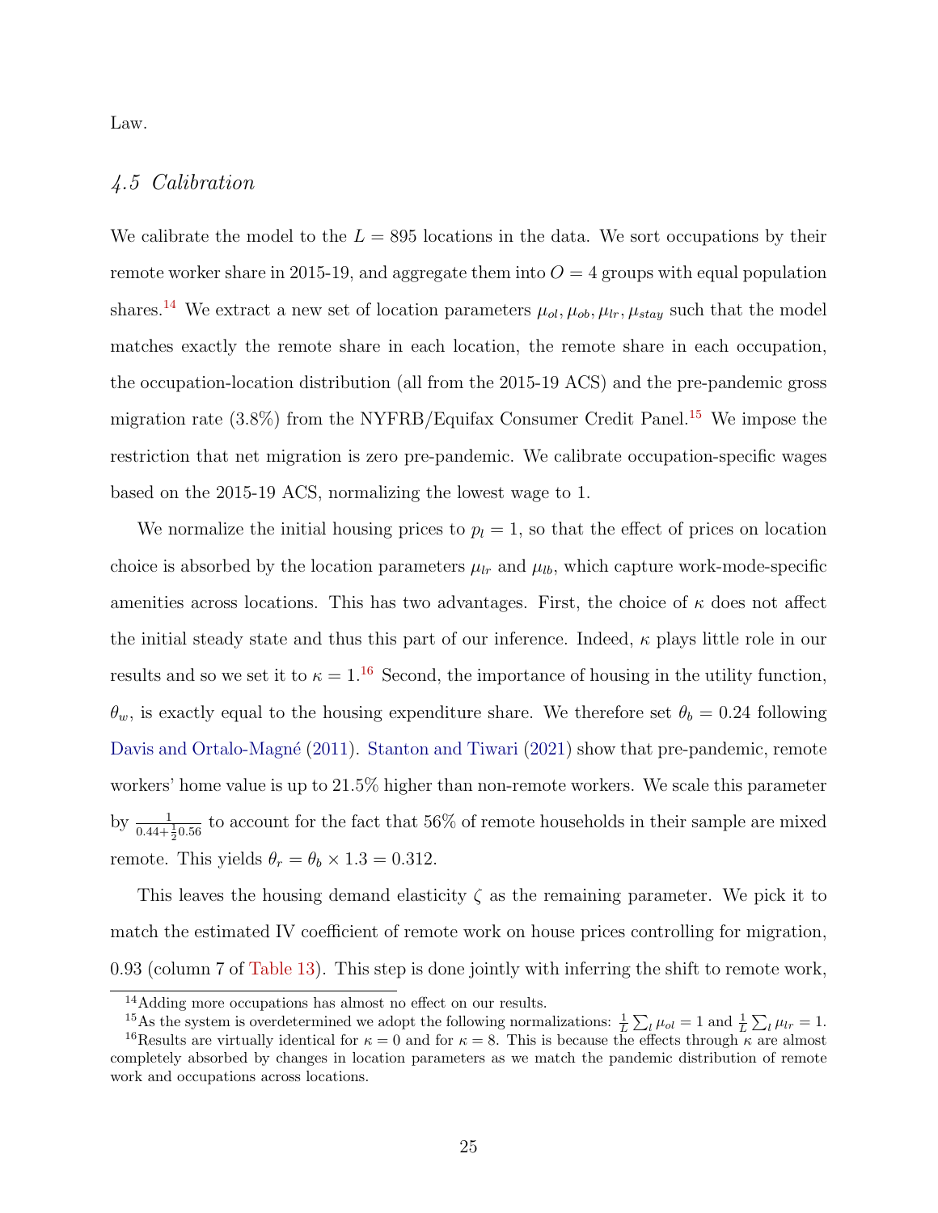Law.

### 4.5 Calibration

We calibrate the model to the $L = 895$ locations in the data. We sort occupations by their remote worker share in 2015-19, and aggregate them into $O = 4$ groups with equal population shares.[14] We extract a new set of location parameters $\mu_{ol}, \mu_{ob}, \mu_{lr}, \mu_{stay}$ such that the model matches exactly the remote share in each location, the remote share in each occupation, the occupation-location distribution (all from the 2015-19 ACS) and the pre-pandemic gross migration rate (3.8%) from the NYFRB/Equifax Consumer Credit Panel.[15] We impose the restriction that net migration is zero pre-pandemic. We calibrate occupation-specific wages based on the 2015-19 ACS, normalizing the lowest wage to 1.

We normalize the initial housing prices to $p_l = 1$, so that the effect of prices on location choice is absorbed by the location parameters $\mu_{lr}$ and $\mu_{lb}$, which capture work-mode-specific amenities across locations. This has two advantages. First, the choice of $\kappa$ does not affect the initial steady state and thus this part of our inference. Indeed, $\kappa$ plays little role in our results and so we set it to $\kappa = 1$.[16] Second, the importance of housing in the utility function, $\theta_w$, is exactly equal to the housing expenditure share. We therefore set $\theta_b = 0.24$ following Davis and Ortalo-Magné (2011). Stanton and Tiwari (2021) show that pre-pandemic, remote workers' home value is up to 21.5% higher than non-remote workers. We scale this parameter by $\frac{1}{0.44+\frac{1}{2}0.56}$ to account for the fact that 56% of remote households in their sample are mixed remote. This yields $\theta_r = \theta_b \times 1.3 = 0.312$.

This leaves the housing demand elasticity $\zeta$ as the remaining parameter. We pick it to match the estimated IV coefficient of remote work on house prices controlling for migration, 0.93 (column 7 of Table 13). This step is done jointly with inferring the shift to remote work,

[14] Adding more occupations has almost no effect on our results.

[15] As the system is overdetermined we adopt the following normalizations: $\frac{1}{L}\sum_l \mu_{ol} = 1$ and $\frac{1}{L}\sum_l \mu_{lr} = 1$.

[16] Results are virtually identical for $\kappa = 0$ and for $\kappa = 8$. This is because the effects through $\kappa$ are almost completely absorbed by changes in location parameters as we match the pandemic distribution of remote work and occupations across locations.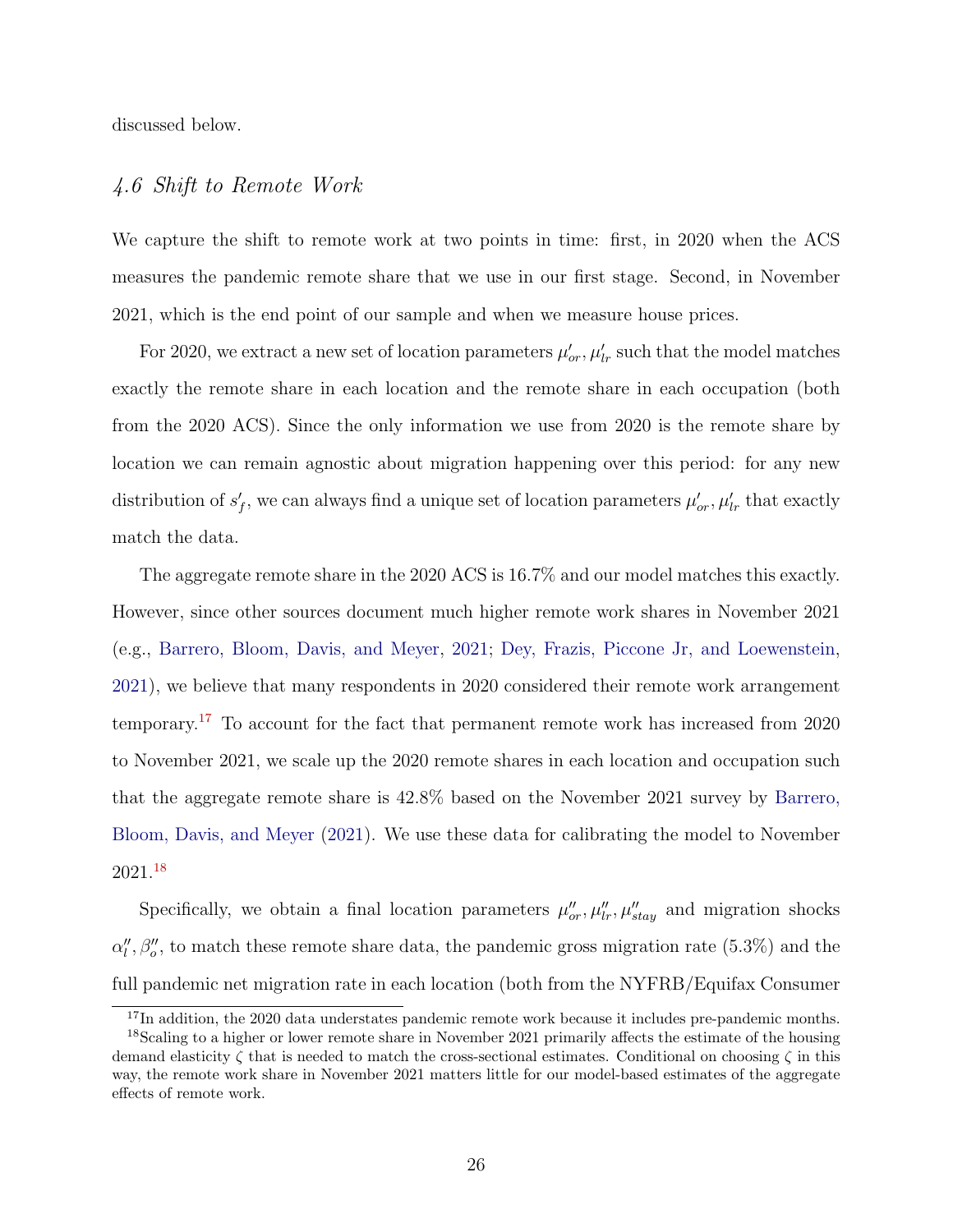discussed below.

### *4.6 Shift to Remote Work*

We capture the shift to remote work at two points in time: first, in 2020 when the ACS measures the pandemic remote share that we use in our first stage. Second, in November 2021, which is the end point of our sample and when we measure house prices.

For 2020, we extract a new set of location parameters $\mu'_{or}, \mu'_{lr}$ such that the model matches exactly the remote share in each location and the remote share in each occupation (both from the 2020 ACS). Since the only information we use from 2020 is the remote share by location we can remain agnostic about migration happening over this period: for any new distribution of $s'_f$, we can always find a unique set of location parameters $\mu'_{or}, \mu'_{lr}$ that exactly match the data.

The aggregate remote share in the 2020 ACS is 16.7% and our model matches this exactly. However, since other sources document much higher remote work shares in November 2021 (e.g., Barrero, Bloom, Davis, and Meyer, 2021; Dey, Frazis, Piccone Jr, and Loewenstein, 2021), we believe that many respondents in 2020 considered their remote work arrangement temporary.[17] To account for the fact that permanent remote work has increased from 2020 to November 2021, we scale up the 2020 remote shares in each location and occupation such that the aggregate remote share is 42.8% based on the November 2021 survey by Barrero, Bloom, Davis, and Meyer (2021). We use these data for calibrating the model to November 2021.[18]

Specifically, we obtain a final location parameters $\mu''_{or}, \mu''_{lr}, \mu''_{stay}$ and migration shocks $\alpha''_l, \beta''_o$, to match these remote share data, the pandemic gross migration rate (5.3%) and the full pandemic net migration rate in each location (both from the NYFRB/Equifax Consumer

[17] In addition, the 2020 data understates pandemic remote work because it includes pre-pandemic months.

[18] Scaling to a higher or lower remote share in November 2021 primarily affects the estimate of the housing demand elasticity $\zeta$ that is needed to match the cross-sectional estimates. Conditional on choosing $\zeta$ in this way, the remote work share in November 2021 matters little for our model-based estimates of the aggregate effects of remote work.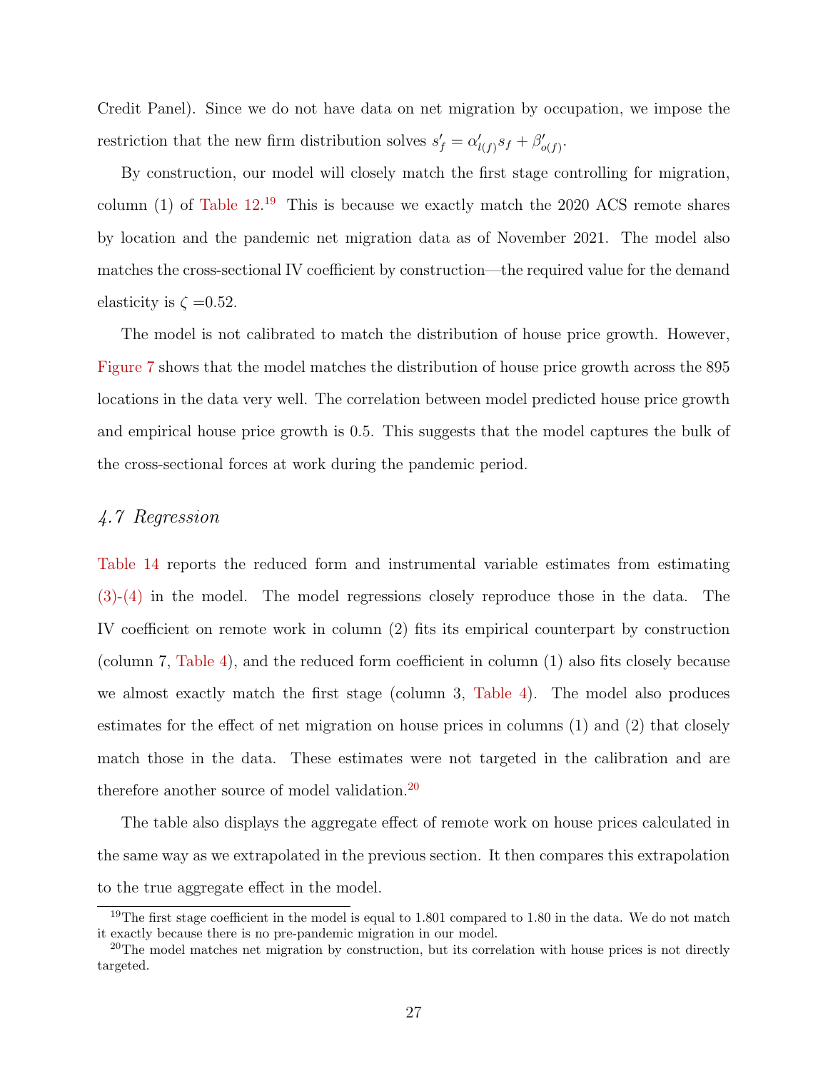Credit Panel). Since we do not have data on net migration by occupation, we impose the restriction that the new firm distribution solves $s'_f = \alpha'_{l(f)} s_f + \beta'_{o(f)}$.

By construction, our model will closely match the first stage controlling for migration, column (1) of Table 12.[19] This is because we exactly match the 2020 ACS remote shares by location and the pandemic net migration data as of November 2021. The model also matches the cross-sectional IV coefficient by construction—the required value for the demand elasticity is $\zeta = 0.52$.

The model is not calibrated to match the distribution of house price growth. However, Figure 7 shows that the model matches the distribution of house price growth across the 895 locations in the data very well. The correlation between model predicted house price growth and empirical house price growth is 0.5. This suggests that the model captures the bulk of the cross-sectional forces at work during the pandemic period.

## *4.7 Regression*

Table 14 reports the reduced form and instrumental variable estimates from estimating (3)-(4) in the model. The model regressions closely reproduce those in the data. The IV coefficient on remote work in column (2) fits its empirical counterpart by construction (column 7, Table 4), and the reduced form coefficient in column (1) also fits closely because we almost exactly match the first stage (column 3, Table 4). The model also produces estimates for the effect of net migration on house prices in columns (1) and (2) that closely match those in the data. These estimates were not targeted in the calibration and are therefore another source of model validation.[20]

The table also displays the aggregate effect of remote work on house prices calculated in the same way as we extrapolated in the previous section. It then compares this extrapolation to the true aggregate effect in the model.

[19] The first stage coefficient in the model is equal to 1.801 compared to 1.80 in the data. We do not match it exactly because there is no pre-pandemic migration in our model.

[20] The model matches net migration by construction, but its correlation with house prices is not directly targeted.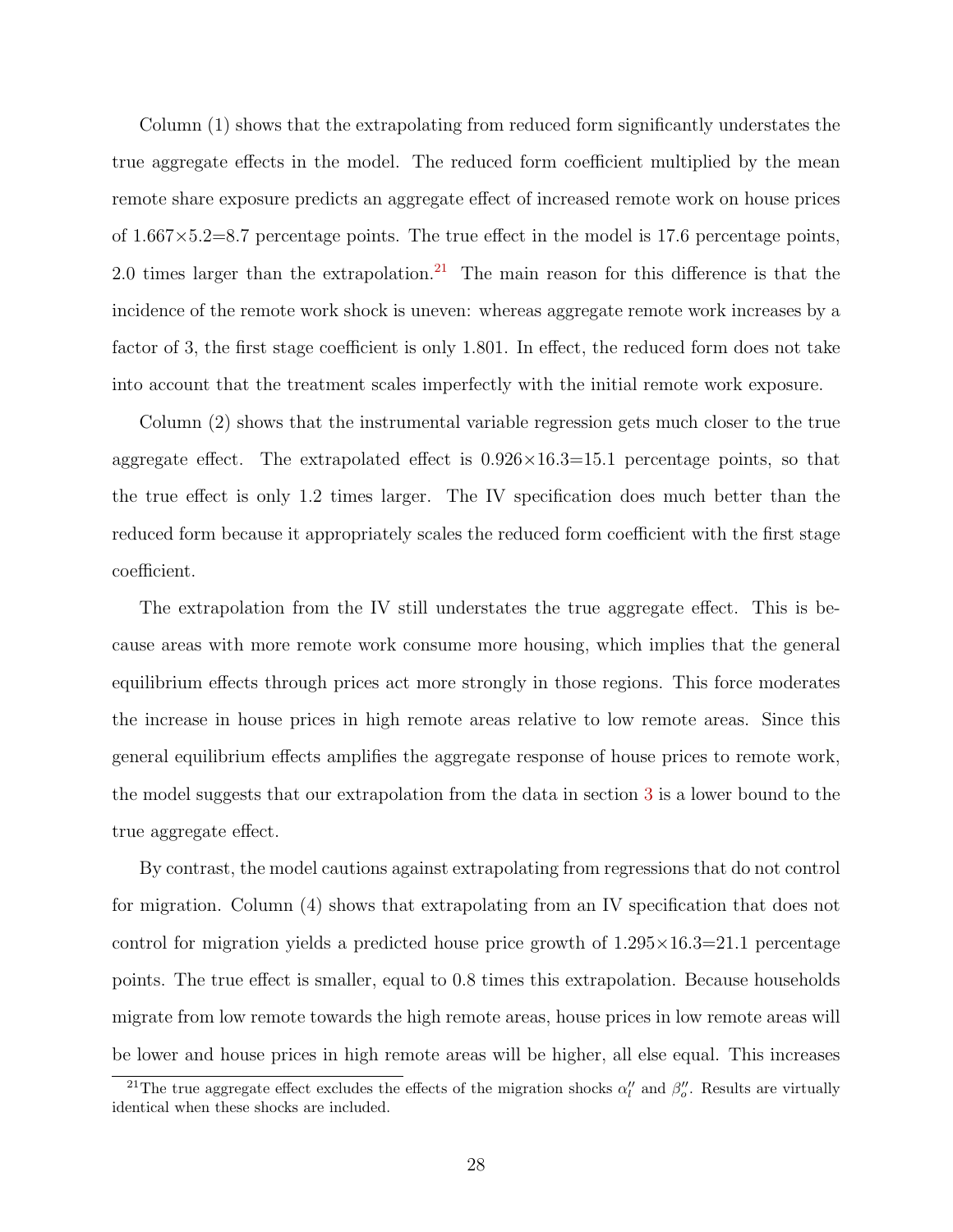Column (1) shows that the extrapolating from reduced form significantly understates the true aggregate effects in the model. The reduced form coefficient multiplied by the mean remote share exposure predicts an aggregate effect of increased remote work on house prices of $1.667 \times 5.2 = 8.7$ percentage points. The true effect in the model is 17.6 percentage points, 2.0 times larger than the extrapolation.[21] The main reason for this difference is that the incidence of the remote work shock is uneven: whereas aggregate remote work increases by a factor of 3, the first stage coefficient is only 1.801. In effect, the reduced form does not take into account that the treatment scales imperfectly with the initial remote work exposure.

Column (2) shows that the instrumental variable regression gets much closer to the true aggregate effect. The extrapolated effect is $0.926 \times 16.3 = 15.1$ percentage points, so that the true effect is only 1.2 times larger. The IV specification does much better than the reduced form because it appropriately scales the reduced form coefficient with the first stage coefficient.

The extrapolation from the IV still understates the true aggregate effect. This is because areas with more remote work consume more housing, which implies that the general equilibrium effects through prices act more strongly in those regions. This force moderates the increase in house prices in high remote areas relative to low remote areas. Since this general equilibrium effects amplifies the aggregate response of house prices to remote work, the model suggests that our extrapolation from the data in section 3 is a lower bound to the true aggregate effect.

By contrast, the model cautions against extrapolating from regressions that do not control for migration. Column (4) shows that extrapolating from an IV specification that does not control for migration yields a predicted house price growth of $1.295 \times 16.3 = 21.1$ percentage points. The true effect is smaller, equal to 0.8 times this extrapolation. Because households migrate from low remote towards the high remote areas, house prices in low remote areas will be lower and house prices in high remote areas will be higher, all else equal. This increases

[21] The true aggregate effect excludes the effects of the migration shocks $\alpha_l''$ and $\beta_o''$. Results are virtually identical when these shocks are included.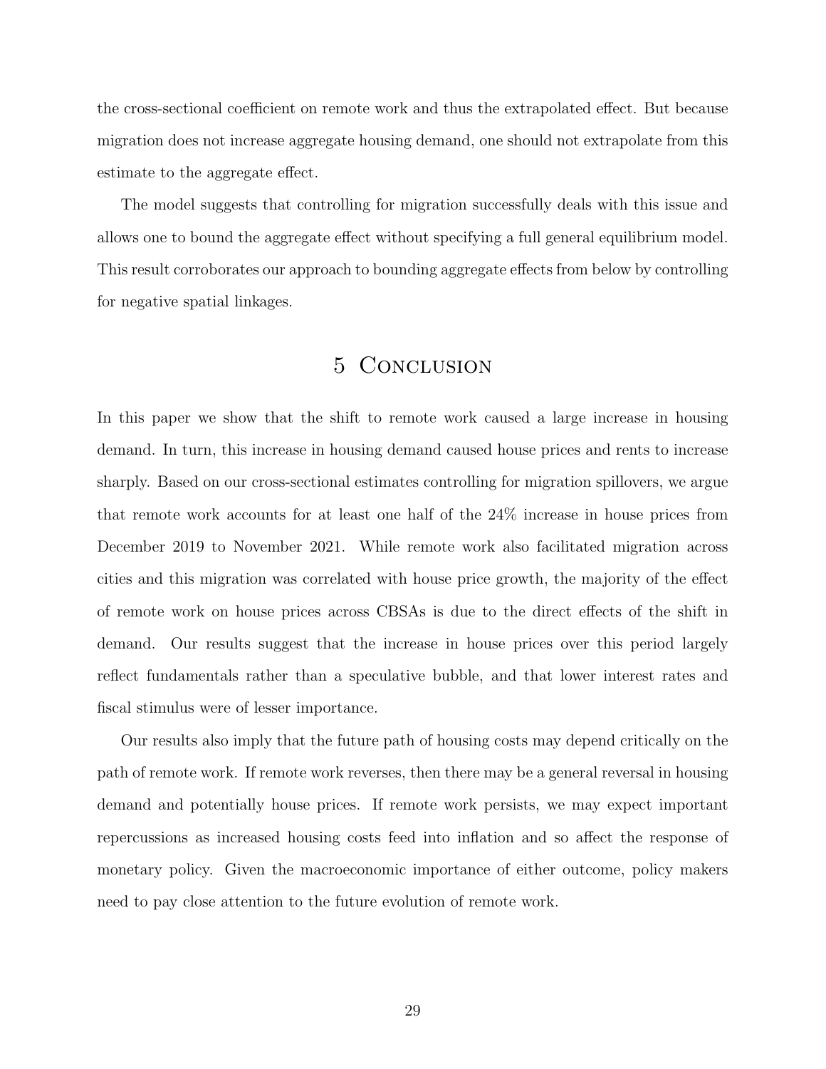the cross-sectional coefficient on remote work and thus the extrapolated effect. But because migration does not increase aggregate housing demand, one should not extrapolate from this estimate to the aggregate effect.

The model suggests that controlling for migration successfully deals with this issue and allows one to bound the aggregate effect without specifying a full general equilibrium model. This result corroborates our approach to bounding aggregate effects from below by controlling for negative spatial linkages.

# 5 Conclusion

In this paper we show that the shift to remote work caused a large increase in housing demand. In turn, this increase in housing demand caused house prices and rents to increase sharply. Based on our cross-sectional estimates controlling for migration spillovers, we argue that remote work accounts for at least one half of the 24% increase in house prices from December 2019 to November 2021. While remote work also facilitated migration across cities and this migration was correlated with house price growth, the majority of the effect of remote work on house prices across CBSAs is due to the direct effects of the shift in demand. Our results suggest that the increase in house prices over this period largely reflect fundamentals rather than a speculative bubble, and that lower interest rates and fiscal stimulus were of lesser importance.

Our results also imply that the future path of housing costs may depend critically on the path of remote work. If remote work reverses, then there may be a general reversal in housing demand and potentially house prices. If remote work persists, we may expect important repercussions as increased housing costs feed into inflation and so affect the response of monetary policy. Given the macroeconomic importance of either outcome, policy makers need to pay close attention to the future evolution of remote work.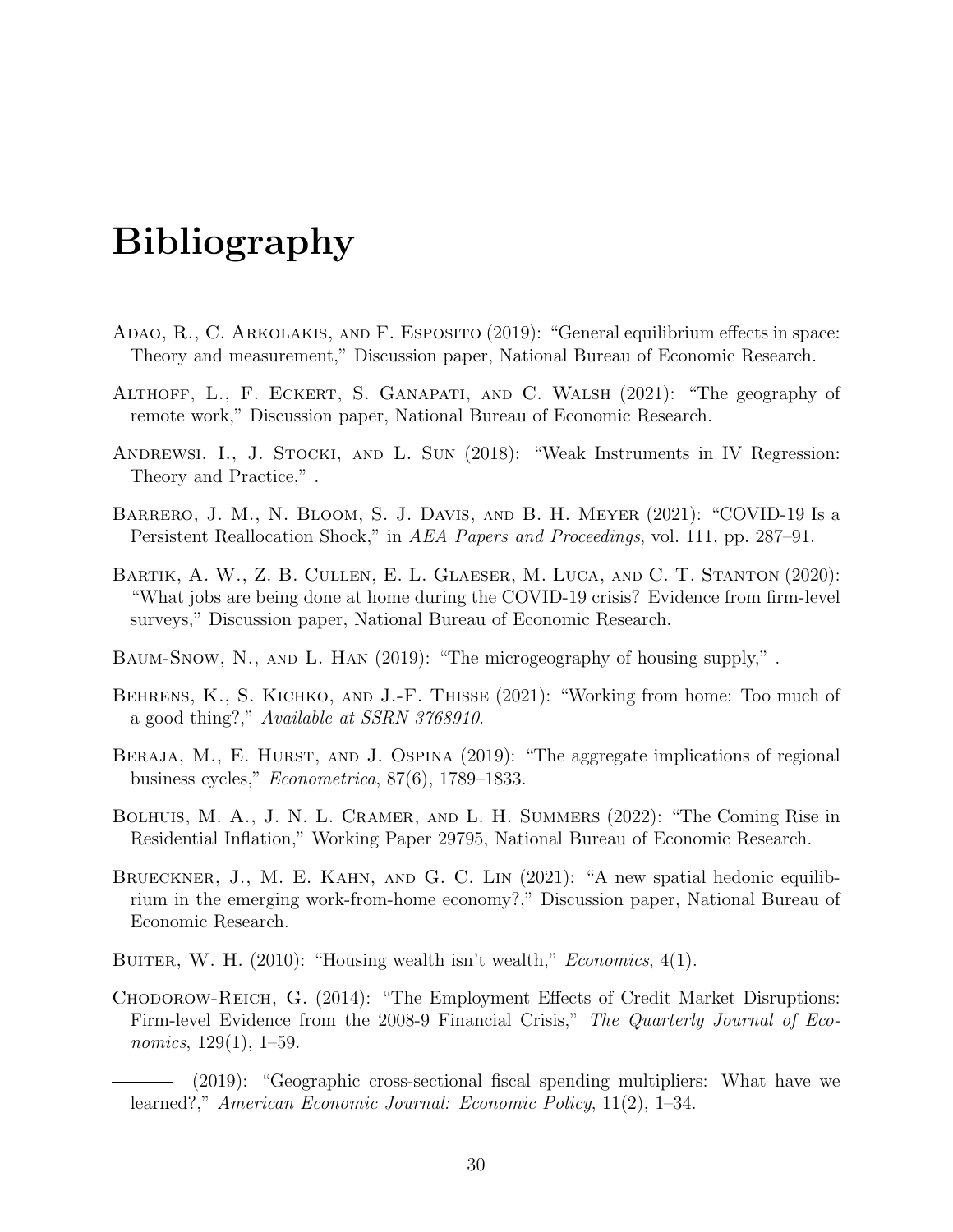# Bibliography

Adao, R., C. Arkolakis, and F. Esposito (2019): "General equilibrium effects in space: Theory and measurement," Discussion paper, National Bureau of Economic Research.

Althoff, L., F. Eckert, S. Ganapati, and C. Walsh (2021): "The geography of remote work," Discussion paper, National Bureau of Economic Research.

Andrewsi, I., J. Stocki, and L. Sun (2018): "Weak Instruments in IV Regression: Theory and Practice," .

Barrero, J. M., N. Bloom, S. J. Davis, and B. H. Meyer (2021): "COVID-19 Is a Persistent Reallocation Shock," in *AEA Papers and Proceedings*, vol. 111, pp. 287–91.

Bartik, A. W., Z. B. Cullen, E. L. Glaeser, M. Luca, and C. T. Stanton (2020): "What jobs are being done at home during the COVID-19 crisis? Evidence from firm-level surveys," Discussion paper, National Bureau of Economic Research.

Baum-Snow, N., and L. Han (2019): "The microgeography of housing supply," .

Behrens, K., S. Kichko, and J.-F. Thisse (2021): "Working from home: Too much of a good thing?," *Available at SSRN 3768910*.

Beraja, M., E. Hurst, and J. Ospina (2019): "The aggregate implications of regional business cycles," *Econometrica*, 87(6), 1789–1833.

Bolhuis, M. A., J. N. L. Cramer, and L. H. Summers (2022): "The Coming Rise in Residential Inflation," Working Paper 29795, National Bureau of Economic Research.

Brueckner, J., M. E. Kahn, and G. C. Lin (2021): "A new spatial hedonic equilibrium in the emerging work-from-home economy?," Discussion paper, National Bureau of Economic Research.

Buiter, W. H. (2010): "Housing wealth isn't wealth," *Economics*, 4(1).

Chodorow-Reich, G. (2014): "The Employment Effects of Credit Market Disruptions: Firm-level Evidence from the 2008-9 Financial Crisis," *The Quarterly Journal of Economics*, 129(1), 1–59.

——— (2019): "Geographic cross-sectional fiscal spending multipliers: What have we learned?," *American Economic Journal: Economic Policy*, 11(2), 1–34.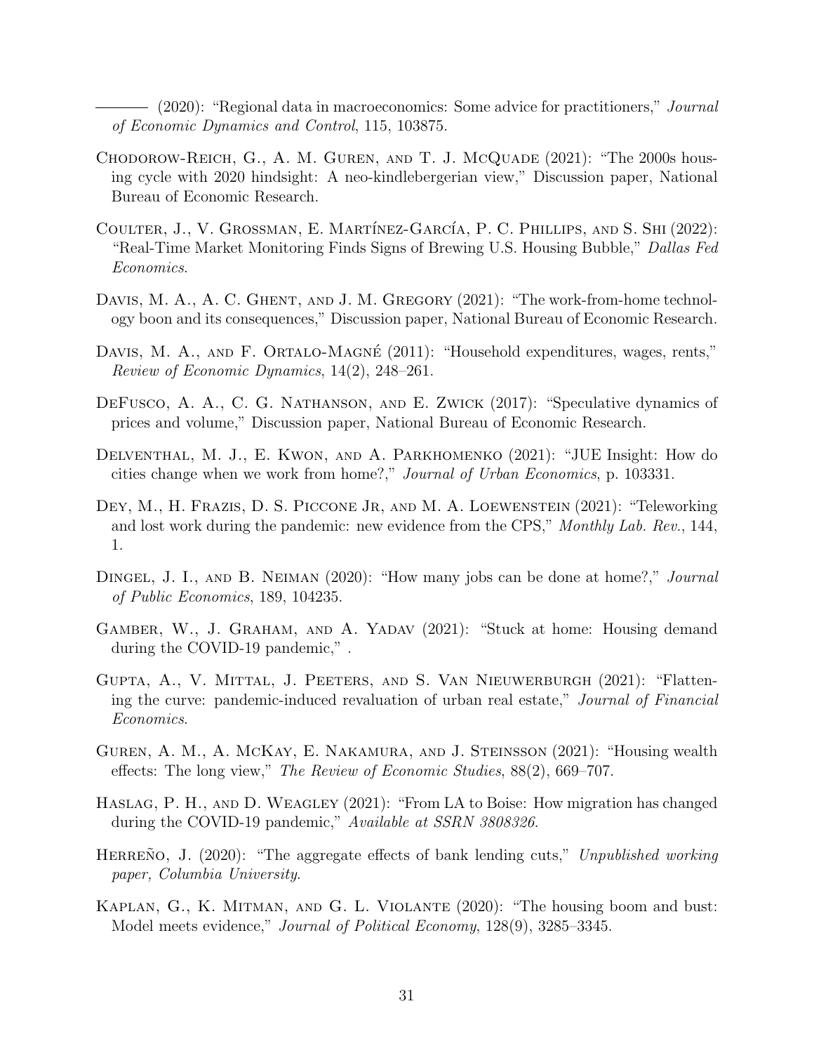——— (2020): "Regional data in macroeconomics: Some advice for practitioners," *Journal of Economic Dynamics and Control*, 115, 103875.

Chodorow-Reich, G., A. M. Guren, and T. J. McQuade (2021): "The 2000s housing cycle with 2020 hindsight: A neo-kindlebergerian view," Discussion paper, National Bureau of Economic Research.

Coulter, J., V. Grossman, E. Martínez-García, P. C. Phillips, and S. Shi (2022): "Real-Time Market Monitoring Finds Signs of Brewing U.S. Housing Bubble," *Dallas Fed Economics*.

Davis, M. A., A. C. Ghent, and J. M. Gregory (2021): "The work-from-home technology boon and its consequences," Discussion paper, National Bureau of Economic Research.

Davis, M. A., and F. Ortalo-Magné (2011): "Household expenditures, wages, rents," *Review of Economic Dynamics*, 14(2), 248–261.

DeFusco, A. A., C. G. Nathanson, and E. Zwick (2017): "Speculative dynamics of prices and volume," Discussion paper, National Bureau of Economic Research.

Delventhal, M. J., E. Kwon, and A. Parkhomenko (2021): "JUE Insight: How do cities change when we work from home?," *Journal of Urban Economics*, p. 103331.

Dey, M., H. Frazis, D. S. Piccone Jr, and M. A. Loewenstein (2021): "Teleworking and lost work during the pandemic: new evidence from the CPS," *Monthly Lab. Rev.*, 144, 1.

Dingel, J. I., and B. Neiman (2020): "How many jobs can be done at home?," *Journal of Public Economics*, 189, 104235.

Gamber, W., J. Graham, and A. Yadav (2021): "Stuck at home: Housing demand during the COVID-19 pandemic," .

Gupta, A., V. Mittal, J. Peeters, and S. Van Nieuwerburgh (2021): "Flattening the curve: pandemic-induced revaluation of urban real estate," *Journal of Financial Economics*.

Guren, A. M., A. McKay, E. Nakamura, and J. Steinsson (2021): "Housing wealth effects: The long view," *The Review of Economic Studies*, 88(2), 669–707.

Haslag, P. H., and D. Weagley (2021): "From LA to Boise: How migration has changed during the COVID-19 pandemic," *Available at SSRN 3808326*.

Herreño, J. (2020): "The aggregate effects of bank lending cuts," *Unpublished working paper, Columbia University*.

Kaplan, G., K. Mitman, and G. L. Violante (2020): "The housing boom and bust: Model meets evidence," *Journal of Political Economy*, 128(9), 3285–3345.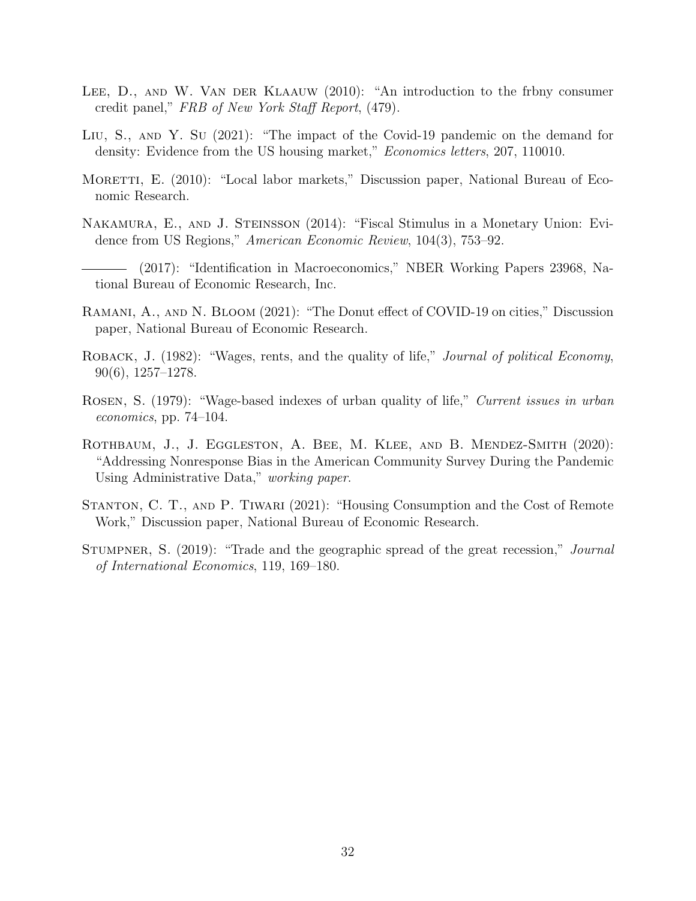Lee, D., and W. Van der Klaauw (2010): "An introduction to the frbny consumer credit panel," *FRB of New York Staff Report*, (479).

Liu, S., and Y. Su (2021): "The impact of the Covid-19 pandemic on the demand for density: Evidence from the US housing market," *Economics letters*, 207, 110010.

Moretti, E. (2010): "Local labor markets," Discussion paper, National Bureau of Economic Research.

Nakamura, E., and J. Steinsson (2014): "Fiscal Stimulus in a Monetary Union: Evidence from US Regions," *American Economic Review*, 104(3), 753–92.

——— (2017): "Identification in Macroeconomics," NBER Working Papers 23968, National Bureau of Economic Research, Inc.

Ramani, A., and N. Bloom (2021): "The Donut effect of COVID-19 on cities," Discussion paper, National Bureau of Economic Research.

Roback, J. (1982): "Wages, rents, and the quality of life," *Journal of political Economy*, 90(6), 1257–1278.

Rosen, S. (1979): "Wage-based indexes of urban quality of life," *Current issues in urban economics*, pp. 74–104.

Rothbaum, J., J. Eggleston, A. Bee, M. Klee, and B. Mendez-Smith (2020): "Addressing Nonresponse Bias in the American Community Survey During the Pandemic Using Administrative Data," *working paper*.

Stanton, C. T., and P. Tiwari (2021): "Housing Consumption and the Cost of Remote Work," Discussion paper, National Bureau of Economic Research.

Stumpner, S. (2019): "Trade and the geographic spread of the great recession," *Journal of International Economics*, 119, 169–180.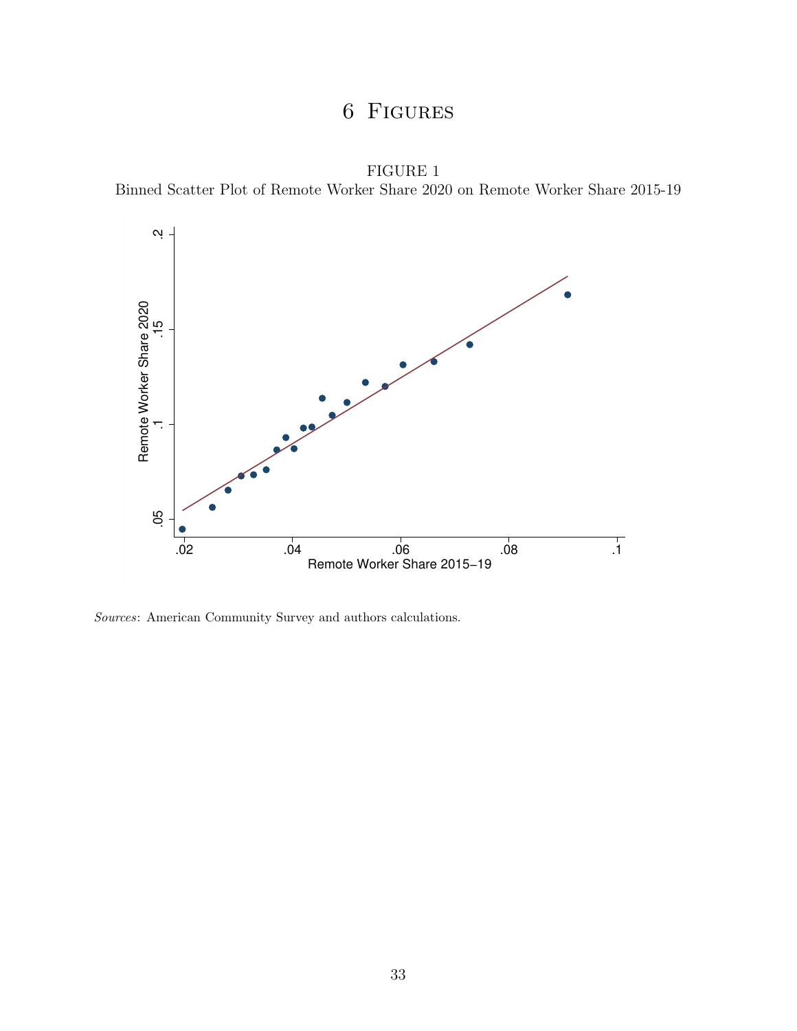# 6 Figures

FIGURE 1
Binned Scatter Plot of Remote Worker Share 2020 on Remote Worker Share 2015-19

*Sources*: American Community Survey and authors calculations.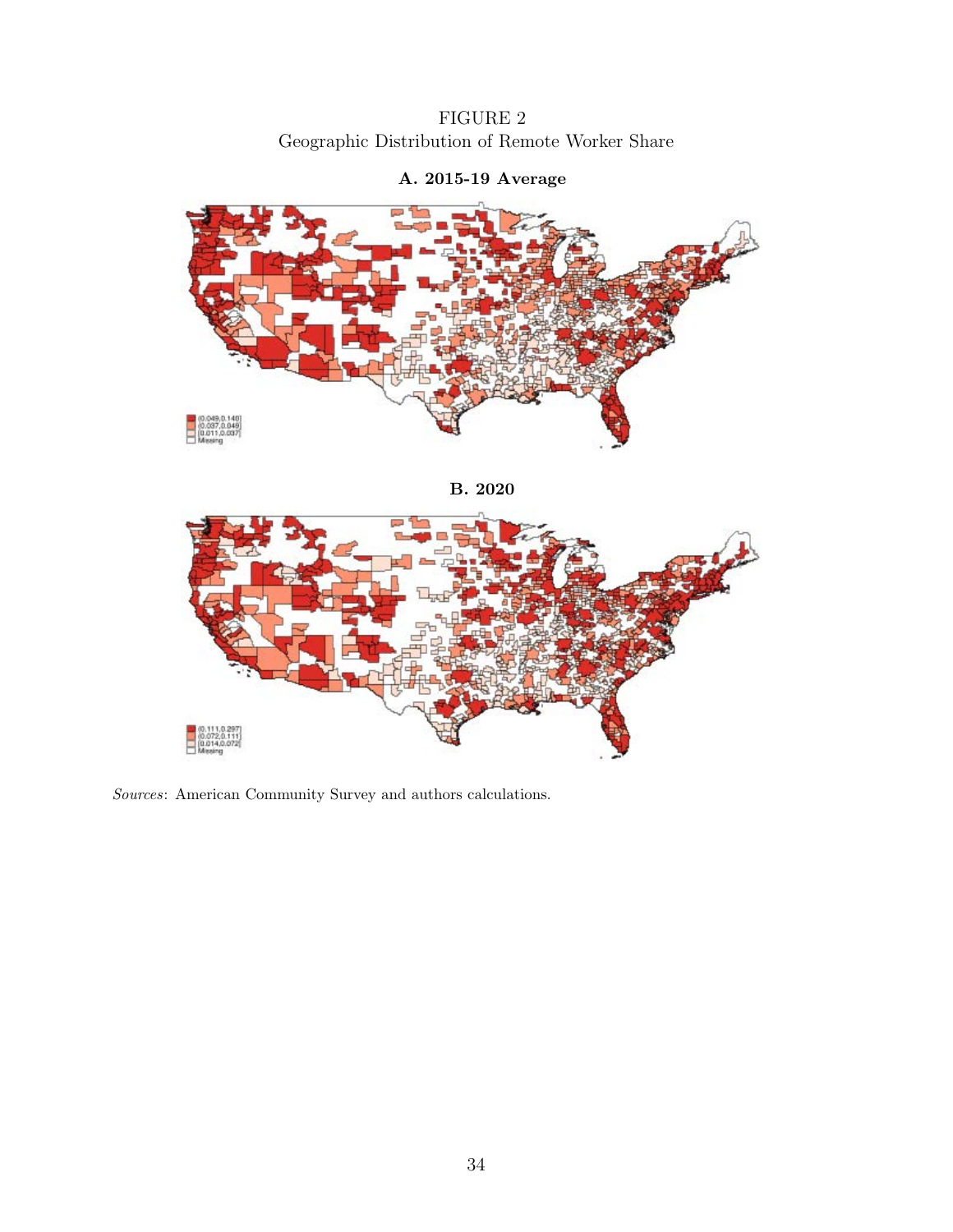FIGURE 2
Geographic Distribution of Remote Worker Share

**A. 2015-19 Average**

(0.049,0.140]
(0.037,0.049]
[0.011,0.037]
Missing

**B. 2020**

(0.111,0.297]
(0.072,0.111]
[0.014,0.072]
Missing

*Sources*: American Community Survey and authors calculations.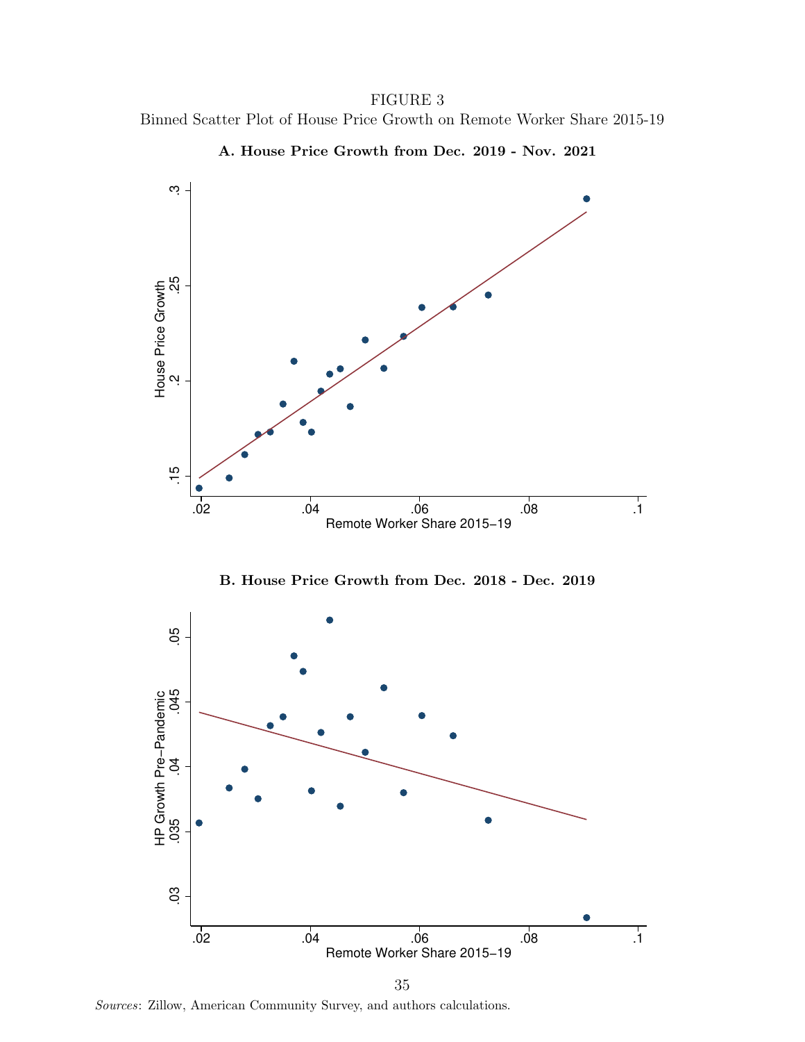FIGURE 3

Binned Scatter Plot of House Price Growth on Remote Worker Share 2015-19

**A. House Price Growth from Dec. 2019 - Nov. 2021**

**B. House Price Growth from Dec. 2018 - Dec. 2019**

*Sources*: Zillow, American Community Survey, and authors calculations.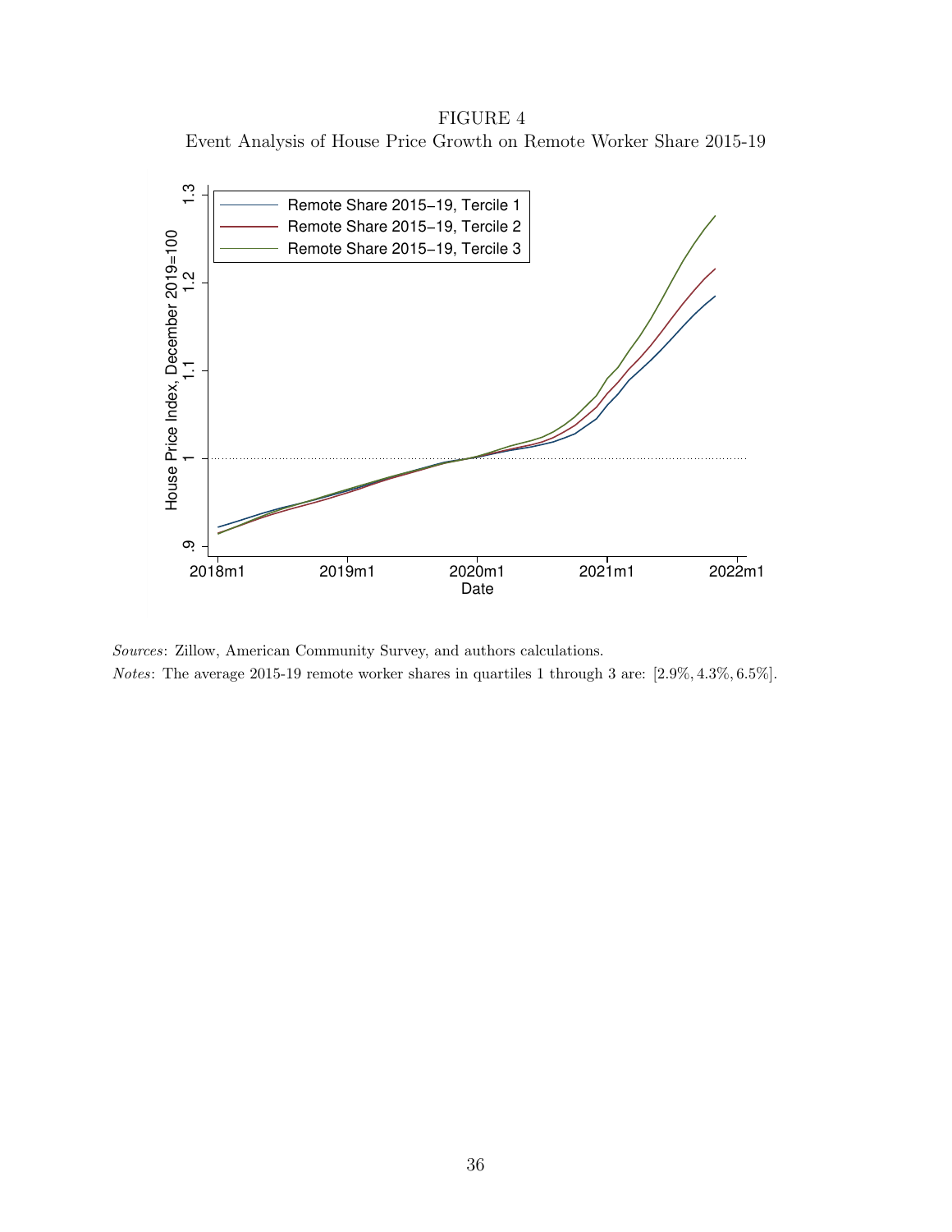FIGURE 4
Event Analysis of House Price Growth on Remote Worker Share 2015-19

*Sources*: Zillow, American Community Survey, and authors calculations.

*Notes*: The average 2015-19 remote worker shares in quartiles 1 through 3 are: $[2.9\%, 4.3\%, 6.5\%]$.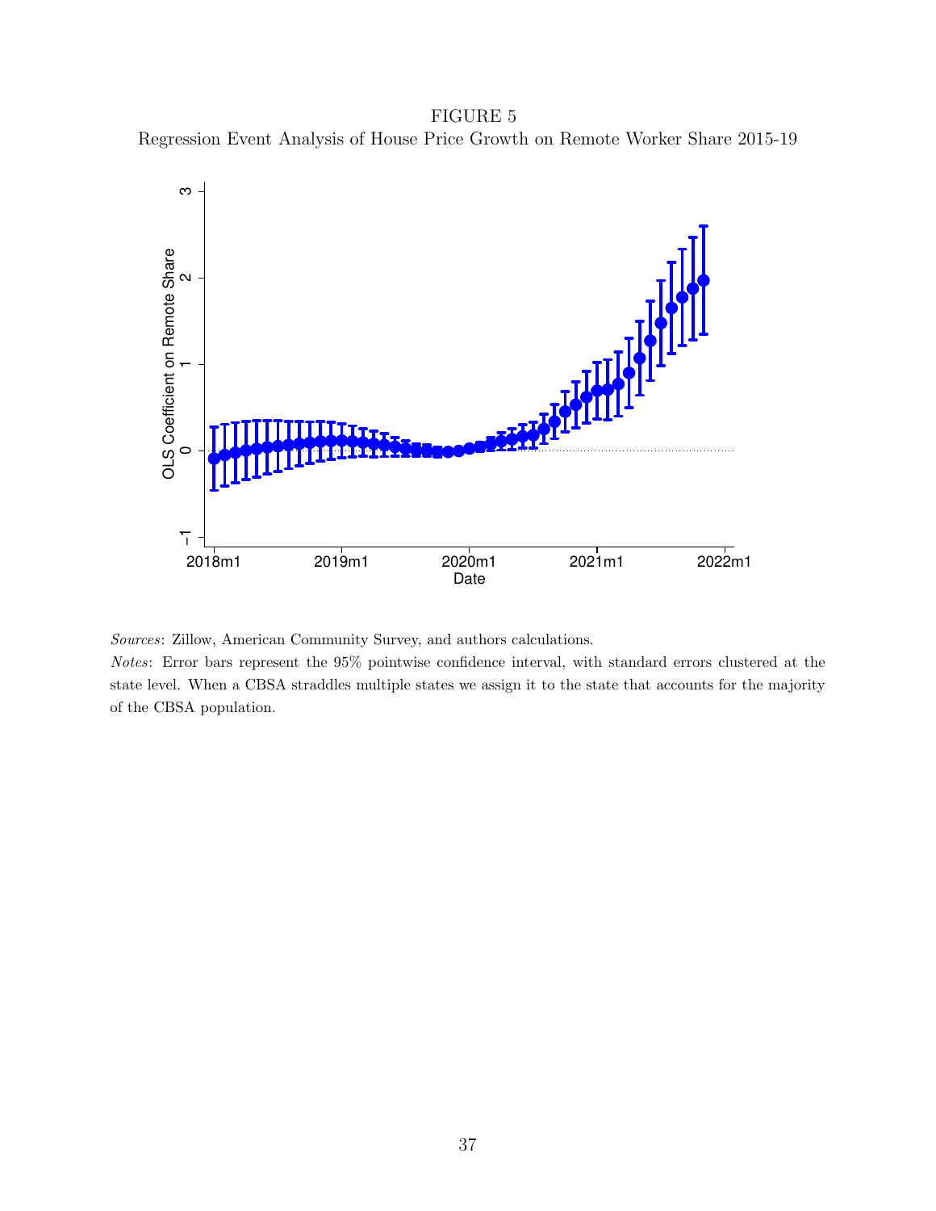FIGURE 5

Regression Event Analysis of House Price Growth on Remote Worker Share 2015-19

*Sources*: Zillow, American Community Survey, and authors calculations.

*Notes*: Error bars represent the 95% pointwise confidence interval, with standard errors clustered at the state level. When a CBSA straddles multiple states we assign it to the state that accounts for the majority of the CBSA population.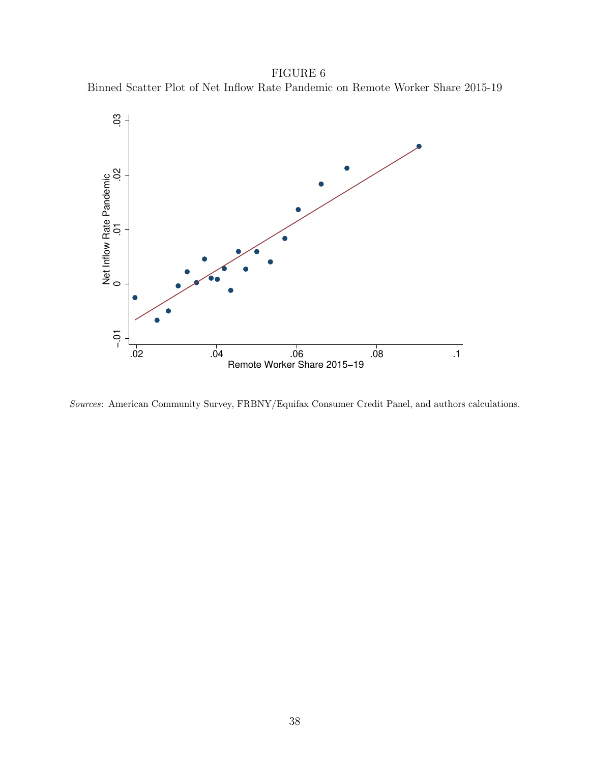FIGURE 6

Binned Scatter Plot of Net Inflow Rate Pandemic on Remote Worker Share 2015-19

*Sources*: American Community Survey, FRBNY/Equifax Consumer Credit Panel, and authors calculations.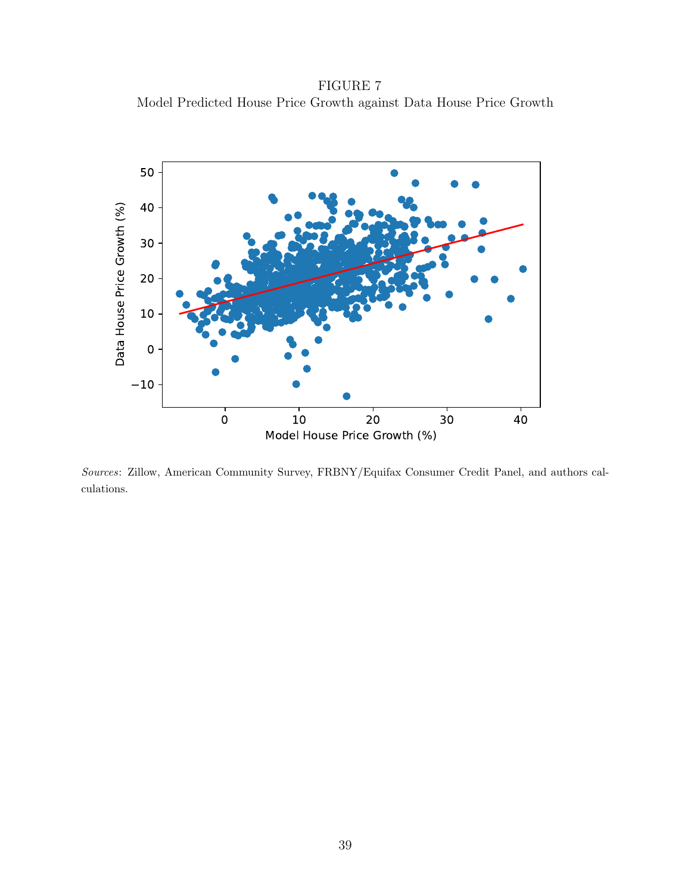FIGURE 7

Model Predicted House Price Growth against Data House Price Growth

*Sources*: Zillow, American Community Survey, FRBNY/Equifax Consumer Credit Panel, and authors calculations.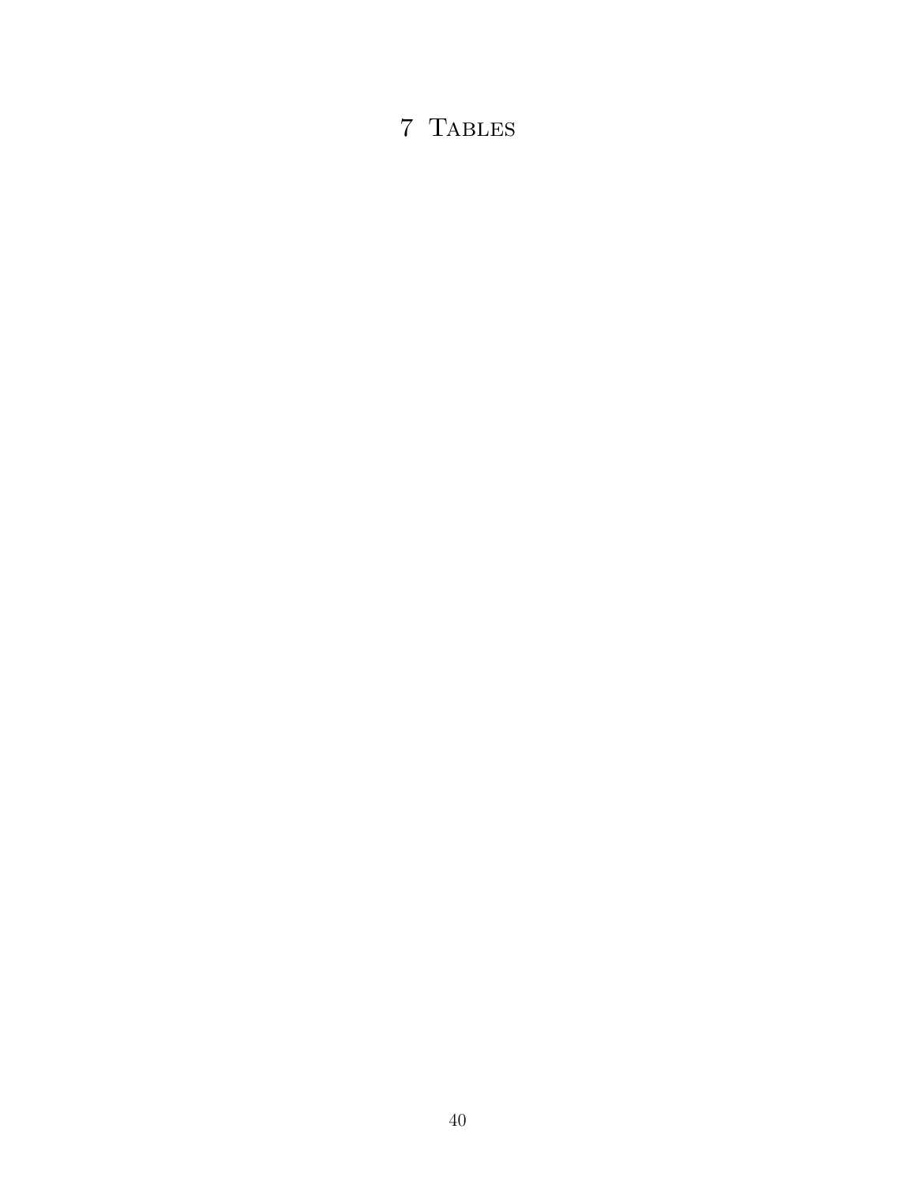# 7 Tables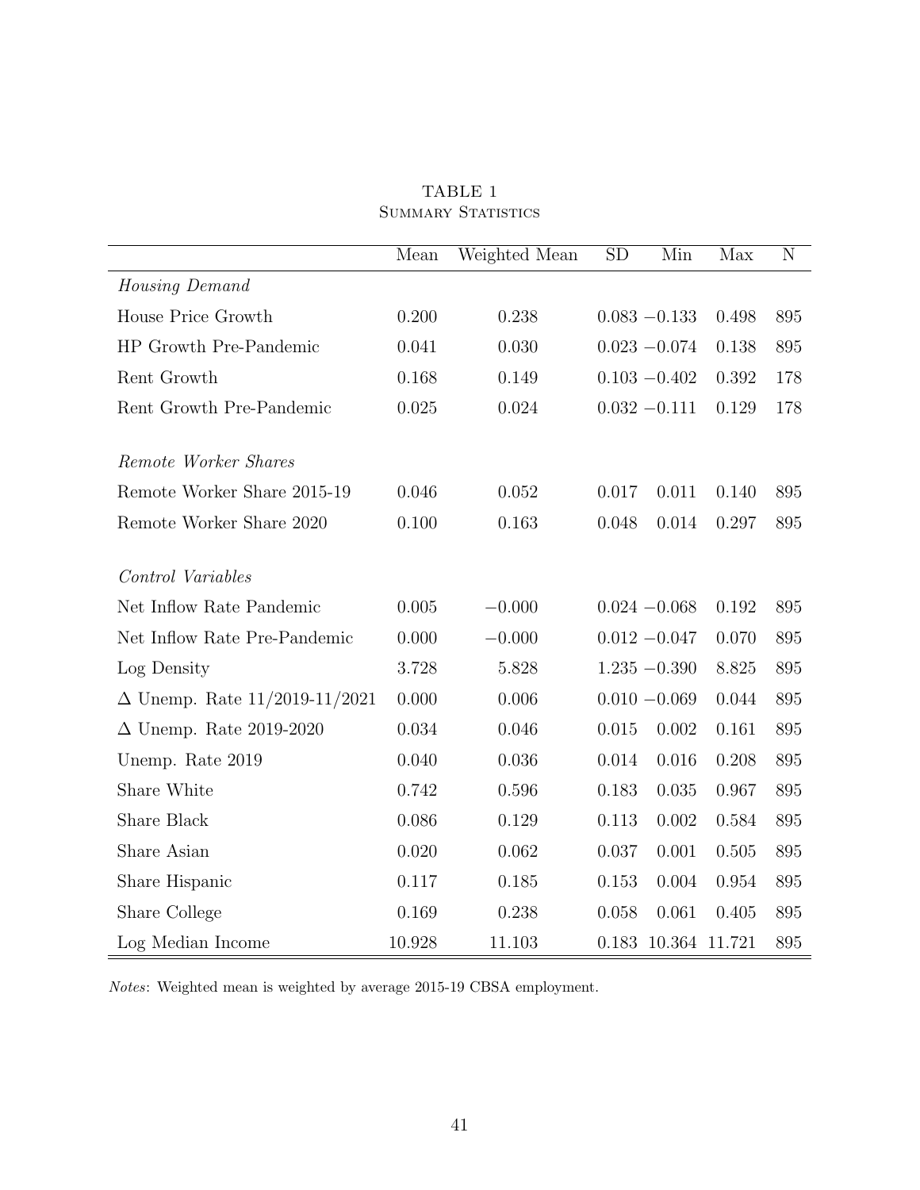TABLE 1

SUMMARY STATISTICS

| | Mean | Weighted Mean | SD | Min | Max | N |
|---|---|---|---|---|---|---|
| *Housing Demand* | | | | | | |
| House Price Growth | 0.200 | 0.238 | 0.083 | −0.133 | 0.498 | 895 |
| HP Growth Pre-Pandemic | 0.041 | 0.030 | 0.023 | −0.074 | 0.138 | 895 |
| Rent Growth | 0.168 | 0.149 | 0.103 | −0.402 | 0.392 | 178 |
| Rent Growth Pre-Pandemic | 0.025 | 0.024 | 0.032 | −0.111 | 0.129 | 178 |
| *Remote Worker Shares* | | | | | | |
| Remote Worker Share 2015-19 | 0.046 | 0.052 | 0.017 | 0.011 | 0.140 | 895 |
| Remote Worker Share 2020 | 0.100 | 0.163 | 0.048 | 0.014 | 0.297 | 895 |
| *Control Variables* | | | | | | |
| Net Inflow Rate Pandemic | 0.005 | −0.000 | 0.024 | −0.068 | 0.192 | 895 |
| Net Inflow Rate Pre-Pandemic | 0.000 | −0.000 | 0.012 | −0.047 | 0.070 | 895 |
| Log Density | 3.728 | 5.828 | 1.235 | −0.390 | 8.825 | 895 |
| $\Delta$ Unemp. Rate 11/2019-11/2021 | 0.000 | 0.006 | 0.010 | −0.069 | 0.044 | 895 |
| $\Delta$ Unemp. Rate 2019-2020 | 0.034 | 0.046 | 0.015 | 0.002 | 0.161 | 895 |
| Unemp. Rate 2019 | 0.040 | 0.036 | 0.014 | 0.016 | 0.208 | 895 |
| Share White | 0.742 | 0.596 | 0.183 | 0.035 | 0.967 | 895 |
| Share Black | 0.086 | 0.129 | 0.113 | 0.002 | 0.584 | 895 |
| Share Asian | 0.020 | 0.062 | 0.037 | 0.001 | 0.505 | 895 |
| Share Hispanic | 0.117 | 0.185 | 0.153 | 0.004 | 0.954 | 895 |
| Share College | 0.169 | 0.238 | 0.058 | 0.061 | 0.405 | 895 |
| Log Median Income | 10.928 | 11.103 | 0.183 | 10.364 | 11.721 | 895 |

*Notes*: Weighted mean is weighted by average 2015-19 CBSA employment.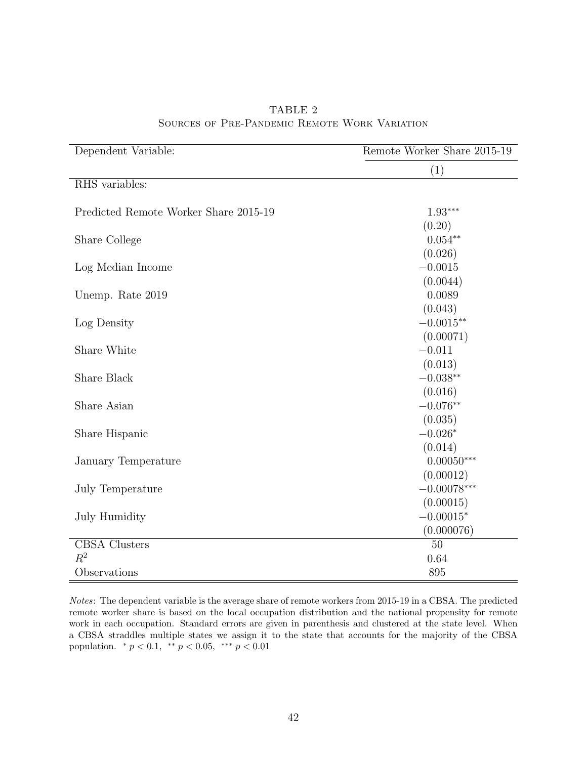TABLE 2

Sources of Pre-Pandemic Remote Work Variation

| Dependent Variable: | Remote Worker Share 2015-19 |
| --- | --- |
| | (1) |
| RHS variables: | |
| Predicted Remote Worker Share 2015-19 | $1.93^{***}$ |
| | (0.20) |
| Share College | $0.054^{**}$ |
| | (0.026) |
| Log Median Income | $-0.0015$ |
| | (0.0044) |
| Unemp. Rate 2019 | 0.0089 |
| | (0.043) |
| Log Density | $-0.0015^{**}$ |
| | (0.00071) |
| Share White | $-0.011$ |
| | (0.013) |
| Share Black | $-0.038^{**}$ |
| | (0.016) |
| Share Asian | $-0.076^{**}$ |
| | (0.035) |
| Share Hispanic | $-0.026^{*}$ |
| | (0.014) |
| January Temperature | $0.00050^{***}$ |
| | (0.00012) |
| July Temperature | $-0.00078^{***}$ |
| | (0.00015) |
| July Humidity | $-0.00015^{*}$ |
| | (0.000076) |
| CBSA Clusters | 50 |
| $R^2$ | 0.64 |
| Observations | 895 |

*Notes*: The dependent variable is the average share of remote workers from 2015-19 in a CBSA. The predicted remote worker share is based on the local occupation distribution and the national propensity for remote work in each occupation. Standard errors are given in parenthesis and clustered at the state level. When a CBSA straddles multiple states we assign it to the state that accounts for the majority of the CBSA population. $^{*}\ p < 0.1$, $^{**}\ p < 0.05$, $^{***}\ p < 0.01$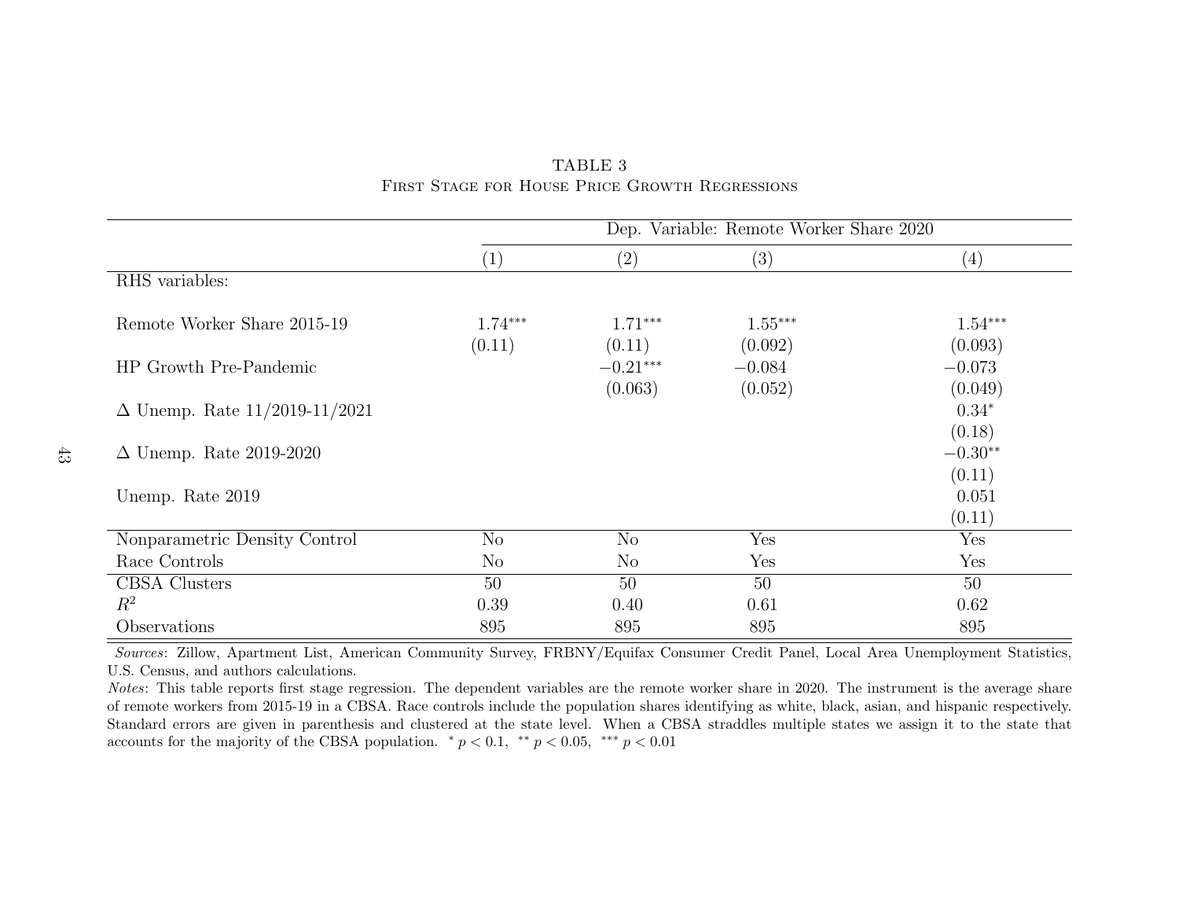TABLE 3

First Stage for House Price Growth Regressions

| | Dep. Variable: Remote Worker Share 2020 | | | |
|---|---|---|---|---|
| | (1) | (2) | (3) | (4) |
| RHS variables: | | | | |
| Remote Worker Share 2015-19 | 1.74*** | 1.71*** | 1.55*** | 1.54*** |
| | (0.11) | (0.11) | (0.092) | (0.093) |
| HP Growth Pre-Pandemic | | −0.21*** | −0.084 | −0.073 |
| | | (0.063) | (0.052) | (0.049) |
| Δ Unemp. Rate 11/2019-11/2021 | | | | 0.34* |
| | | | | (0.18) |
| Δ Unemp. Rate 2019-2020 | | | | −0.30** |
| | | | | (0.11) |
| Unemp. Rate 2019 | | | | 0.051 |
| | | | | (0.11) |
| Nonparametric Density Control | No | No | Yes | Yes |
| Race Controls | No | No | Yes | Yes |
| CBSA Clusters | 50 | 50 | 50 | 50 |
| $R^2$ | 0.39 | 0.40 | 0.61 | 0.62 |
| Observations | 895 | 895 | 895 | 895 |

*Sources*: Zillow, Apartment List, American Community Survey, FRBNY/Equifax Consumer Credit Panel, Local Area Unemployment Statistics, U.S. Census, and authors calculations.

*Notes*: This table reports first stage regression. The dependent variables are the remote worker share in 2020. The instrument is the average share of remote workers from 2015-19 in a CBSA. Race controls include the population shares identifying as white, black, asian, and hispanic respectively. Standard errors are given in parenthesis and clustered at the state level. When a CBSA straddles multiple states we assign it to the state that accounts for the majority of the CBSA population. * $p < 0.1$, ** $p < 0.05$, *** $p < 0.01$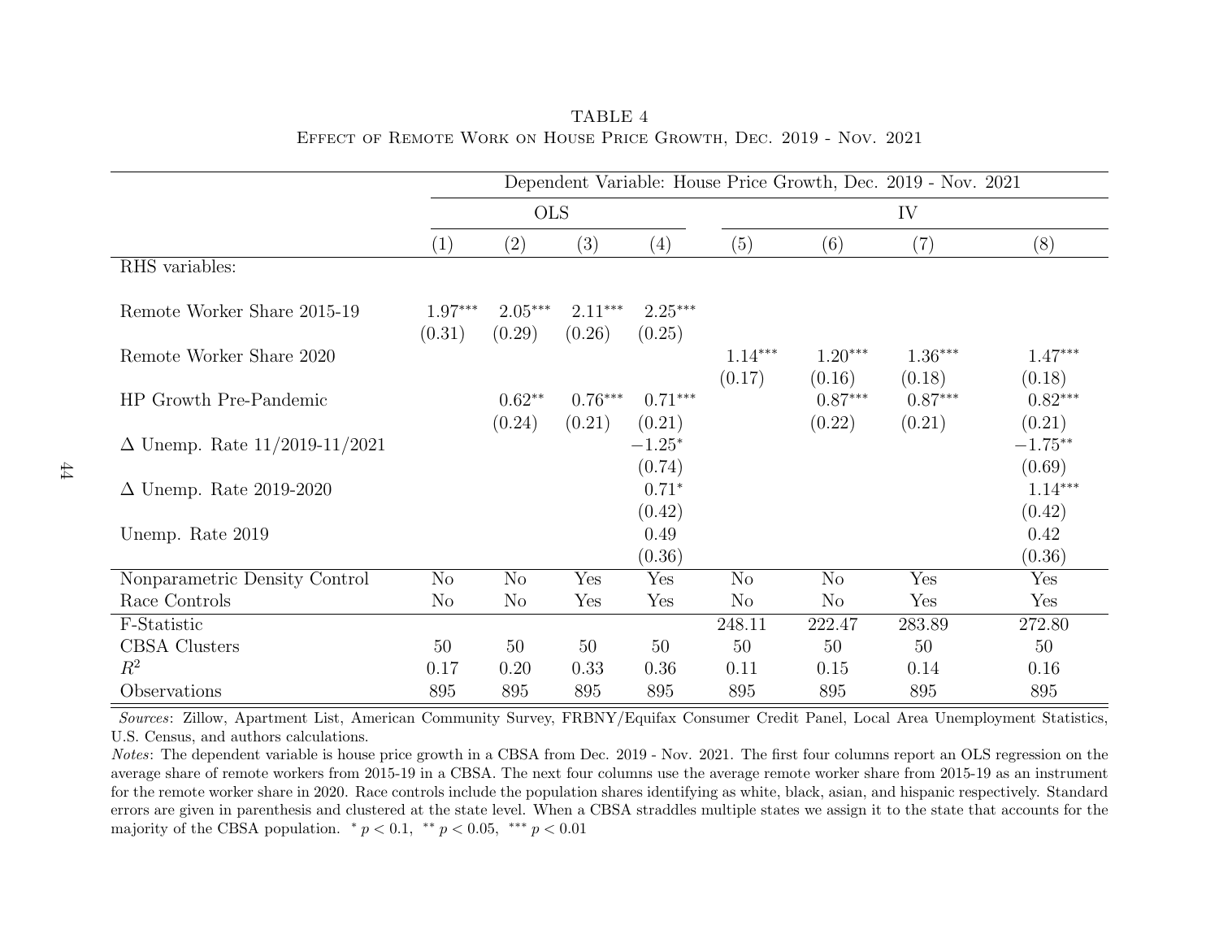TABLE 4

Effect of Remote Work on House Price Growth, Dec. 2019 - Nov. 2021

| | Dependent Variable: House Price Growth, Dec. 2019 - Nov. 2021 | | | | | | | |
|---|---|---|---|---|---|---|---|---|
| | OLS | | | | IV | | | |
| | (1) | (2) | (3) | (4) | (5) | (6) | (7) | (8) |
| RHS variables: | | | | | | | | |
| Remote Worker Share 2015-19 | $1.97^{***}$ | $2.05^{***}$ | $2.11^{***}$ | $2.25^{***}$ | | | | |
| | (0.31) | (0.29) | (0.26) | (0.25) | | | | |
| Remote Worker Share 2020 | | | | | $1.14^{***}$ | $1.20^{***}$ | $1.36^{***}$ | $1.47^{***}$ |
| | | | | | (0.17) | (0.16) | (0.18) | (0.18) |
| HP Growth Pre-Pandemic | | $0.62^{**}$ | $0.76^{***}$ | $0.71^{***}$ | | $0.87^{***}$ | $0.87^{***}$ | $0.82^{***}$ |
| | | (0.24) | (0.21) | (0.21) | | (0.22) | (0.21) | (0.21) |
| $\Delta$ Unemp. Rate 11/2019-11/2021 | | | | $-1.25^{*}$ | | | | $-1.75^{**}$ |
| | | | | (0.74) | | | | (0.69) |
| $\Delta$ Unemp. Rate 2019-2020 | | | | $0.71^{*}$ | | | | $1.14^{***}$ |
| | | | | (0.42) | | | | (0.42) |
| Unemp. Rate 2019 | | | | 0.49 | | | | 0.42 |
| | | | | (0.36) | | | | (0.36) |
| Nonparametric Density Control | No | No | Yes | Yes | No | No | Yes | Yes |
| Race Controls | No | No | Yes | Yes | No | No | Yes | Yes |
| F-Statistic | | | | | 248.11 | 222.47 | 283.89 | 272.80 |
| CBSA Clusters | 50 | 50 | 50 | 50 | 50 | 50 | 50 | 50 |
| $R^2$ | 0.17 | 0.20 | 0.33 | 0.36 | 0.11 | 0.15 | 0.14 | 0.16 |
| Observations | 895 | 895 | 895 | 895 | 895 | 895 | 895 | 895 |

*Sources*: Zillow, Apartment List, American Community Survey, FRBNY/Equifax Consumer Credit Panel, Local Area Unemployment Statistics, U.S. Census, and authors calculations.

*Notes*: The dependent variable is house price growth in a CBSA from Dec. 2019 - Nov. 2021. The first four columns report an OLS regression on the average share of remote workers from 2015-19 in a CBSA. The next four columns use the average remote worker share from 2015-19 as an instrument for the remote worker share in 2020. Race controls include the population shares identifying as white, black, asian, and hispanic respectively. Standard errors are given in parenthesis and clustered at the state level. When a CBSA straddles multiple states we assign it to the state that accounts for the majority of the CBSA population. $^{*}$ $p < 0.1$, $^{**}$ $p < 0.05$, $^{***}$ $p < 0.01$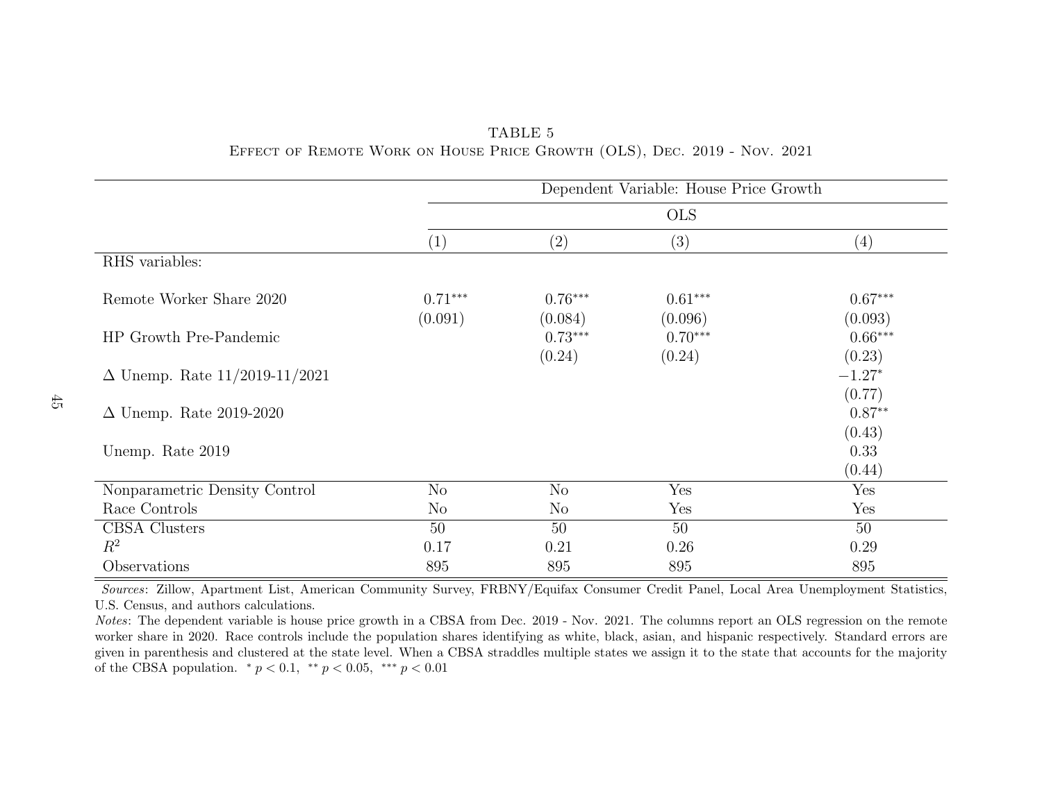TABLE 5

Effect of Remote Work on House Price Growth (OLS), Dec. 2019 - Nov. 2021

| | Dependent Variable: House Price Growth | | | |
|---|---|---|---|---|
| | OLS | | | |
| | (1) | (2) | (3) | (4) |
| RHS variables: | | | | |
| Remote Worker Share 2020 | 0.71*** | 0.76*** | 0.61*** | 0.67*** |
| | (0.091) | (0.084) | (0.096) | (0.093) |
| HP Growth Pre-Pandemic | | 0.73*** | 0.70*** | 0.66*** |
| | | (0.24) | (0.24) | (0.23) |
| Δ Unemp. Rate 11/2019-11/2021 | | | | −1.27* |
| | | | | (0.77) |
| Δ Unemp. Rate 2019-2020 | | | | 0.87** |
| | | | | (0.43) |
| Unemp. Rate 2019 | | | | 0.33 |
| | | | | (0.44) |
| Nonparametric Density Control | No | No | Yes | Yes |
| Race Controls | No | No | Yes | Yes |
| CBSA Clusters | 50 | 50 | 50 | 50 |
| $R^2$ | 0.17 | 0.21 | 0.26 | 0.29 |
| Observations | 895 | 895 | 895 | 895 |

*Sources*: Zillow, Apartment List, American Community Survey, FRBNY/Equifax Consumer Credit Panel, Local Area Unemployment Statistics, U.S. Census, and authors calculations.

*Notes*: The dependent variable is house price growth in a CBSA from Dec. 2019 - Nov. 2021. The columns report an OLS regression on the remote worker share in 2020. Race controls include the population shares identifying as white, black, asian, and hispanic respectively. Standard errors are given in parenthesis and clustered at the state level. When a CBSA straddles multiple states we assign it to the state that accounts for the majority of the CBSA population. * $p < 0.1$, ** $p < 0.05$, *** $p < 0.01$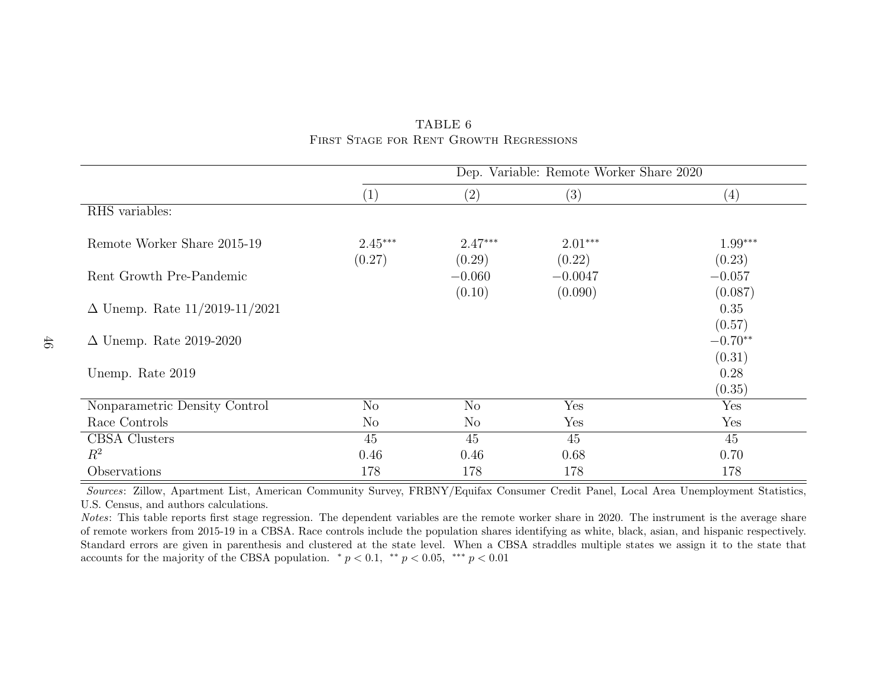TABLE 6

First Stage for Rent Growth Regressions

| | Dep. Variable: Remote Worker Share 2020 | | | |
|---|---|---|---|---|
| | (1) | (2) | (3) | (4) |
| RHS variables: | | | | |
| Remote Worker Share 2015-19 | 2.45*** | 2.47*** | 2.01*** | 1.99*** |
| | (0.27) | (0.29) | (0.22) | (0.23) |
| Rent Growth Pre-Pandemic | | −0.060 | −0.0047 | −0.057 |
| | | (0.10) | (0.090) | (0.087) |
| Δ Unemp. Rate 11/2019-11/2021 | | | | 0.35 |
| | | | | (0.57) |
| Δ Unemp. Rate 2019-2020 | | | | −0.70** |
| | | | | (0.31) |
| Unemp. Rate 2019 | | | | 0.28 |
| | | | | (0.35) |
| Nonparametric Density Control | No | No | Yes | Yes |
| Race Controls | No | No | Yes | Yes |
| CBSA Clusters | 45 | 45 | 45 | 45 |
| $R^2$ | 0.46 | 0.46 | 0.68 | 0.70 |
| Observations | 178 | 178 | 178 | 178 |

*Sources*: Zillow, Apartment List, American Community Survey, FRBNY/Equifax Consumer Credit Panel, Local Area Unemployment Statistics, U.S. Census, and authors calculations.

*Notes*: This table reports first stage regression. The dependent variables are the remote worker share in 2020. The instrument is the average share of remote workers from 2015-19 in a CBSA. Race controls include the population shares identifying as white, black, asian, and hispanic respectively. Standard errors are given in parenthesis and clustered at the state level. When a CBSA straddles multiple states we assign it to the state that accounts for the majority of the CBSA population. * $p < 0.1$, ** $p < 0.05$, *** $p < 0.01$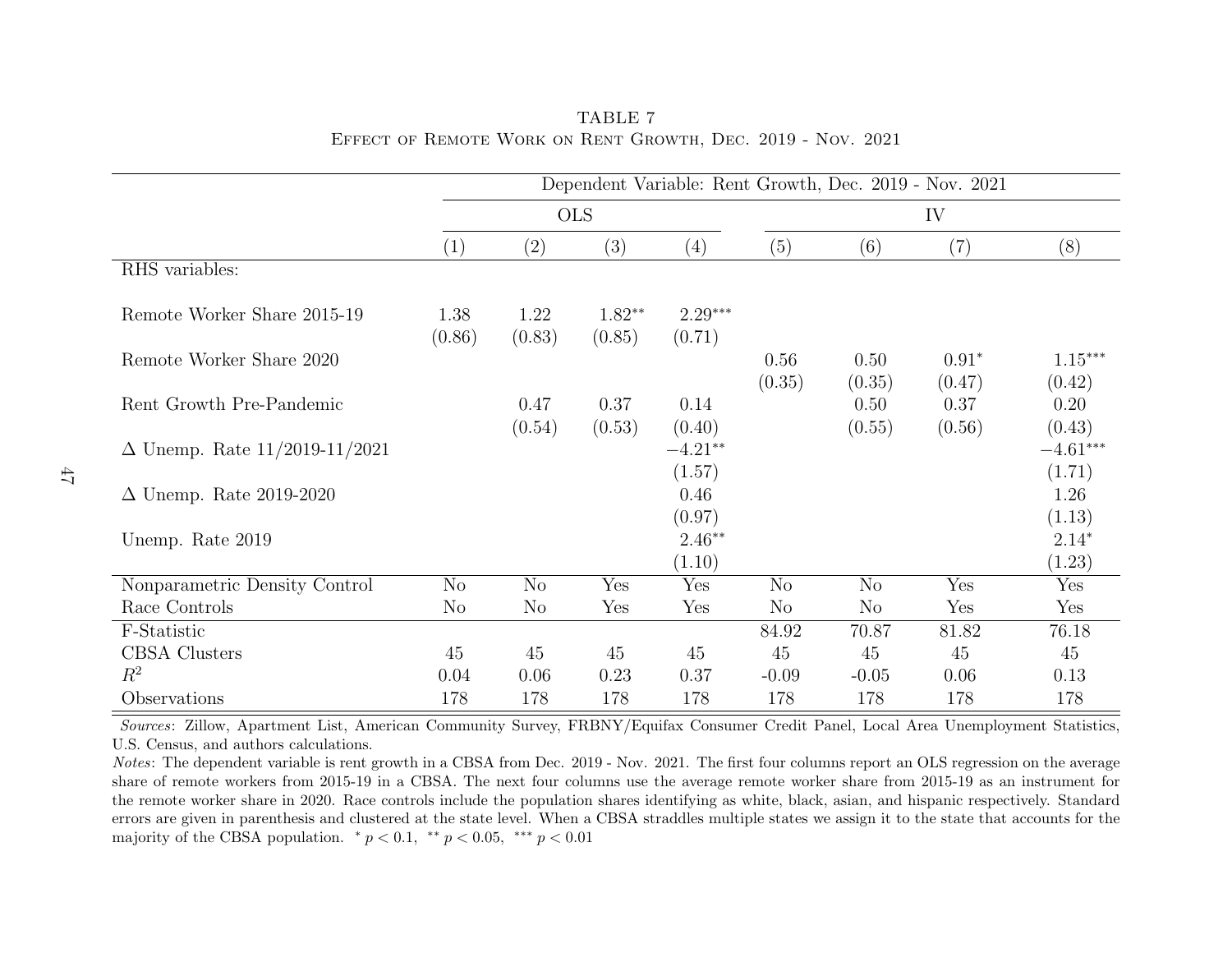TABLE 7

Effect of Remote Work on Rent Growth, Dec. 2019 - Nov. 2021

| | Dependent Variable: Rent Growth, Dec. 2019 - Nov. 2021 | | | | | | | |
|---|---|---|---|---|---|---|---|---|
| | OLS | | | | IV | | | |
| | (1) | (2) | (3) | (4) | (5) | (6) | (7) | (8) |
| RHS variables: | | | | | | | | |
| Remote Worker Share 2015-19 | 1.38 | 1.22 | $1.82^{**}$ | $2.29^{***}$ | | | | |
| | (0.86) | (0.83) | (0.85) | (0.71) | | | | |
| Remote Worker Share 2020 | | | | | 0.56 | 0.50 | $0.91^{*}$ | $1.15^{***}$ |
| | | | | | (0.35) | (0.35) | (0.47) | (0.42) |
| Rent Growth Pre-Pandemic | | 0.47 | 0.37 | 0.14 | | 0.50 | 0.37 | 0.20 |
| | | (0.54) | (0.53) | (0.40) | | (0.55) | (0.56) | (0.43) |
| $\Delta$ Unemp. Rate 11/2019-11/2021 | | | | $-4.21^{**}$ | | | | $-4.61^{***}$ |
| | | | | (1.57) | | | | (1.71) |
| $\Delta$ Unemp. Rate 2019-2020 | | | | 0.46 | | | | 1.26 |
| | | | | (0.97) | | | | (1.13) |
| Unemp. Rate 2019 | | | | $2.46^{**}$ | | | | $2.14^{*}$ |
| | | | | (1.10) | | | | (1.23) |
| Nonparametric Density Control | No | No | Yes | Yes | No | No | Yes | Yes |
| Race Controls | No | No | Yes | Yes | No | No | Yes | Yes |
| F-Statistic | | | | | 84.92 | 70.87 | 81.82 | 76.18 |
| CBSA Clusters | 45 | 45 | 45 | 45 | 45 | 45 | 45 | 45 |
| $R^2$ | 0.04 | 0.06 | 0.23 | 0.37 | -0.09 | -0.05 | 0.06 | 0.13 |
| Observations | 178 | 178 | 178 | 178 | 178 | 178 | 178 | 178 |

*Sources*: Zillow, Apartment List, American Community Survey, FRBNY/Equifax Consumer Credit Panel, Local Area Unemployment Statistics, U.S. Census, and authors calculations.

*Notes*: The dependent variable is rent growth in a CBSA from Dec. 2019 - Nov. 2021. The first four columns report an OLS regression on the average share of remote workers from 2015-19 in a CBSA. The next four columns use the average remote worker share from 2015-19 as an instrument for the remote worker share in 2020. Race controls include the population shares identifying as white, black, asian, and hispanic respectively. Standard errors are given in parenthesis and clustered at the state level. When a CBSA straddles multiple states we assign it to the state that accounts for the majority of the CBSA population. $^{*}\ p < 0.1$, $^{**}\ p < 0.05$, $^{***}\ p < 0.01$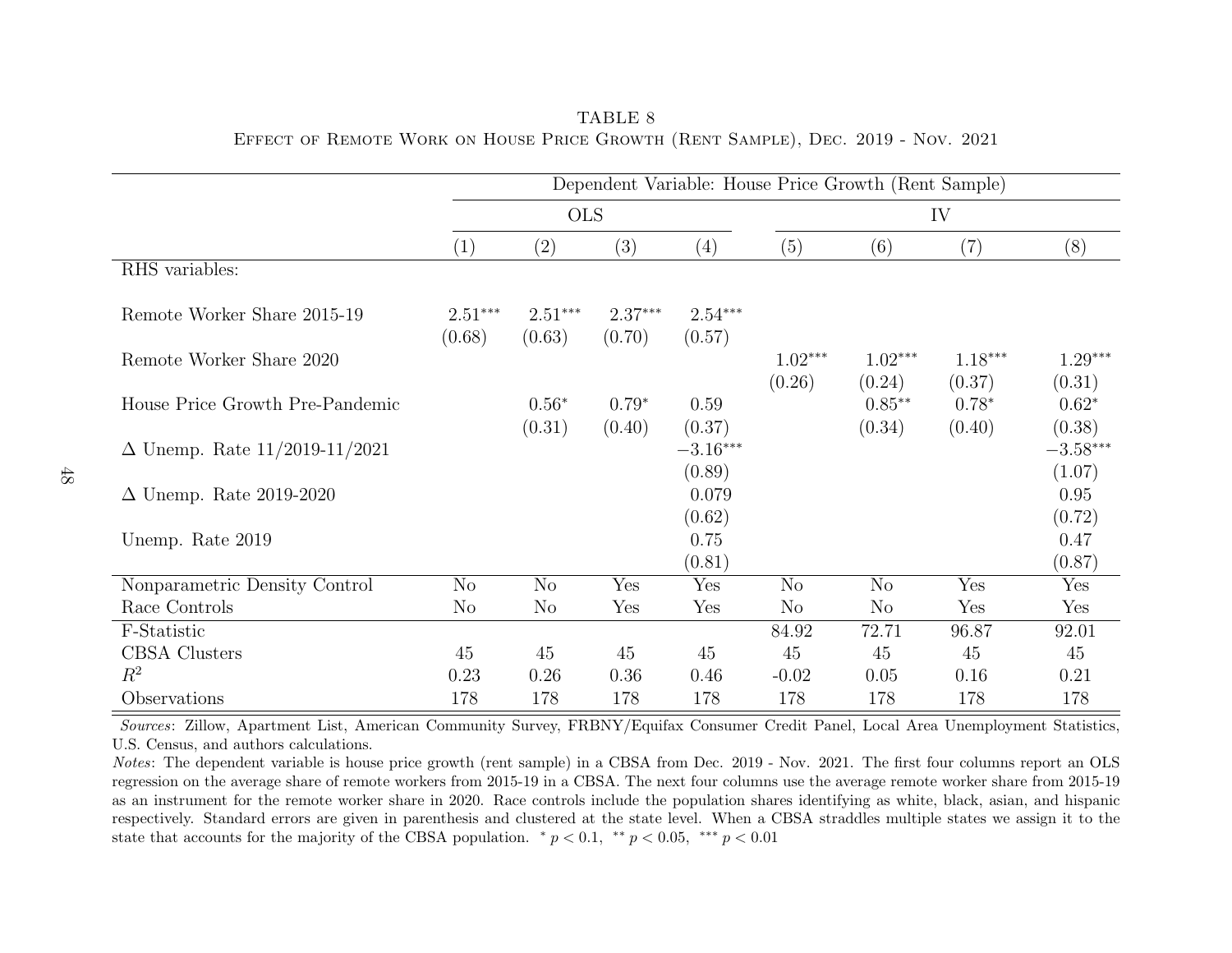TABLE 8

EFFECT OF REMOTE WORK ON HOUSE PRICE GROWTH (RENT SAMPLE), DEC. 2019 - NOV. 2021

| | Dependent Variable: House Price Growth (Rent Sample) | | | | | | | |
|---|---|---|---|---|---|---|---|---|
| | OLS | | | | IV | | | |
| | (1) | (2) | (3) | (4) | (5) | (6) | (7) | (8) |
| RHS variables: | | | | | | | | |
| Remote Worker Share 2015-19 | $2.51^{***}$ | $2.51^{***}$ | $2.37^{***}$ | $2.54^{***}$ | | | | |
| | (0.68) | (0.63) | (0.70) | (0.57) | | | | |
| Remote Worker Share 2020 | | | | | $1.02^{***}$ | $1.02^{***}$ | $1.18^{***}$ | $1.29^{***}$ |
| | | | | | (0.26) | (0.24) | (0.37) | (0.31) |
| House Price Growth Pre-Pandemic | | $0.56^{*}$ | $0.79^{*}$ | 0.59 | | $0.85^{**}$ | $0.78^{*}$ | $0.62^{*}$ |
| | | (0.31) | (0.40) | (0.37) | | (0.34) | (0.40) | (0.38) |
| $\Delta$ Unemp. Rate 11/2019-11/2021 | | | | $-3.16^{***}$ | | | | $-3.58^{***}$ |
| | | | | (0.89) | | | | (1.07) |
| $\Delta$ Unemp. Rate 2019-2020 | | | | 0.079 | | | | 0.95 |
| | | | | (0.62) | | | | (0.72) |
| Unemp. Rate 2019 | | | | 0.75 | | | | 0.47 |
| | | | | (0.81) | | | | (0.87) |
| Nonparametric Density Control | No | No | Yes | Yes | No | No | Yes | Yes |
| Race Controls | No | No | Yes | Yes | No | No | Yes | Yes |
| F-Statistic | | | | | 84.92 | 72.71 | 96.87 | 92.01 |
| CBSA Clusters | 45 | 45 | 45 | 45 | 45 | 45 | 45 | 45 |
| $R^2$ | 0.23 | 0.26 | 0.36 | 0.46 | -0.02 | 0.05 | 0.16 | 0.21 |
| Observations | 178 | 178 | 178 | 178 | 178 | 178 | 178 | 178 |

*Sources*: Zillow, Apartment List, American Community Survey, FRBNY/Equifax Consumer Credit Panel, Local Area Unemployment Statistics, U.S. Census, and authors calculations.

*Notes*: The dependent variable is house price growth (rent sample) in a CBSA from Dec. 2019 - Nov. 2021. The first four columns report an OLS regression on the average share of remote workers from 2015-19 in a CBSA. The next four columns use the average remote worker share from 2015-19 as an instrument for the remote worker share in 2020. Race controls include the population shares identifying as white, black, asian, and hispanic respectively. Standard errors are given in parenthesis and clustered at the state level. When a CBSA straddles multiple states we assign it to the state that accounts for the majority of the CBSA population. $^{*}\ p < 0.1$, $^{**}\ p < 0.05$, $^{***}\ p < 0.01$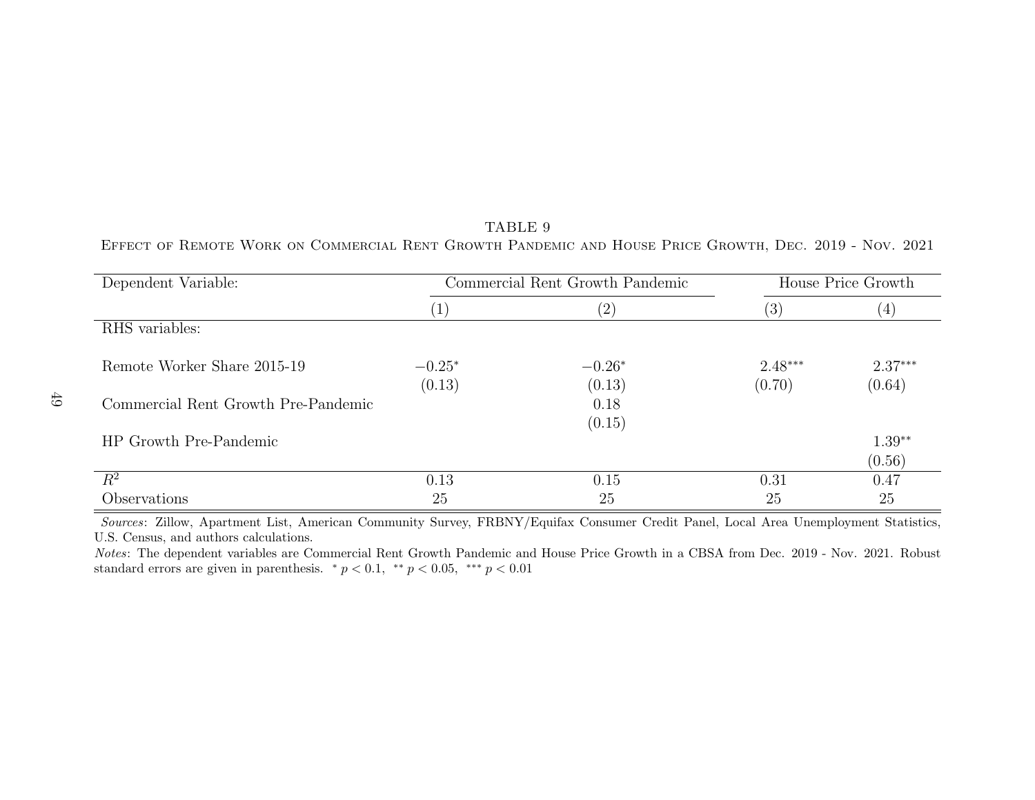TABLE 9

Effect of Remote Work on Commercial Rent Growth Pandemic and House Price Growth, Dec. 2019 - Nov. 2021

| Dependent Variable: | Commercial Rent Growth Pandemic | | House Price Growth | |
|---|---|---|---|---|
| | (1) | (2) | (3) | (4) |
| RHS variables: | | | | |
| Remote Worker Share 2015-19 | $-0.25^{*}$ | $-0.26^{*}$ | $2.48^{***}$ | $2.37^{***}$ |
| | (0.13) | (0.13) | (0.70) | (0.64) |
| Commercial Rent Growth Pre-Pandemic | | 0.18 | | |
| | | (0.15) | | |
| HP Growth Pre-Pandemic | | | | $1.39^{**}$ |
| | | | | (0.56) |
| $R^2$ | 0.13 | 0.15 | 0.31 | 0.47 |
| Observations | 25 | 25 | 25 | 25 |

*Sources*: Zillow, Apartment List, American Community Survey, FRBNY/Equifax Consumer Credit Panel, Local Area Unemployment Statistics, U.S. Census, and authors calculations.

*Notes*: The dependent variables are Commercial Rent Growth Pandemic and House Price Growth in a CBSA from Dec. 2019 - Nov. 2021. Robust standard errors are given in parenthesis. $^{*}\ p < 0.1$, $^{**}\ p < 0.05$, $^{***}\ p < 0.01$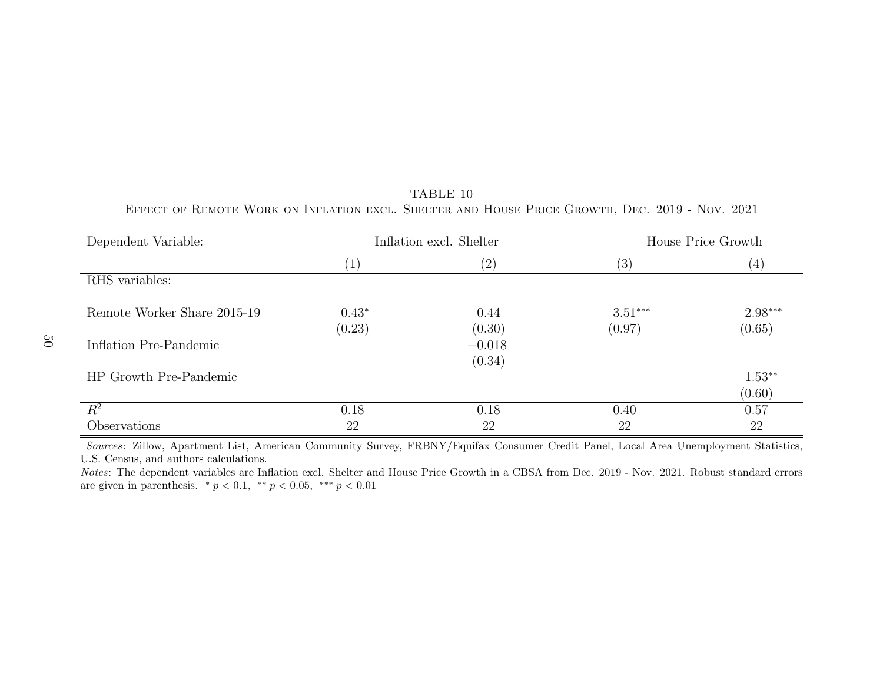TABLE 10

Effect of Remote Work on Inflation excl. Shelter and House Price Growth, Dec. 2019 - Nov. 2021

| Dependent Variable: | Inflation excl. Shelter | | House Price Growth | |
|---|---|---|---|---|
| | (1) | (2) | (3) | (4) |
| RHS variables: | | | | |
| Remote Worker Share 2015-19 | 0.43* | 0.44 | 3.51*** | 2.98*** |
| | (0.23) | (0.30) | (0.97) | (0.65) |
| Inflation Pre-Pandemic | | −0.018 | | |
| | | (0.34) | | |
| HP Growth Pre-Pandemic | | | | 1.53** |
| | | | | (0.60) |
| $R^2$ | 0.18 | 0.18 | 0.40 | 0.57 |
| Observations | 22 | 22 | 22 | 22 |

*Sources*: Zillow, Apartment List, American Community Survey, FRBNY/Equifax Consumer Credit Panel, Local Area Unemployment Statistics, U.S. Census, and authors calculations.

*Notes*: The dependent variables are Inflation excl. Shelter and House Price Growth in a CBSA from Dec. 2019 - Nov. 2021. Robust standard errors are given in parenthesis. $^{*}\ p < 0.1$, $^{**}\ p < 0.05$, $^{***}\ p < 0.01$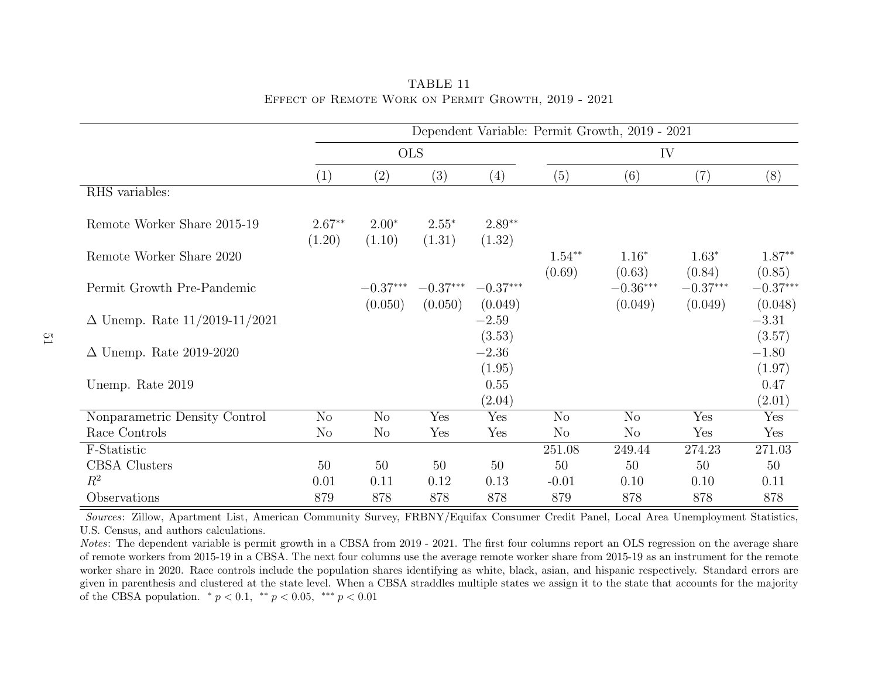TABLE 11
Effect of Remote Work on Permit Growth, 2019 - 2021

| | Dependent Variable: Permit Growth, 2019 - 2021 | | | | | | | |
|---|---|---|---|---|---|---|---|---|
| | OLS | | | | IV | | | |
| | (1) | (2) | (3) | (4) | (5) | (6) | (7) | (8) |
| RHS variables: | | | | | | | | |
| Remote Worker Share 2015-19 | $2.67^{**}$ | $2.00^{*}$ | $2.55^{*}$ | $2.89^{**}$ | | | | |
| | (1.20) | (1.10) | (1.31) | (1.32) | | | | |
| Remote Worker Share 2020 | | | | | $1.54^{**}$ | $1.16^{*}$ | $1.63^{*}$ | $1.87^{**}$ |
| | | | | | (0.69) | (0.63) | (0.84) | (0.85) |
| Permit Growth Pre-Pandemic | | $-0.37^{***}$ | $-0.37^{***}$ | $-0.37^{***}$ | | $-0.36^{***}$ | $-0.37^{***}$ | $-0.37^{***}$ |
| | | (0.050) | (0.050) | (0.049) | | (0.049) | (0.049) | (0.048) |
| $\Delta$ Unemp. Rate 11/2019-11/2021 | | | | $-2.59$ | | | | $-3.31$ |
| | | | | (3.53) | | | | (3.57) |
| $\Delta$ Unemp. Rate 2019-2020 | | | | $-2.36$ | | | | $-1.80$ |
| | | | | (1.95) | | | | (1.97) |
| Unemp. Rate 2019 | | | | 0.55 | | | | 0.47 |
| | | | | (2.04) | | | | (2.01) |
| Nonparametric Density Control | No | No | Yes | Yes | No | No | Yes | Yes |
| Race Controls | No | No | Yes | Yes | No | No | Yes | Yes |
| F-Statistic | | | | | 251.08 | 249.44 | 274.23 | 271.03 |
| CBSA Clusters | 50 | 50 | 50 | 50 | 50 | 50 | 50 | 50 |
| $R^2$ | 0.01 | 0.11 | 0.12 | 0.13 | -0.01 | 0.10 | 0.10 | 0.11 |
| Observations | 879 | 878 | 878 | 878 | 879 | 878 | 878 | 878 |

*Sources*: Zillow, Apartment List, American Community Survey, FRBNY/Equifax Consumer Credit Panel, Local Area Unemployment Statistics, U.S. Census, and authors calculations.

*Notes*: The dependent variable is permit growth in a CBSA from 2019 - 2021. The first four columns report an OLS regression on the average share of remote workers from 2015-19 in a CBSA. The next four columns use the average remote worker share from 2015-19 as an instrument for the remote worker share in 2020. Race controls include the population shares identifying as white, black, asian, and hispanic respectively. Standard errors are given in parenthesis and clustered at the state level. When a CBSA straddles multiple states we assign it to the state that accounts for the majority of the CBSA population. $^{*}\ p < 0.1$, $^{**}\ p < 0.05$, $^{***}\ p < 0.01$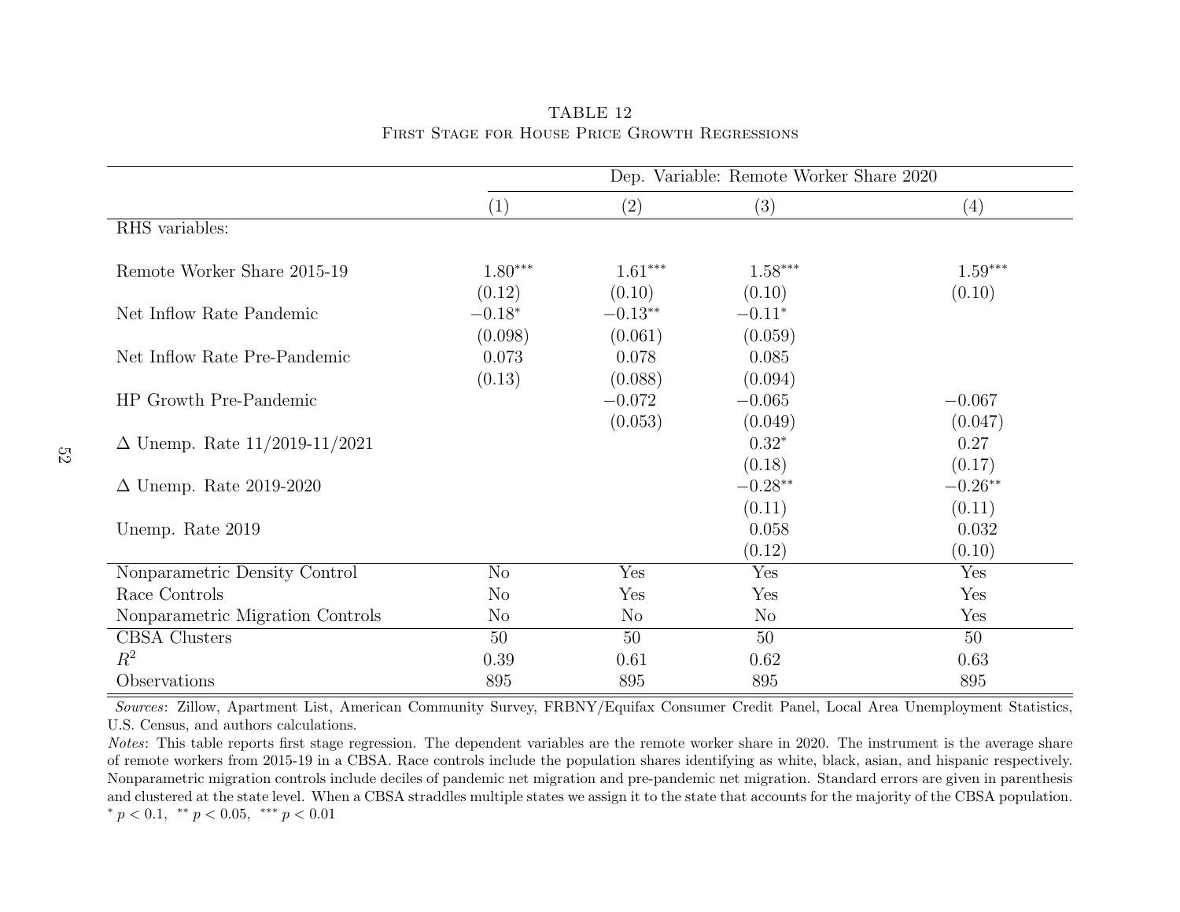TABLE 12

First Stage for House Price Growth Regressions

| | Dep. Variable: Remote Worker Share 2020 | | | |
|---|---|---|---|---|
| | (1) | (2) | (3) | (4) |
| RHS variables: | | | | |
| Remote Worker Share 2015-19 | 1.80*** | 1.61*** | 1.58*** | 1.59*** |
| | (0.12) | (0.10) | (0.10) | (0.10) |
| Net Inflow Rate Pandemic | −0.18* | −0.13** | −0.11* | |
| | (0.098) | (0.061) | (0.059) | |
| Net Inflow Rate Pre-Pandemic | 0.073 | 0.078 | 0.085 | |
| | (0.13) | (0.088) | (0.094) | |
| HP Growth Pre-Pandemic | | −0.072 | −0.065 | −0.067 |
| | | (0.053) | (0.049) | (0.047) |
| Δ Unemp. Rate 11/2019-11/2021 | | | 0.32* | 0.27 |
| | | | (0.18) | (0.17) |
| Δ Unemp. Rate 2019-2020 | | | −0.28** | −0.26** |
| | | | (0.11) | (0.11) |
| Unemp. Rate 2019 | | | 0.058 | 0.032 |
| | | | (0.12) | (0.10) |
| Nonparametric Density Control | No | Yes | Yes | Yes |
| Race Controls | No | Yes | Yes | Yes |
| Nonparametric Migration Controls | No | No | No | Yes |
| CBSA Clusters | 50 | 50 | 50 | 50 |
| $R^2$ | 0.39 | 0.61 | 0.62 | 0.63 |
| Observations | 895 | 895 | 895 | 895 |

*Sources*: Zillow, Apartment List, American Community Survey, FRBNY/Equifax Consumer Credit Panel, Local Area Unemployment Statistics, U.S. Census, and authors calculations.

*Notes*: This table reports first stage regression. The dependent variables are the remote worker share in 2020. The instrument is the average share of remote workers from 2015-19 in a CBSA. Race controls include the population shares identifying as white, black, asian, and hispanic respectively. Nonparametric migration controls include deciles of pandemic net migration and pre-pandemic net migration. Standard errors are given in parenthesis and clustered at the state level. When a CBSA straddles multiple states we assign it to the state that accounts for the majority of the CBSA population.
* $p < 0.1$, ** $p < 0.05$, *** $p < 0.01$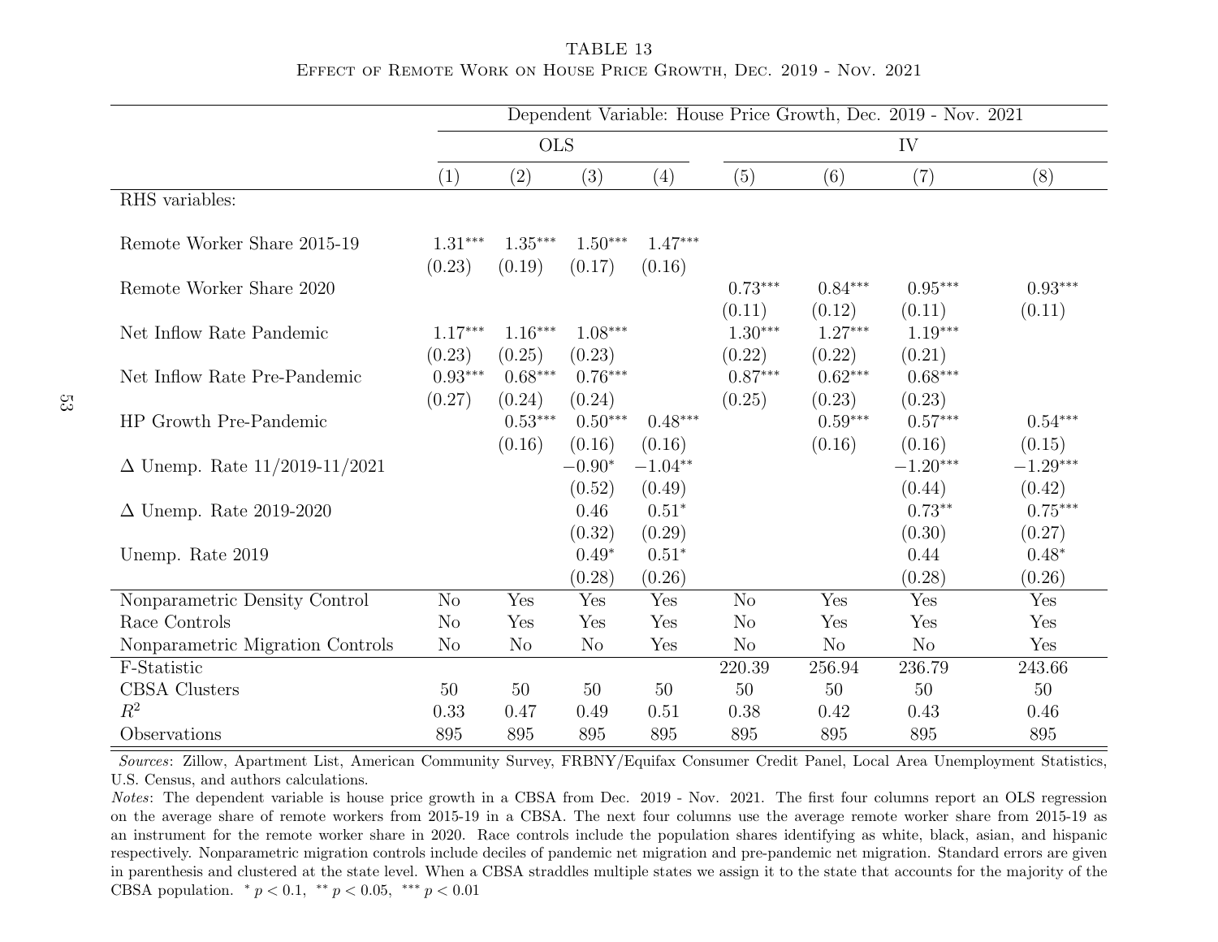TABLE 13

Effect of Remote Work on House Price Growth, Dec. 2019 - Nov. 2021

| | Dependent Variable: House Price Growth, Dec. 2019 - Nov. 2021 | | | | | | | |
|---|---|---|---|---|---|---|---|---|
| | OLS | | | | IV | | | |
| | (1) | (2) | (3) | (4) | (5) | (6) | (7) | (8) |
| RHS variables: | | | | | | | | |
| Remote Worker Share 2015-19 | 1.31*** | 1.35*** | 1.50*** | 1.47*** | | | | |
| | (0.23) | (0.19) | (0.17) | (0.16) | | | | |
| Remote Worker Share 2020 | | | | | 0.73*** | 0.84*** | 0.95*** | 0.93*** |
| | | | | | (0.11) | (0.12) | (0.11) | (0.11) |
| Net Inflow Rate Pandemic | 1.17*** | 1.16*** | 1.08*** | | 1.30*** | 1.27*** | 1.19*** | |
| | (0.23) | (0.25) | (0.23) | | (0.22) | (0.22) | (0.21) | |
| Net Inflow Rate Pre-Pandemic | 0.93*** | 0.68*** | 0.76*** | | 0.87*** | 0.62*** | 0.68*** | |
| | (0.27) | (0.24) | (0.24) | | (0.25) | (0.23) | (0.23) | |
| HP Growth Pre-Pandemic | | 0.53*** | 0.50*** | 0.48*** | | 0.59*** | 0.57*** | 0.54*** |
| | | (0.16) | (0.16) | (0.16) | | (0.16) | (0.16) | (0.15) |
| $\Delta$ Unemp. Rate 11/2019-11/2021 | | | −0.90* | −1.04** | | | −1.20*** | −1.29*** |
| | | | (0.52) | (0.49) | | | (0.44) | (0.42) |
| $\Delta$ Unemp. Rate 2019-2020 | | | 0.46 | 0.51* | | | 0.73** | 0.75*** |
| | | | (0.32) | (0.29) | | | (0.30) | (0.27) |
| Unemp. Rate 2019 | | | 0.49* | 0.51* | | | 0.44 | 0.48* |
| | | | (0.28) | (0.26) | | | (0.28) | (0.26) |
| Nonparametric Density Control | No | Yes | Yes | Yes | No | Yes | Yes | Yes |
| Race Controls | No | Yes | Yes | Yes | No | Yes | Yes | Yes |
| Nonparametric Migration Controls | No | No | No | Yes | No | No | No | Yes |
| F-Statistic | | | | | 220.39 | 256.94 | 236.79 | 243.66 |
| CBSA Clusters | 50 | 50 | 50 | 50 | 50 | 50 | 50 | 50 |
| $R^2$ | 0.33 | 0.47 | 0.49 | 0.51 | 0.38 | 0.42 | 0.43 | 0.46 |
| Observations | 895 | 895 | 895 | 895 | 895 | 895 | 895 | 895 |

*Sources*: Zillow, Apartment List, American Community Survey, FRBNY/Equifax Consumer Credit Panel, Local Area Unemployment Statistics, U.S. Census, and authors calculations.

*Notes*: The dependent variable is house price growth in a CBSA from Dec. 2019 - Nov. 2021. The first four columns report an OLS regression on the average share of remote workers from 2015-19 in a CBSA. The next four columns use the average remote worker share from 2015-19 as an instrument for the remote worker share in 2020. Race controls include the population shares identifying as white, black, asian, and hispanic respectively. Nonparametric migration controls include deciles of pandemic net migration and pre-pandemic net migration. Standard errors are given in parenthesis and clustered at the state level. When a CBSA straddles multiple states we assign it to the state that accounts for the majority of the CBSA population. * $p < 0.1$, ** $p < 0.05$, *** $p < 0.01$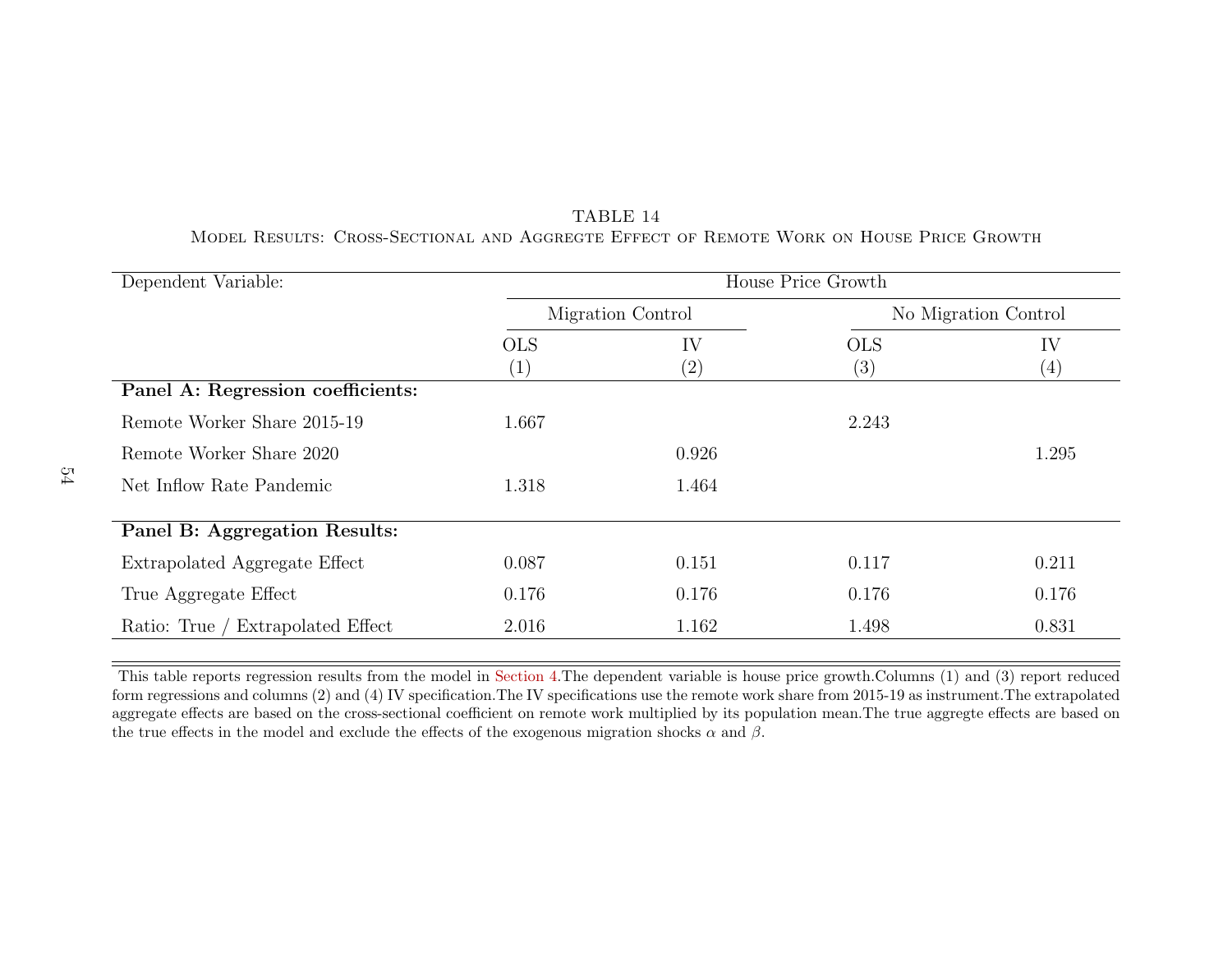TABLE 14

Model Results: Cross-Sectional and Aggregte Effect of Remote Work on House Price Growth

| Dependent Variable: | House Price Growth | | | |
|---|---|---|---|---|
| | Migration Control | | No Migration Control | |
| | OLS | IV | OLS | IV |
| | (1) | (2) | (3) | (4) |
| **Panel A: Regression coefficients:** | | | | |
| Remote Worker Share 2015-19 | 1.667 | | 2.243 | |
| Remote Worker Share 2020 | | 0.926 | | 1.295 |
| Net Inflow Rate Pandemic | 1.318 | 1.464 | | |
| **Panel B: Aggregation Results:** | | | | |
| Extrapolated Aggregate Effect | 0.087 | 0.151 | 0.117 | 0.211 |
| True Aggregate Effect | 0.176 | 0.176 | 0.176 | 0.176 |
| Ratio: True / Extrapolated Effect | 2.016 | 1.162 | 1.498 | 0.831 |

This table reports regression results from the model in Section 4.The dependent variable is house price growth.Columns (1) and (3) report reduced form regressions and columns (2) and (4) IV specification.The IV specifications use the remote work share from 2015-19 as instrument.The extrapolated aggregate effects are based on the cross-sectional coefficient on remote work multiplied by its population mean.The true aggregte effects are based on the true effects in the model and exclude the effects of the exogenous migration shocks $\alpha$ and $\beta$.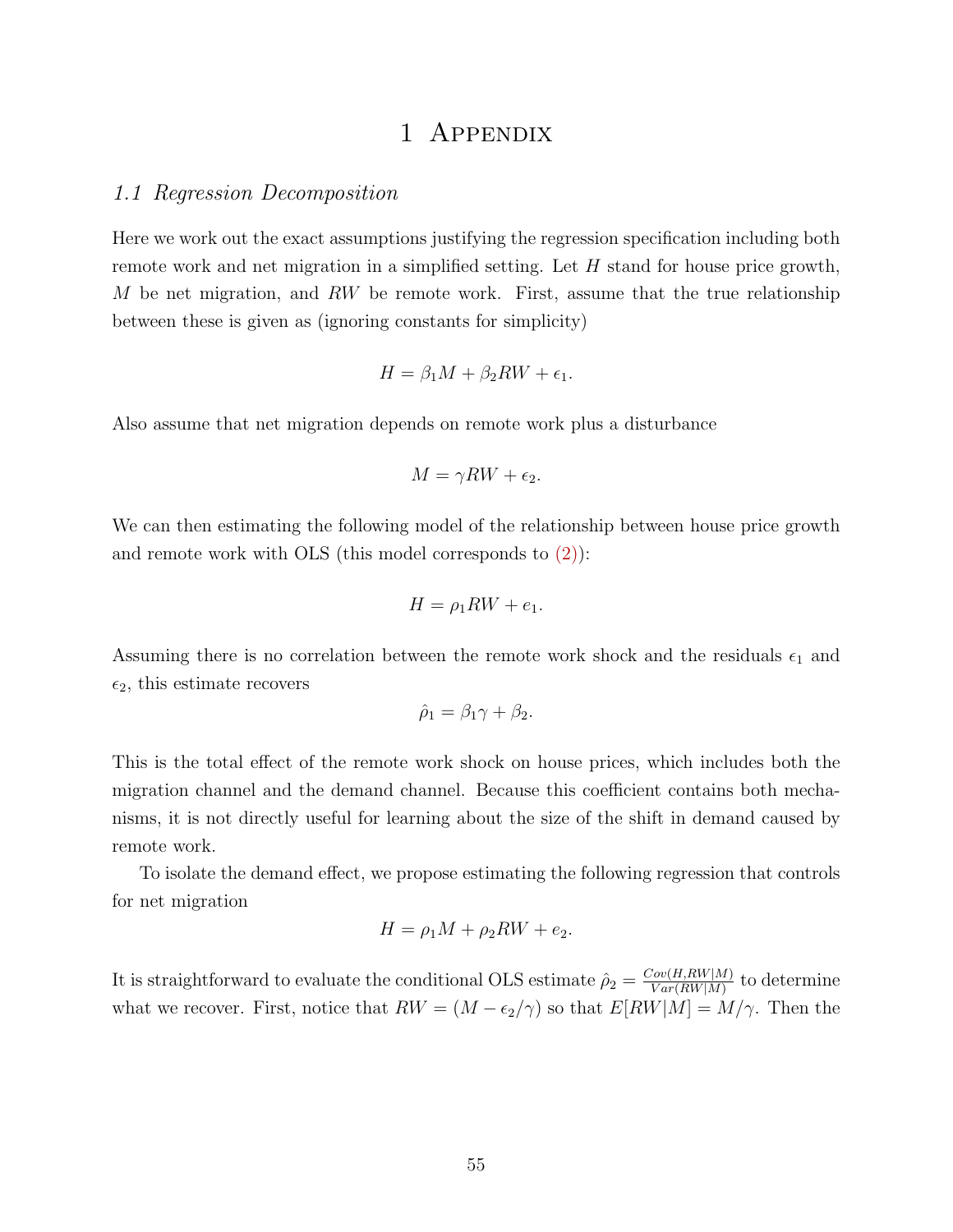# 1 Appendix

## *1.1 Regression Decomposition*

Here we work out the exact assumptions justifying the regression specification including both remote work and net migration in a simplified setting. Let $H$ stand for house price growth, $M$ be net migration, and $RW$ be remote work. First, assume that the true relationship between these is given as (ignoring constants for simplicity)

$$H = \beta_1 M + \beta_2 RW + \epsilon_1.$$

Also assume that net migration depends on remote work plus a disturbance

$$M = \gamma RW + \epsilon_2.$$

We can then estimating the following model of the relationship between house price growth and remote work with OLS (this model corresponds to (2)):

$$H = \rho_1 RW + e_1.$$

Assuming there is no correlation between the remote work shock and the residuals $\epsilon_1$ and $\epsilon_2$, this estimate recovers

$$\hat{\rho}_1 = \beta_1 \gamma + \beta_2.$$

This is the total effect of the remote work shock on house prices, which includes both the migration channel and the demand channel. Because this coefficient contains both mechanisms, it is not directly useful for learning about the size of the shift in demand caused by remote work.

To isolate the demand effect, we propose estimating the following regression that controls for net migration

$$H = \rho_1 M + \rho_2 RW + e_2.$$

It is straightforward to evaluate the conditional OLS estimate $\hat{\rho}_2 = \frac{Cov(H,RW|M)}{Var(RW|M)}$ to determine what we recover. First, notice that $RW = (M - \epsilon_2/\gamma)$ so that $E[RW|M] = M/\gamma$. Then the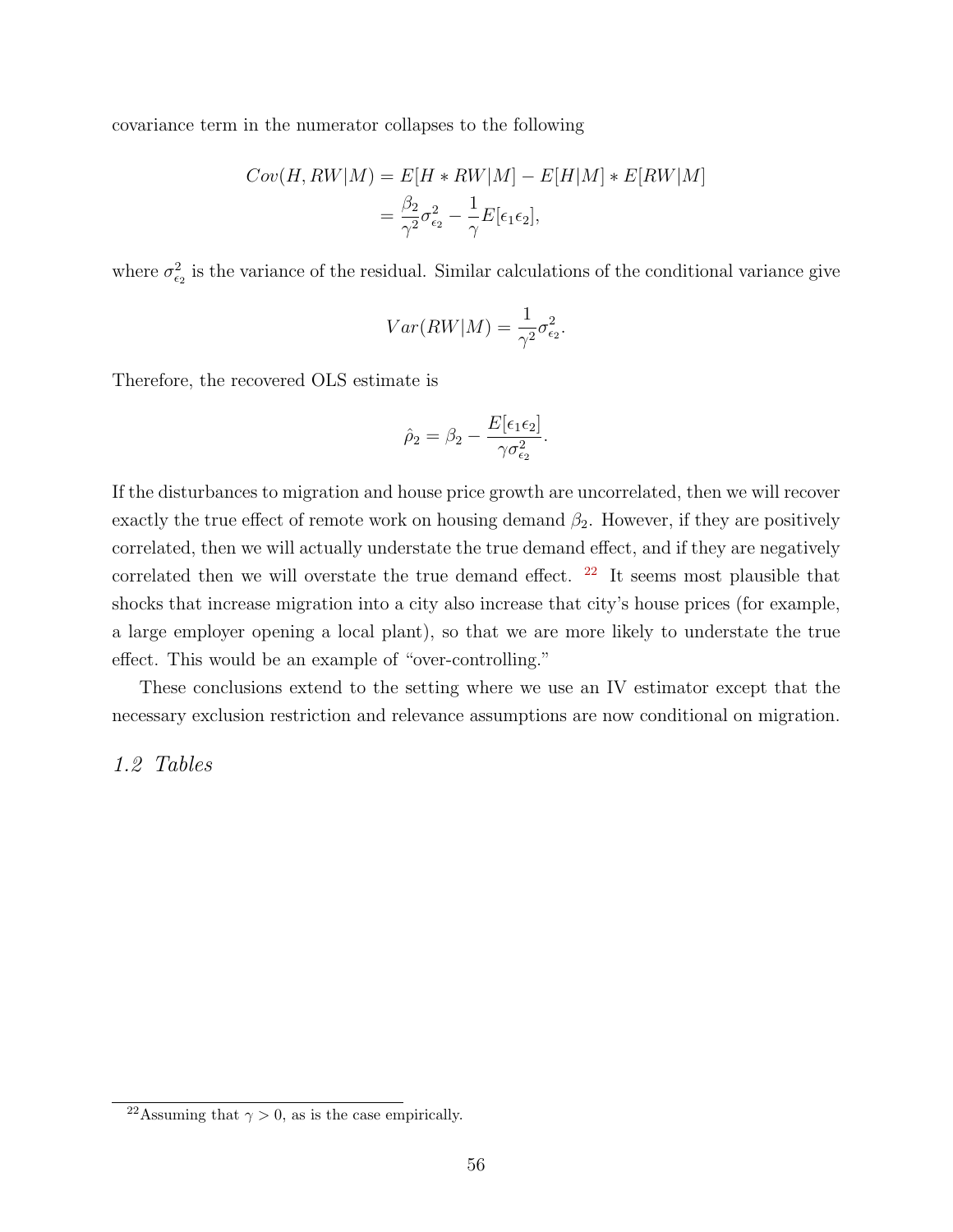covariance term in the numerator collapses to the following

$$
\begin{aligned}
Cov(H, RW|M) &= E[H * RW|M] - E[H|M] * E[RW|M] \\
&= \frac{\beta_2}{\gamma^2}\sigma^2_{\epsilon_2} - \frac{1}{\gamma}E[\epsilon_1\epsilon_2],
\end{aligned}
$$

where $\sigma^2_{\epsilon_2}$ is the variance of the residual. Similar calculations of the conditional variance give

$$
Var(RW|M) = \frac{1}{\gamma^2}\sigma^2_{\epsilon_2}.
$$

Therefore, the recovered OLS estimate is

$$
\hat{\rho}_2 = \beta_2 - \frac{E[\epsilon_1\epsilon_2]}{\gamma\sigma^2_{\epsilon_2}}.
$$

If the disturbances to migration and house price growth are uncorrelated, then we will recover exactly the true effect of remote work on housing demand $\beta_2$. However, if they are positively correlated, then we will actually understate the true demand effect, and if they are negatively correlated then we will overstate the true demand effect. [22] It seems most plausible that shocks that increase migration into a city also increase that city's house prices (for example, a large employer opening a local plant), so that we are more likely to understate the true effect. This would be an example of "over-controlling."

These conclusions extend to the setting where we use an IV estimator except that the necessary exclusion restriction and relevance assumptions are now conditional on migration.

## *1.2 Tables*

[22] Assuming that $\gamma > 0$, as is the case empirically.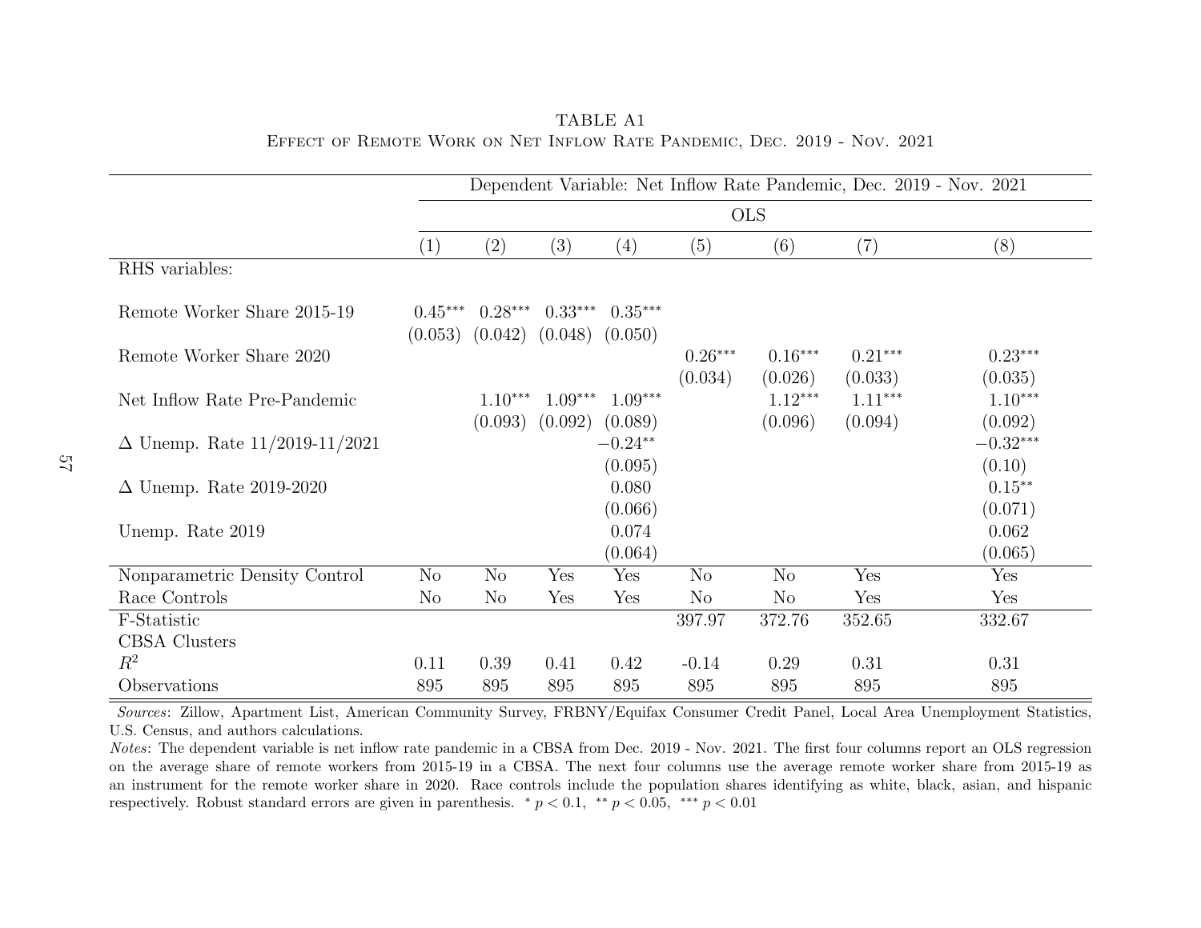TABLE A1

Effect of Remote Work on Net Inflow Rate Pandemic, Dec. 2019 - Nov. 2021

| | Dependent Variable: Net Inflow Rate Pandemic, Dec. 2019 - Nov. 2021 | | | | | | | |
|---|---|---|---|---|---|---|---|---|
| | OLS | | | | | | | |
| | (1) | (2) | (3) | (4) | (5) | (6) | (7) | (8) |
| RHS variables: | | | | | | | | |
| Remote Worker Share 2015-19 | $0.45^{***}$ | $0.28^{***}$ | $0.33^{***}$ | $0.35^{***}$ | | | | |
| | (0.053) | (0.042) | (0.048) | (0.050) | | | | |
| Remote Worker Share 2020 | | | | | $0.26^{***}$ | $0.16^{***}$ | $0.21^{***}$ | $0.23^{***}$ |
| | | | | | (0.034) | (0.026) | (0.033) | (0.035) |
| Net Inflow Rate Pre-Pandemic | | $1.10^{***}$ | $1.09^{***}$ | $1.09^{***}$ | | $1.12^{***}$ | $1.11^{***}$ | $1.10^{***}$ |
| | | (0.093) | (0.092) | (0.089) | | (0.096) | (0.094) | (0.092) |
| $\Delta$ Unemp. Rate 11/2019-11/2021 | | | | $-0.24^{**}$ | | | | $-0.32^{***}$ |
| | | | | (0.095) | | | | (0.10) |
| $\Delta$ Unemp. Rate 2019-2020 | | | | 0.080 | | | | $0.15^{**}$ |
| | | | | (0.066) | | | | (0.071) |
| Unemp. Rate 2019 | | | | 0.074 | | | | 0.062 |
| | | | | (0.064) | | | | (0.065) |
| Nonparametric Density Control | No | No | Yes | Yes | No | No | Yes | Yes |
| Race Controls | No | No | Yes | Yes | No | No | Yes | Yes |
| F-Statistic | | | | | 397.97 | 372.76 | 352.65 | 332.67 |
| CBSA Clusters | | | | | | | | |
| $R^2$ | 0.11 | 0.39 | 0.41 | 0.42 | -0.14 | 0.29 | 0.31 | 0.31 |
| Observations | 895 | 895 | 895 | 895 | 895 | 895 | 895 | 895 |

*Sources*: Zillow, Apartment List, American Community Survey, FRBNY/Equifax Consumer Credit Panel, Local Area Unemployment Statistics, U.S. Census, and authors calculations.

*Notes*: The dependent variable is net inflow rate pandemic in a CBSA from Dec. 2019 - Nov. 2021. The first four columns report an OLS regression on the average share of remote workers from 2015-19 in a CBSA. The next four columns use the average remote worker share from 2015-19 as an instrument for the remote worker share in 2020. Race controls include the population shares identifying as white, black, asian, and hispanic respectively. Robust standard errors are given in parenthesis. $^{*}\ p < 0.1$, $^{**}\ p < 0.05$, $^{***}\ p < 0.01$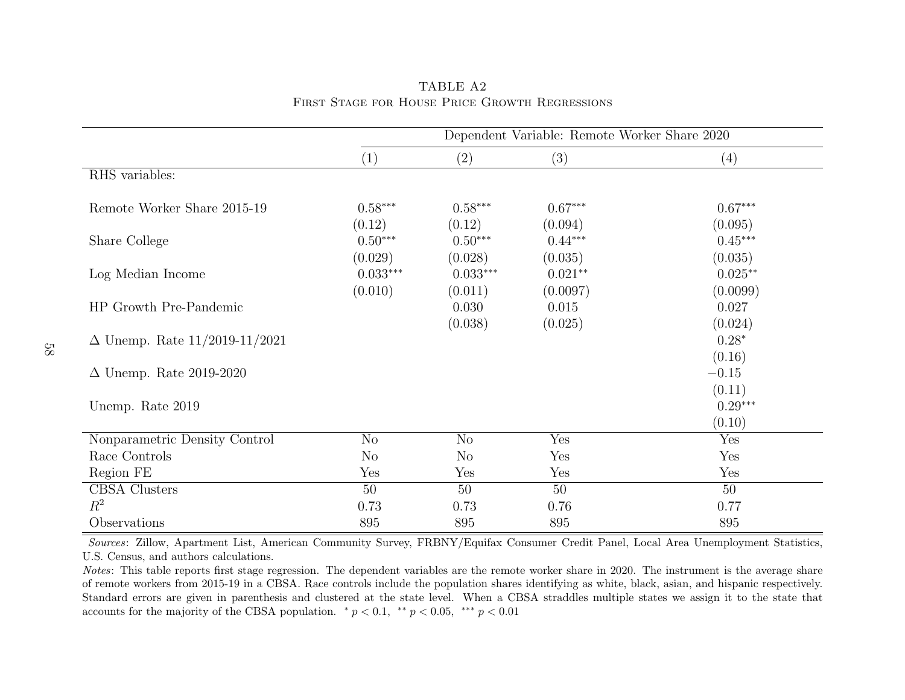TABLE A2

First Stage for House Price Growth Regressions

| | Dependent Variable: Remote Worker Share 2020 | | | |
|---|---|---|---|---|
| | (1) | (2) | (3) | (4) |
| RHS variables: | | | | |
| Remote Worker Share 2015-19 | $0.58^{***}$ | $0.58^{***}$ | $0.67^{***}$ | $0.67^{***}$ |
| | (0.12) | (0.12) | (0.094) | (0.095) |
| Share College | $0.50^{***}$ | $0.50^{***}$ | $0.44^{***}$ | $0.45^{***}$ |
| | (0.029) | (0.028) | (0.035) | (0.035) |
| Log Median Income | $0.033^{***}$ | $0.033^{***}$ | $0.021^{**}$ | $0.025^{**}$ |
| | (0.010) | (0.011) | (0.0097) | (0.0099) |
| HP Growth Pre-Pandemic | | 0.030 | 0.015 | 0.027 |
| | | (0.038) | (0.025) | (0.024) |
| $\Delta$ Unemp. Rate 11/2019-11/2021 | | | | $0.28^{*}$ |
| | | | | (0.16) |
| $\Delta$ Unemp. Rate 2019-2020 | | | | $-0.15$ |
| | | | | (0.11) |
| Unemp. Rate 2019 | | | | $0.29^{***}$ |
| | | | | (0.10) |
| Nonparametric Density Control | No | No | Yes | Yes |
| Race Controls | No | No | Yes | Yes |
| Region FE | Yes | Yes | Yes | Yes |
| CBSA Clusters | 50 | 50 | 50 | 50 |
| $R^2$ | 0.73 | 0.73 | 0.76 | 0.77 |
| Observations | 895 | 895 | 895 | 895 |

*Sources*: Zillow, Apartment List, American Community Survey, FRBNY/Equifax Consumer Credit Panel, Local Area Unemployment Statistics, U.S. Census, and authors calculations.

*Notes*: This table reports first stage regression. The dependent variables are the remote worker share in 2020. The instrument is the average share of remote workers from 2015-19 in a CBSA. Race controls include the population shares identifying as white, black, asian, and hispanic respectively. Standard errors are given in parenthesis and clustered at the state level. When a CBSA straddles multiple states we assign it to the state that accounts for the majority of the CBSA population. $^{*}$ $p < 0.1$, $^{**}$ $p < 0.05$, $^{***}$ $p < 0.01$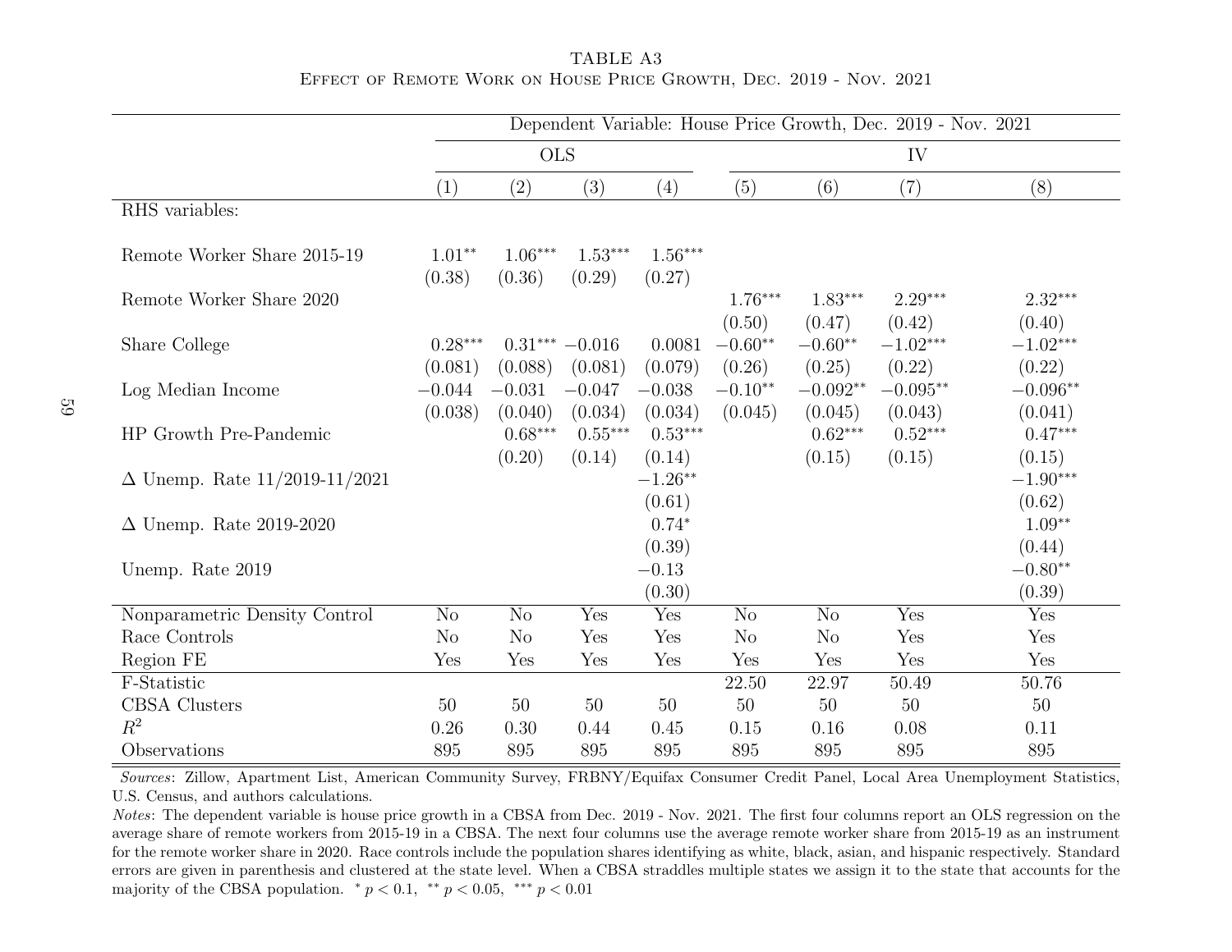TABLE A3

Effect of Remote Work on House Price Growth, Dec. 2019 - Nov. 2021

| | Dependent Variable: House Price Growth, Dec. 2019 - Nov. 2021 | | | | | | | |
|---|---|---|---|---|---|---|---|---|
| | OLS | | | | IV | | | |
| | (1) | (2) | (3) | (4) | (5) | (6) | (7) | (8) |
| RHS variables: | | | | | | | | |
| Remote Worker Share 2015-19 | 1.01** | 1.06*** | 1.53*** | 1.56*** | | | | |
| | (0.38) | (0.36) | (0.29) | (0.27) | | | | |
| Remote Worker Share 2020 | | | | | 1.76*** | 1.83*** | 2.29*** | 2.32*** |
| | | | | | (0.50) | (0.47) | (0.42) | (0.40) |
| Share College | 0.28*** | 0.31*** | −0.016 | 0.0081 | −0.60** | −0.60** | −1.02*** | −1.02*** |
| | (0.081) | (0.088) | (0.081) | (0.079) | (0.26) | (0.25) | (0.22) | (0.22) |
| Log Median Income | −0.044 | −0.031 | −0.047 | −0.038 | −0.10** | −0.092** | −0.095** | −0.096** |
| | (0.038) | (0.040) | (0.034) | (0.034) | (0.045) | (0.045) | (0.043) | (0.041) |
| HP Growth Pre-Pandemic | | 0.68*** | 0.55*** | 0.53*** | | 0.62*** | 0.52*** | 0.47*** |
| | | (0.20) | (0.14) | (0.14) | | (0.15) | (0.15) | (0.15) |
| Δ Unemp. Rate 11/2019-11/2021 | | | | −1.26** | | | | −1.90*** |
| | | | | (0.61) | | | | (0.62) |
| Δ Unemp. Rate 2019-2020 | | | | 0.74* | | | | 1.09** |
| | | | | (0.39) | | | | (0.44) |
| Unemp. Rate 2019 | | | | −0.13 | | | | −0.80** |
| | | | | (0.30) | | | | (0.39) |
| Nonparametric Density Control | No | No | Yes | Yes | No | No | Yes | Yes |
| Race Controls | No | No | Yes | Yes | No | No | Yes | Yes |
| Region FE | Yes | Yes | Yes | Yes | Yes | Yes | Yes | Yes |
| F-Statistic | | | | | 22.50 | 22.97 | 50.49 | 50.76 |
| CBSA Clusters | 50 | 50 | 50 | 50 | 50 | 50 | 50 | 50 |
| $R^2$ | 0.26 | 0.30 | 0.44 | 0.45 | 0.15 | 0.16 | 0.08 | 0.11 |
| Observations | 895 | 895 | 895 | 895 | 895 | 895 | 895 | 895 |

*Sources*: Zillow, Apartment List, American Community Survey, FRBNY/Equifax Consumer Credit Panel, Local Area Unemployment Statistics, U.S. Census, and authors calculations.

*Notes*: The dependent variable is house price growth in a CBSA from Dec. 2019 - Nov. 2021. The first four columns report an OLS regression on the average share of remote workers from 2015-19 in a CBSA. The next four columns use the average remote worker share from 2015-19 as an instrument for the remote worker share in 2020. Race controls include the population shares identifying as white, black, asian, and hispanic respectively. Standard errors are given in parenthesis and clustered at the state level. When a CBSA straddles multiple states we assign it to the state that accounts for the majority of the CBSA population. * $p < 0.1$, ** $p < 0.05$, *** $p < 0.01$